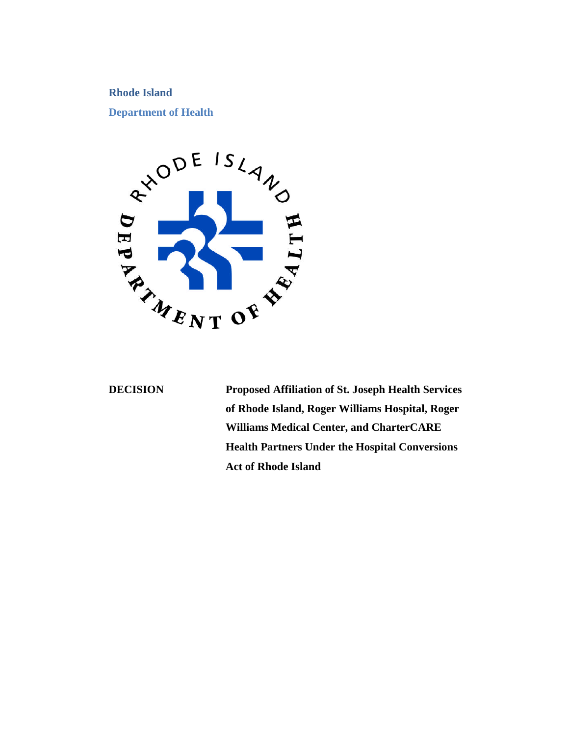**Rhode Island**

**Department of Health**

**DECISION**

**Proposed Affiliation of St. Joseph Health Services of Rhode Island, Roger Williams Hospital, Roger Williams Medical Center, and CharterCARE Health Partners Under the Hospital Conversions Act of Rhode Island**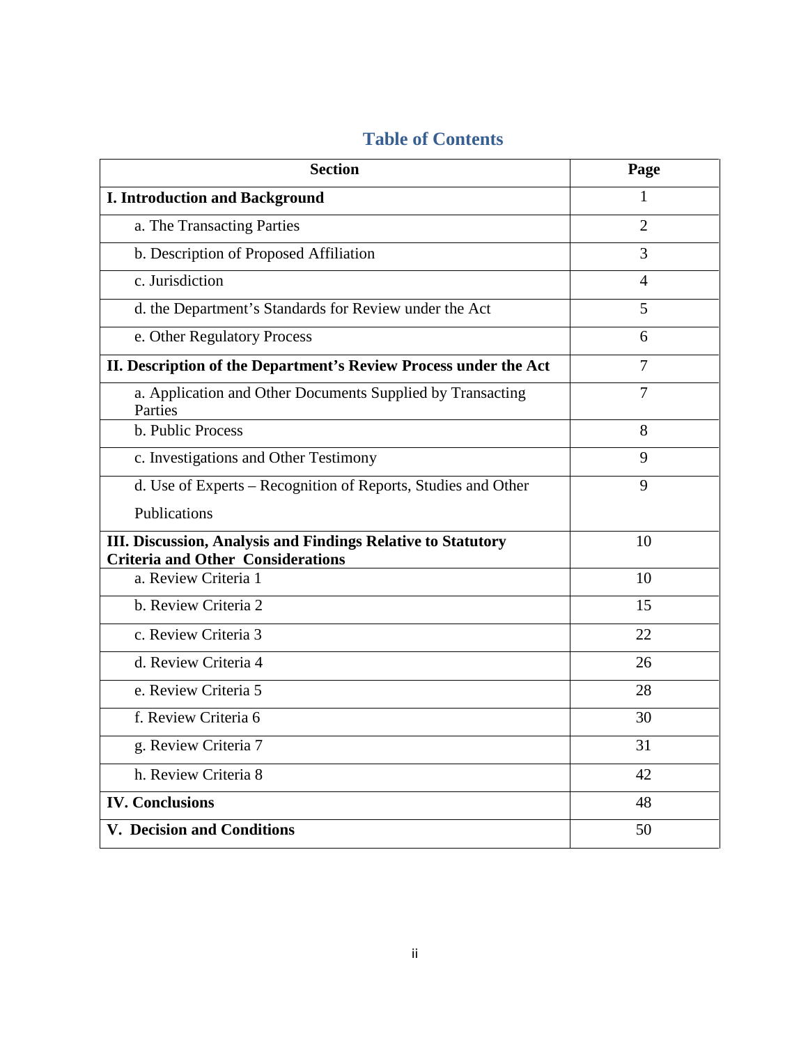# Table of Contents

| Section | Page |
|---|---|
| **I. Introduction and Background** | 1 |
| a. The Transacting Parties | 2 |
| b. Description of Proposed Affiliation | 3 |
| c. Jurisdiction | 4 |
| d. the Department's Standards for Review under the Act | 5 |
| e. Other Regulatory Process | 6 |
| **II. Description of the Department's Review Process under the Act** | 7 |
| a. Application and Other Documents Supplied by Transacting Parties | 7 |
| b. Public Process | 8 |
| c. Investigations and Other Testimony | 9 |
| d. Use of Experts – Recognition of Reports, Studies and Other Publications | 9 |
| **III. Discussion, Analysis and Findings Relative to Statutory Criteria and Other Considerations** | 10 |
| a. Review Criteria 1 | 10 |
| b. Review Criteria 2 | 15 |
| c. Review Criteria 3 | 22 |
| d. Review Criteria 4 | 26 |
| e. Review Criteria 5 | 28 |
| f. Review Criteria 6 | 30 |
| g. Review Criteria 7 | 31 |
| h. Review Criteria 8 | 42 |
| **IV. Conclusions** | 48 |
| **V. Decision and Conditions** | 50 |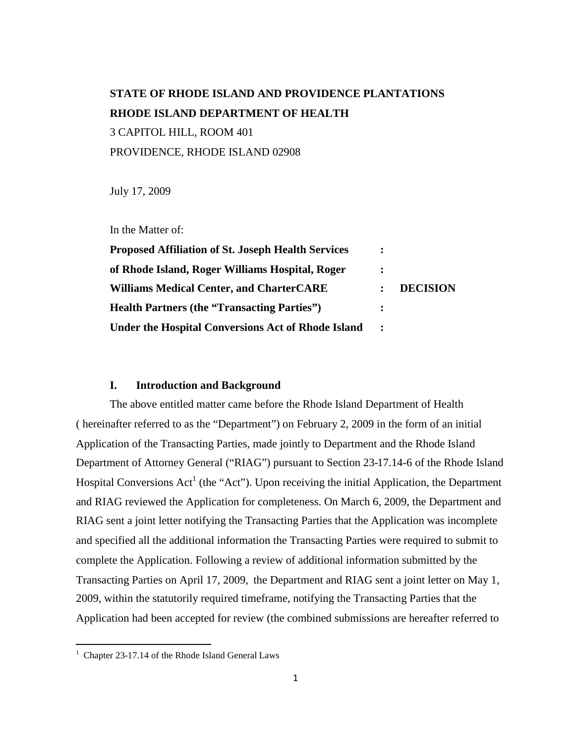**STATE OF RHODE ISLAND AND PROVIDENCE PLANTATIONS**

**RHODE ISLAND DEPARTMENT OF HEALTH**

3 CAPITOL HILL, ROOM 401

PROVIDENCE, RHODE ISLAND 02908

July 17, 2009

In the Matter of:

| | | |
|---|---|---|
| **Proposed Affiliation of St. Joseph Health Services** | : | |
| **of Rhode Island, Roger Williams Hospital, Roger** | : | |
| **Williams Medical Center, and CharterCARE** | : | **DECISION** |
| **Health Partners (the "Transacting Parties")** | : | |
| **Under the Hospital Conversions Act of Rhode Island** | : | |

## I. Introduction and Background

The above entitled matter came before the Rhode Island Department of Health ( hereinafter referred to as the "Department") on February 2, 2009 in the form of an initial Application of the Transacting Parties, made jointly to Department and the Rhode Island Department of Attorney General ("RIAG") pursuant to Section 23-17.14-6 of the Rhode Island Hospital Conversions Act[1] (the "Act"). Upon receiving the initial Application, the Department and RIAG reviewed the Application for completeness. On March 6, 2009, the Department and RIAG sent a joint letter notifying the Transacting Parties that the Application was incomplete and specified all the additional information the Transacting Parties were required to submit to complete the Application. Following a review of additional information submitted by the Transacting Parties on April 17, 2009, the Department and RIAG sent a joint letter on May 1, 2009, within the statutorily required timeframe, notifying the Transacting Parties that the Application had been accepted for review (the combined submissions are hereafter referred to

[1] Chapter 23-17.14 of the Rhode Island General Laws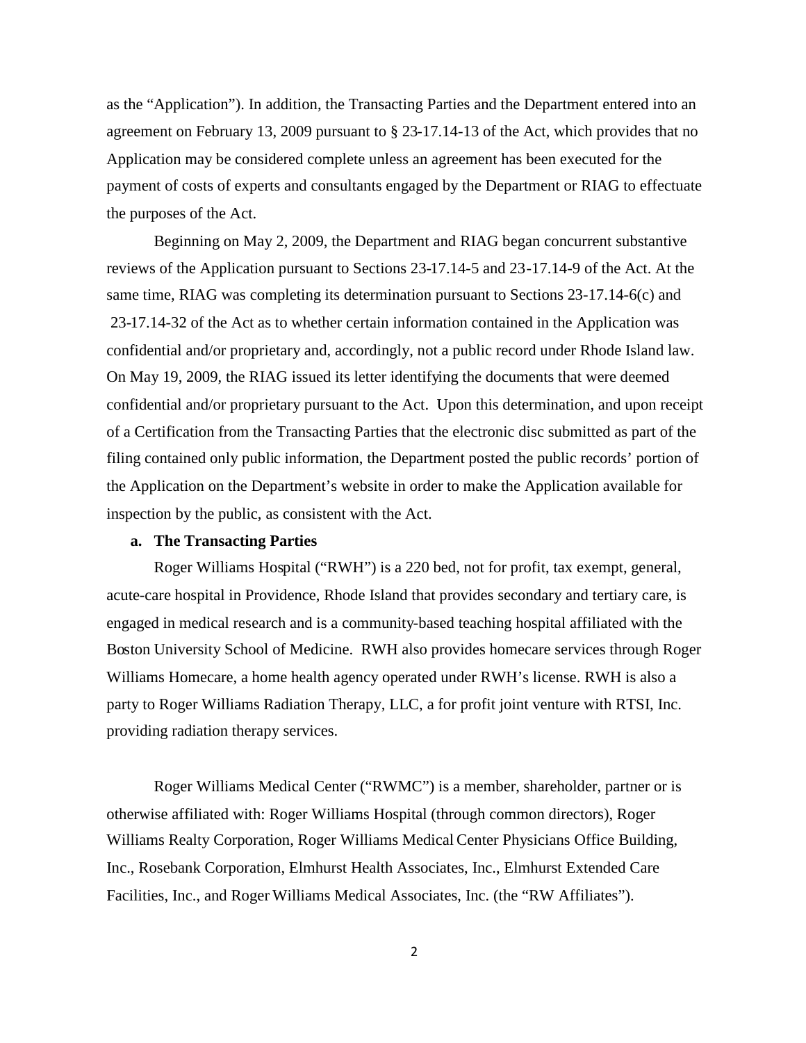as the "Application"). In addition, the Transacting Parties and the Department entered into an agreement on February 13, 2009 pursuant to § 23-17.14-13 of the Act, which provides that no Application may be considered complete unless an agreement has been executed for the payment of costs of experts and consultants engaged by the Department or RIAG to effectuate the purposes of the Act.

Beginning on May 2, 2009, the Department and RIAG began concurrent substantive reviews of the Application pursuant to Sections 23-17.14-5 and 23-17.14-9 of the Act. At the same time, RIAG was completing its determination pursuant to Sections 23-17.14-6(c) and 23-17.14-32 of the Act as to whether certain information contained in the Application was confidential and/or proprietary and, accordingly, not a public record under Rhode Island law. On May 19, 2009, the RIAG issued its letter identifying the documents that were deemed confidential and/or proprietary pursuant to the Act. Upon this determination, and upon receipt of a Certification from the Transacting Parties that the electronic disc submitted as part of the filing contained only public information, the Department posted the public records' portion of the Application on the Department's website in order to make the Application available for inspection by the public, as consistent with the Act.

**a. The Transacting Parties**

Roger Williams Hospital ("RWH") is a 220 bed, not for profit, tax exempt, general, acute-care hospital in Providence, Rhode Island that provides secondary and tertiary care, is engaged in medical research and is a community-based teaching hospital affiliated with the Boston University School of Medicine. RWH also provides homecare services through Roger Williams Homecare, a home health agency operated under RWH's license. RWH is also a party to Roger Williams Radiation Therapy, LLC, a for profit joint venture with RTSI, Inc. providing radiation therapy services.

Roger Williams Medical Center ("RWMC") is a member, shareholder, partner or is otherwise affiliated with: Roger Williams Hospital (through common directors), Roger Williams Realty Corporation, Roger Williams Medical Center Physicians Office Building, Inc., Rosebank Corporation, Elmhurst Health Associates, Inc., Elmhurst Extended Care Facilities, Inc., and Roger Williams Medical Associates, Inc. (the "RW Affiliates").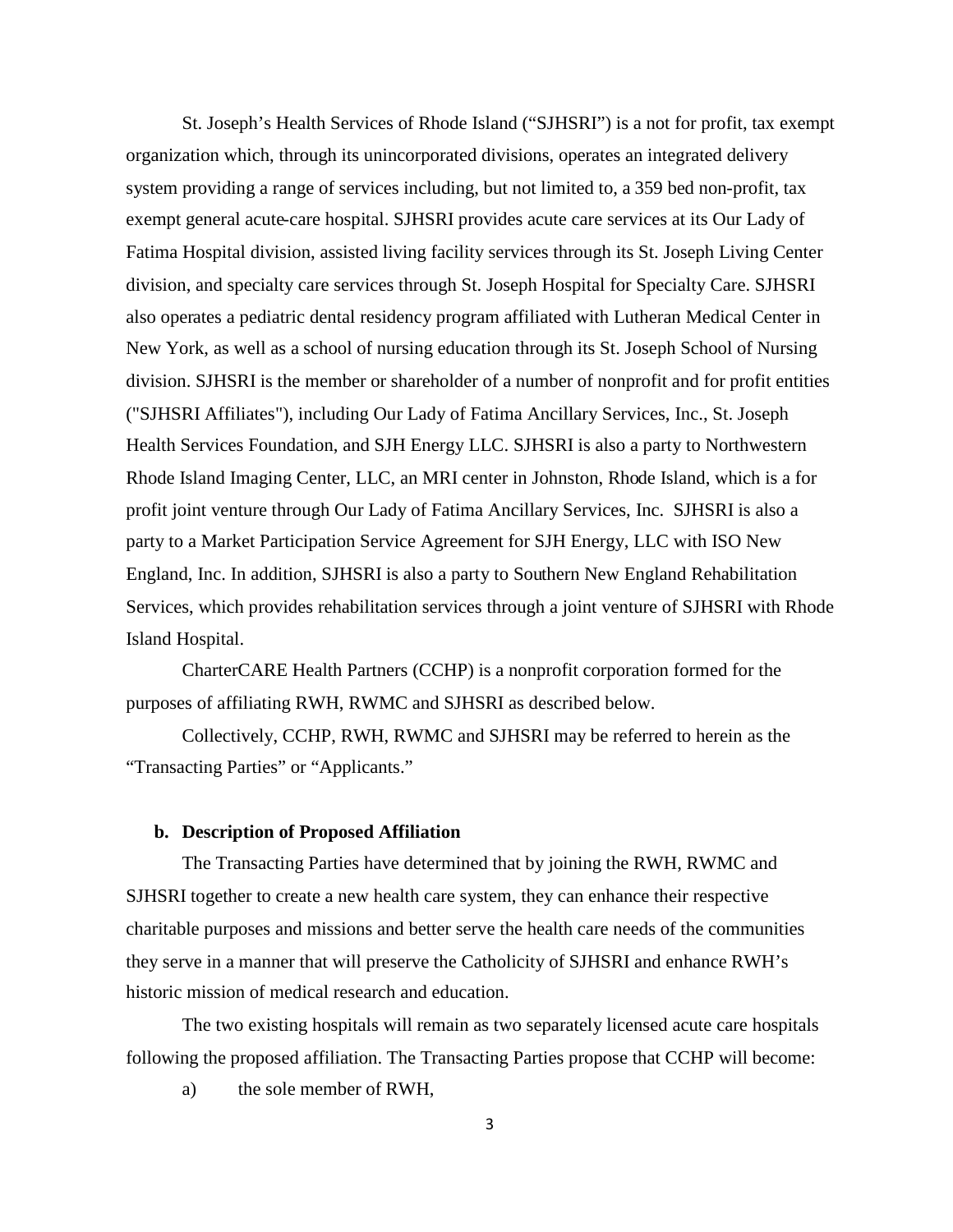St. Joseph's Health Services of Rhode Island ("SJHSRI") is a not for profit, tax exempt organization which, through its unincorporated divisions, operates an integrated delivery system providing a range of services including, but not limited to, a 359 bed non-profit, tax exempt general acute-care hospital. SJHSRI provides acute care services at its Our Lady of Fatima Hospital division, assisted living facility services through its St. Joseph Living Center division, and specialty care services through St. Joseph Hospital for Specialty Care. SJHSRI also operates a pediatric dental residency program affiliated with Lutheran Medical Center in New York, as well as a school of nursing education through its St. Joseph School of Nursing division. SJHSRI is the member or shareholder of a number of nonprofit and for profit entities ("SJHSRI Affiliates"), including Our Lady of Fatima Ancillary Services, Inc., St. Joseph Health Services Foundation, and SJH Energy LLC. SJHSRI is also a party to Northwestern Rhode Island Imaging Center, LLC, an MRI center in Johnston, Rhode Island, which is a for profit joint venture through Our Lady of Fatima Ancillary Services, Inc. SJHSRI is also a party to a Market Participation Service Agreement for SJH Energy, LLC with ISO New England, Inc. In addition, SJHSRI is also a party to Southern New England Rehabilitation Services, which provides rehabilitation services through a joint venture of SJHSRI with Rhode Island Hospital.

CharterCARE Health Partners (CCHP) is a nonprofit corporation formed for the purposes of affiliating RWH, RWMC and SJHSRI as described below.

Collectively, CCHP, RWH, RWMC and SJHSRI may be referred to herein as the "Transacting Parties" or "Applicants."

**b. Description of Proposed Affiliation**

The Transacting Parties have determined that by joining the RWH, RWMC and SJHSRI together to create a new health care system, they can enhance their respective charitable purposes and missions and better serve the health care needs of the communities they serve in a manner that will preserve the Catholicity of SJHSRI and enhance RWH's historic mission of medical research and education.

The two existing hospitals will remain as two separately licensed acute care hospitals following the proposed affiliation. The Transacting Parties propose that CCHP will become:

a) the sole member of RWH,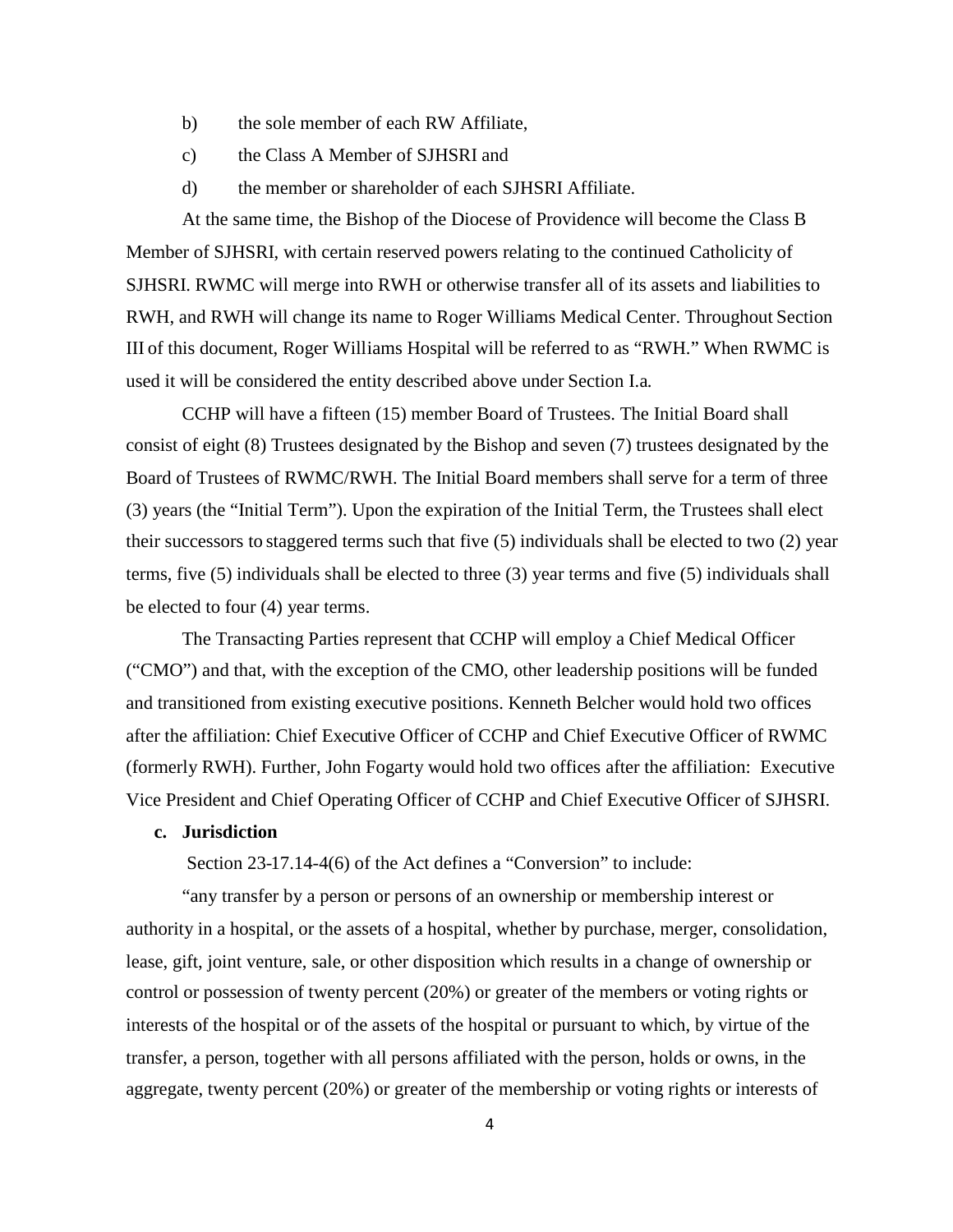b) the sole member of each RW Affiliate,

c) the Class A Member of SJHSRI and

d) the member or shareholder of each SJHSRI Affiliate.

At the same time, the Bishop of the Diocese of Providence will become the Class B Member of SJHSRI, with certain reserved powers relating to the continued Catholicity of SJHSRI. RWMC will merge into RWH or otherwise transfer all of its assets and liabilities to RWH, and RWH will change its name to Roger Williams Medical Center. Throughout Section III of this document, Roger Williams Hospital will be referred to as "RWH." When RWMC is used it will be considered the entity described above under Section I.a.

CCHP will have a fifteen (15) member Board of Trustees. The Initial Board shall consist of eight (8) Trustees designated by the Bishop and seven (7) trustees designated by the Board of Trustees of RWMC/RWH. The Initial Board members shall serve for a term of three (3) years (the "Initial Term"). Upon the expiration of the Initial Term, the Trustees shall elect their successors to staggered terms such that five (5) individuals shall be elected to two (2) year terms, five (5) individuals shall be elected to three (3) year terms and five (5) individuals shall be elected to four (4) year terms.

The Transacting Parties represent that CCHP will employ a Chief Medical Officer ("CMO") and that, with the exception of the CMO, other leadership positions will be funded and transitioned from existing executive positions. Kenneth Belcher would hold two offices after the affiliation: Chief Executive Officer of CCHP and Chief Executive Officer of RWMC (formerly RWH). Further, John Fogarty would hold two offices after the affiliation: Executive Vice President and Chief Operating Officer of CCHP and Chief Executive Officer of SJHSRI.

**c. Jurisdiction**

Section 23-17.14-4(6) of the Act defines a "Conversion" to include:

"any transfer by a person or persons of an ownership or membership interest or authority in a hospital, or the assets of a hospital, whether by purchase, merger, consolidation, lease, gift, joint venture, sale, or other disposition which results in a change of ownership or control or possession of twenty percent (20%) or greater of the members or voting rights or interests of the hospital or of the assets of the hospital or pursuant to which, by virtue of the transfer, a person, together with all persons affiliated with the person, holds or owns, in the aggregate, twenty percent (20%) or greater of the membership or voting rights or interests of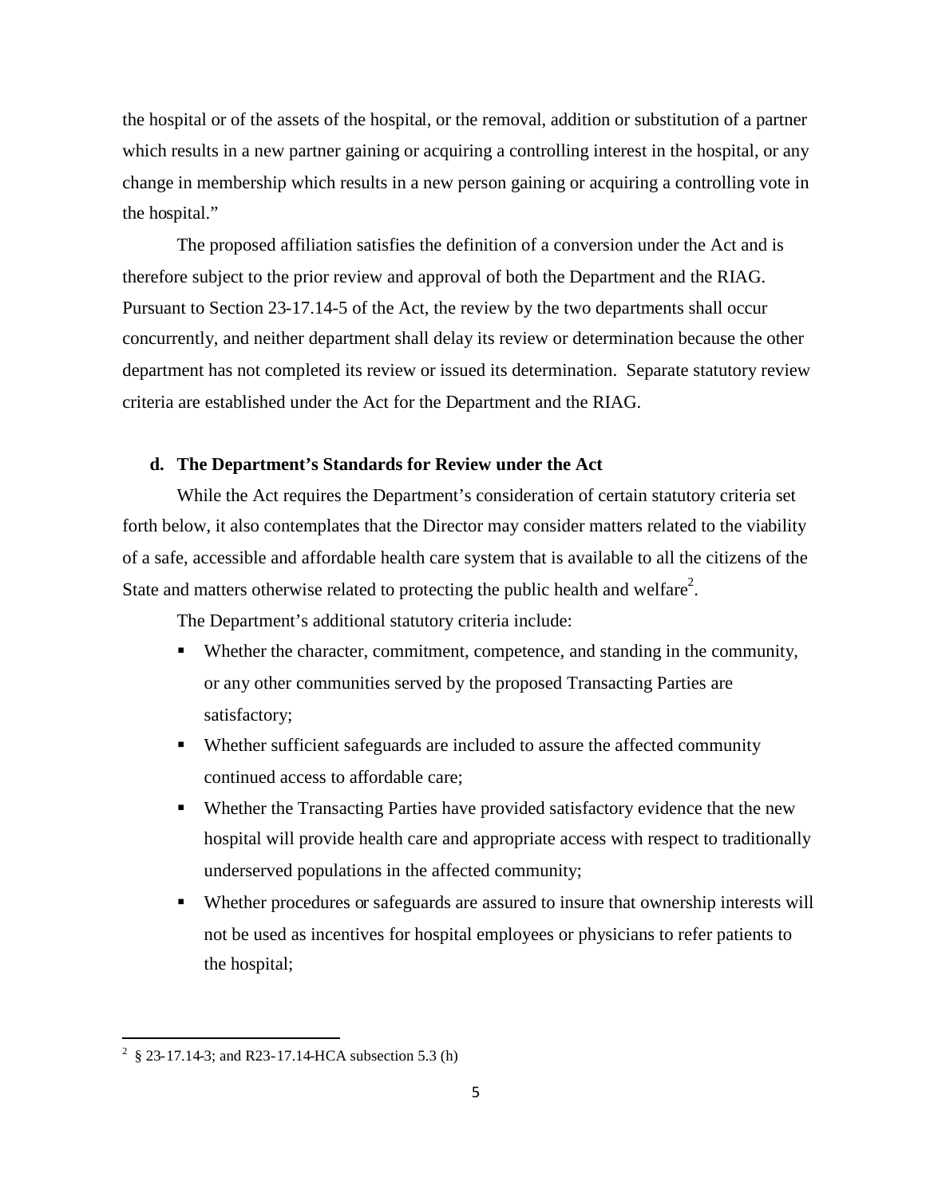the hospital or of the assets of the hospital, or the removal, addition or substitution of a partner which results in a new partner gaining or acquiring a controlling interest in the hospital, or any change in membership which results in a new person gaining or acquiring a controlling vote in the hospital."

The proposed affiliation satisfies the definition of a conversion under the Act and is therefore subject to the prior review and approval of both the Department and the RIAG. Pursuant to Section 23-17.14-5 of the Act, the review by the two departments shall occur concurrently, and neither department shall delay its review or determination because the other department has not completed its review or issued its determination. Separate statutory review criteria are established under the Act for the Department and the RIAG.

### d. The Department's Standards for Review under the Act

While the Act requires the Department's consideration of certain statutory criteria set forth below, it also contemplates that the Director may consider matters related to the viability of a safe, accessible and affordable health care system that is available to all the citizens of the State and matters otherwise related to protecting the public health and welfare[2].

The Department's additional statutory criteria include:

- Whether the character, commitment, competence, and standing in the community, or any other communities served by the proposed Transacting Parties are satisfactory;
- Whether sufficient safeguards are included to assure the affected community continued access to affordable care;
- Whether the Transacting Parties have provided satisfactory evidence that the new hospital will provide health care and appropriate access with respect to traditionally underserved populations in the affected community;
- Whether procedures or safeguards are assured to insure that ownership interests will not be used as incentives for hospital employees or physicians to refer patients to the hospital;

[2] § 23-17.14-3; and R23-17.14-HCA subsection 5.3 (h)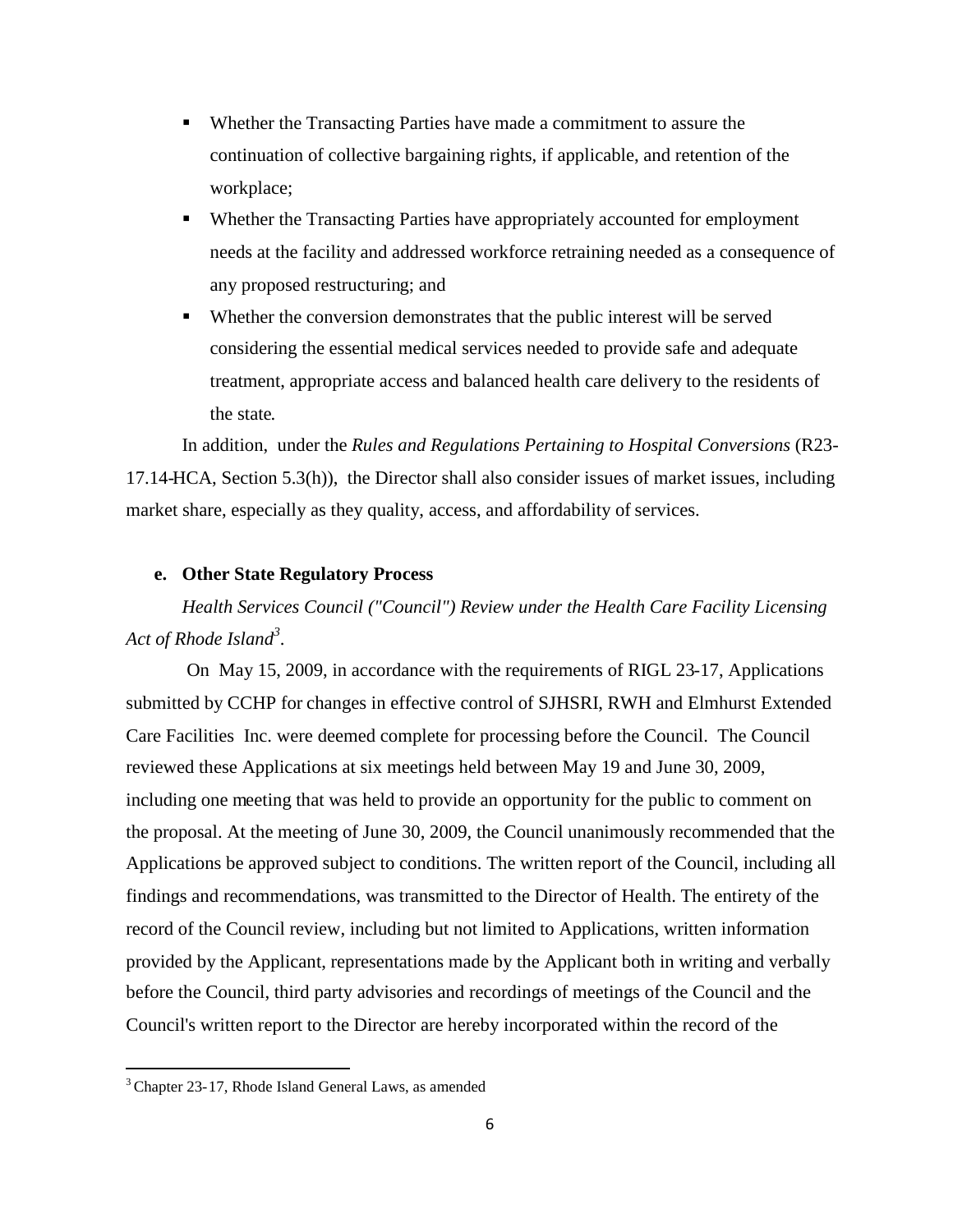- Whether the Transacting Parties have made a commitment to assure the continuation of collective bargaining rights, if applicable, and retention of the workplace;
- Whether the Transacting Parties have appropriately accounted for employment needs at the facility and addressed workforce retraining needed as a consequence of any proposed restructuring; and
- Whether the conversion demonstrates that the public interest will be served considering the essential medical services needed to provide safe and adequate treatment, appropriate access and balanced health care delivery to the residents of the state.

In addition, under the *Rules and Regulations Pertaining to Hospital Conversions* (R23-17.14-HCA, Section 5.3(h)), the Director shall also consider issues of market issues, including market share, especially as they quality, access, and affordability of services.

### e. Other State Regulatory Process

*Health Services Council ("Council") Review under the Health Care Facility Licensing Act of Rhode Island*[3].

On May 15, 2009, in accordance with the requirements of RIGL 23-17, Applications submitted by CCHP for changes in effective control of SJHSRI, RWH and Elmhurst Extended Care Facilities Inc. were deemed complete for processing before the Council. The Council reviewed these Applications at six meetings held between May 19 and June 30, 2009, including one meeting that was held to provide an opportunity for the public to comment on the proposal. At the meeting of June 30, 2009, the Council unanimously recommended that the Applications be approved subject to conditions. The written report of the Council, including all findings and recommendations, was transmitted to the Director of Health. The entirety of the record of the Council review, including but not limited to Applications, written information provided by the Applicant, representations made by the Applicant both in writing and verbally before the Council, third party advisories and recordings of meetings of the Council and the Council's written report to the Director are hereby incorporated within the record of the

[3] Chapter 23-17, Rhode Island General Laws, as amended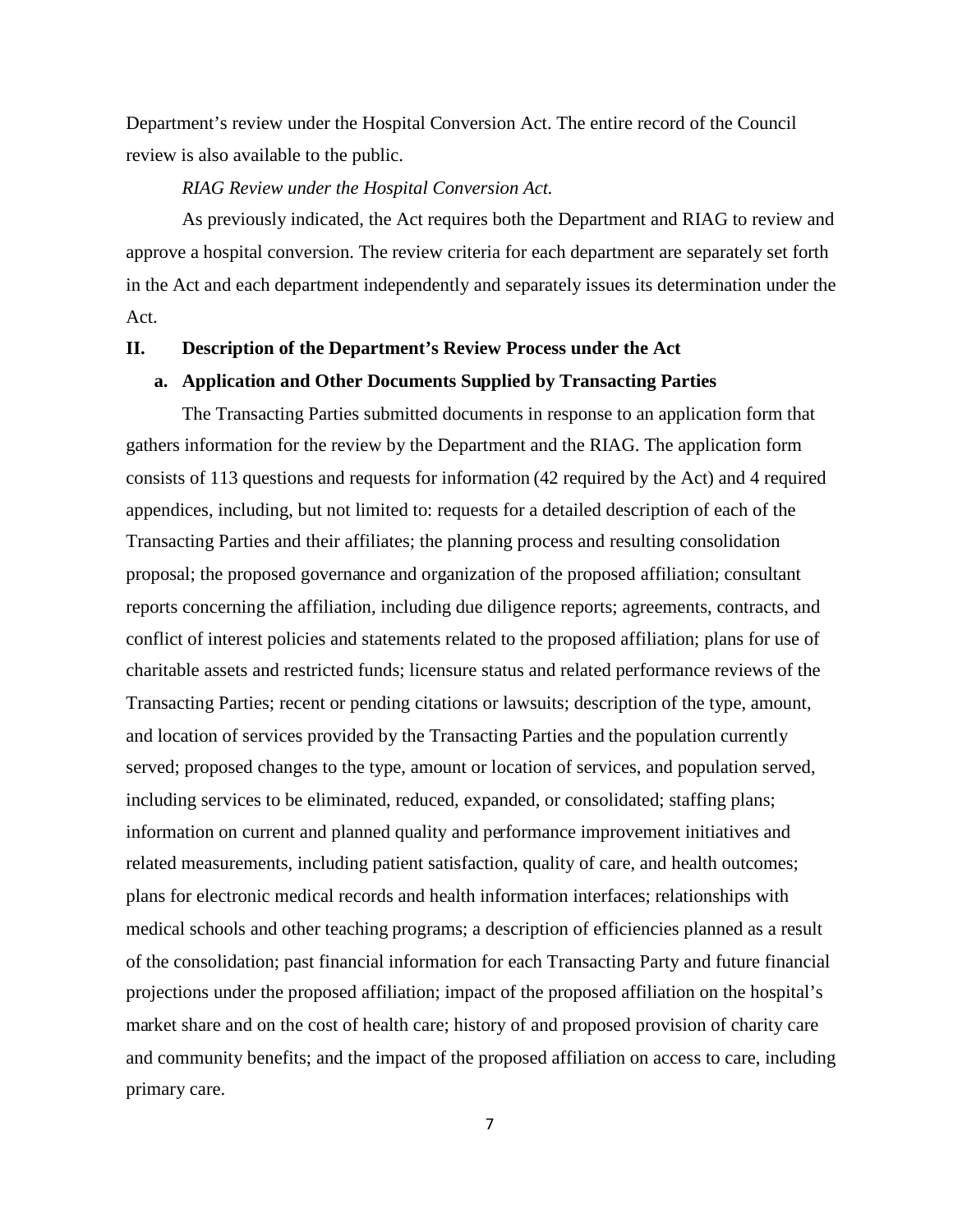Department's review under the Hospital Conversion Act. The entire record of the Council review is also available to the public.

*RIAG Review under the Hospital Conversion Act.*

As previously indicated, the Act requires both the Department and RIAG to review and approve a hospital conversion. The review criteria for each department are separately set forth in the Act and each department independently and separately issues its determination under the Act.

## II. Description of the Department's Review Process under the Act

### a. Application and Other Documents Supplied by Transacting Parties

The Transacting Parties submitted documents in response to an application form that gathers information for the review by the Department and the RIAG. The application form consists of 113 questions and requests for information (42 required by the Act) and 4 required appendices, including, but not limited to: requests for a detailed description of each of the Transacting Parties and their affiliates; the planning process and resulting consolidation proposal; the proposed governance and organization of the proposed affiliation; consultant reports concerning the affiliation, including due diligence reports; agreements, contracts, and conflict of interest policies and statements related to the proposed affiliation; plans for use of charitable assets and restricted funds; licensure status and related performance reviews of the Transacting Parties; recent or pending citations or lawsuits; description of the type, amount, and location of services provided by the Transacting Parties and the population currently served; proposed changes to the type, amount or location of services, and population served, including services to be eliminated, reduced, expanded, or consolidated; staffing plans; information on current and planned quality and performance improvement initiatives and related measurements, including patient satisfaction, quality of care, and health outcomes; plans for electronic medical records and health information interfaces; relationships with medical schools and other teaching programs; a description of efficiencies planned as a result of the consolidation; past financial information for each Transacting Party and future financial projections under the proposed affiliation; impact of the proposed affiliation on the hospital's market share and on the cost of health care; history of and proposed provision of charity care and community benefits; and the impact of the proposed affiliation on access to care, including primary care.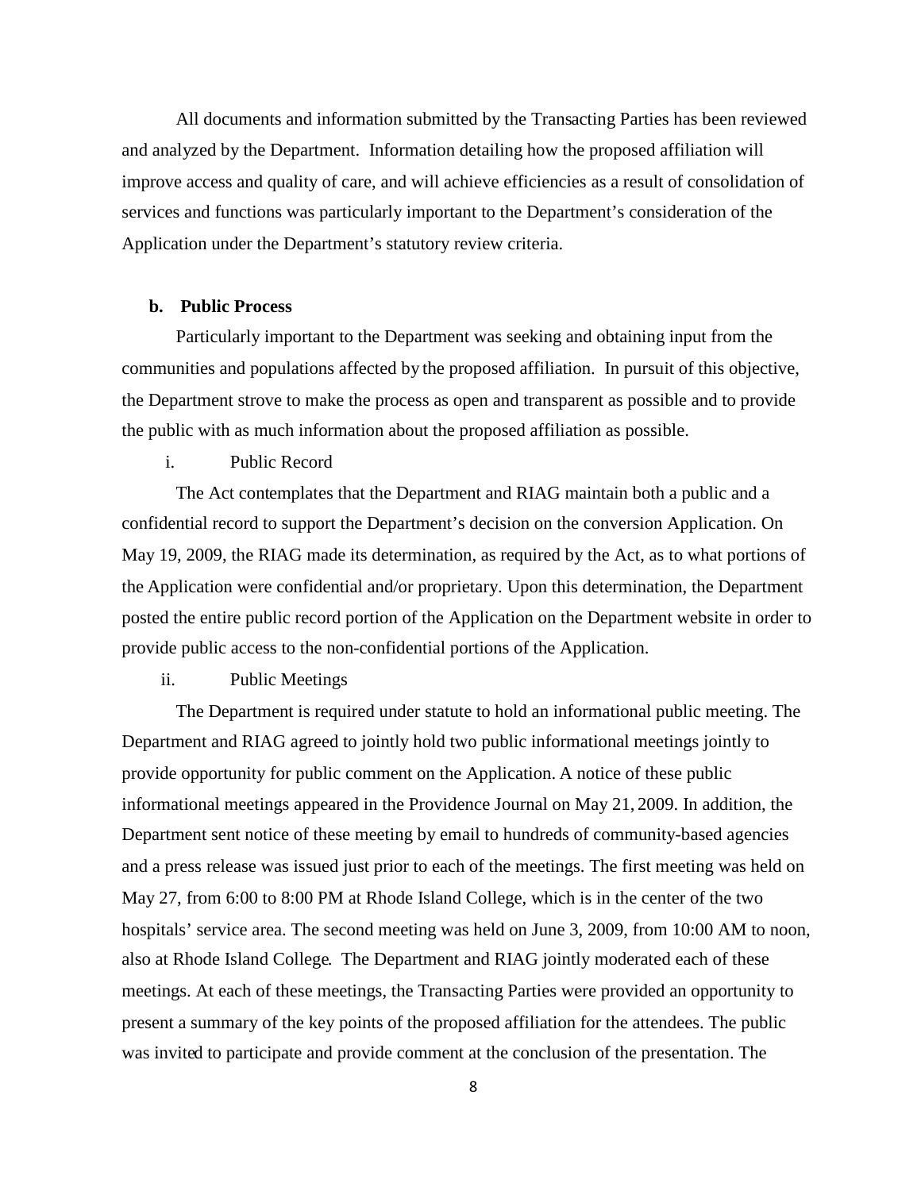All documents and information submitted by the Transacting Parties has been reviewed and analyzed by the Department. Information detailing how the proposed affiliation will improve access and quality of care, and will achieve efficiencies as a result of consolidation of services and functions was particularly important to the Department's consideration of the Application under the Department's statutory review criteria.

### b. Public Process

Particularly important to the Department was seeking and obtaining input from the communities and populations affected by the proposed affiliation. In pursuit of this objective, the Department strove to make the process as open and transparent as possible and to provide the public with as much information about the proposed affiliation as possible.

i. Public Record

The Act contemplates that the Department and RIAG maintain both a public and a confidential record to support the Department's decision on the conversion Application. On May 19, 2009, the RIAG made its determination, as required by the Act, as to what portions of the Application were confidential and/or proprietary. Upon this determination, the Department posted the entire public record portion of the Application on the Department website in order to provide public access to the non-confidential portions of the Application.

ii. Public Meetings

The Department is required under statute to hold an informational public meeting. The Department and RIAG agreed to jointly hold two public informational meetings jointly to provide opportunity for public comment on the Application. A notice of these public informational meetings appeared in the Providence Journal on May 21, 2009. In addition, the Department sent notice of these meeting by email to hundreds of community-based agencies and a press release was issued just prior to each of the meetings. The first meeting was held on May 27, from 6:00 to 8:00 PM at Rhode Island College, which is in the center of the two hospitals' service area. The second meeting was held on June 3, 2009, from 10:00 AM to noon, also at Rhode Island College. The Department and RIAG jointly moderated each of these meetings. At each of these meetings, the Transacting Parties were provided an opportunity to present a summary of the key points of the proposed affiliation for the attendees. The public was invited to participate and provide comment at the conclusion of the presentation. The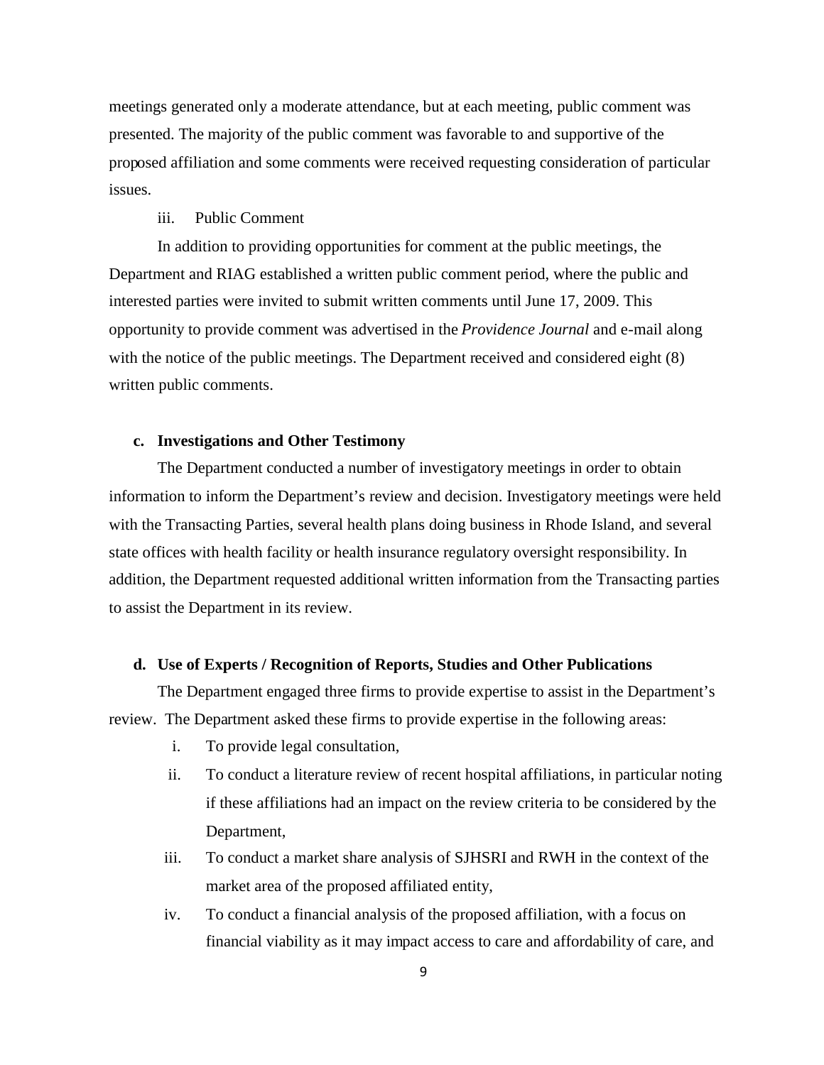meetings generated only a moderate attendance, but at each meeting, public comment was presented. The majority of the public comment was favorable to and supportive of the proposed affiliation and some comments were received requesting consideration of particular issues.

iii. Public Comment

In addition to providing opportunities for comment at the public meetings, the Department and RIAG established a written public comment period, where the public and interested parties were invited to submit written comments until June 17, 2009. This opportunity to provide comment was advertised in the *Providence Journal* and e-mail along with the notice of the public meetings. The Department received and considered eight (8) written public comments.

**c. Investigations and Other Testimony**

The Department conducted a number of investigatory meetings in order to obtain information to inform the Department's review and decision. Investigatory meetings were held with the Transacting Parties, several health plans doing business in Rhode Island, and several state offices with health facility or health insurance regulatory oversight responsibility. In addition, the Department requested additional written information from the Transacting parties to assist the Department in its review.

**d. Use of Experts / Recognition of Reports, Studies and Other Publications**

The Department engaged three firms to provide expertise to assist in the Department's review. The Department asked these firms to provide expertise in the following areas:

i. To provide legal consultation,

ii. To conduct a literature review of recent hospital affiliations, in particular noting if these affiliations had an impact on the review criteria to be considered by the Department,

iii. To conduct a market share analysis of SJHSRI and RWH in the context of the market area of the proposed affiliated entity,

iv. To conduct a financial analysis of the proposed affiliation, with a focus on financial viability as it may impact access to care and affordability of care, and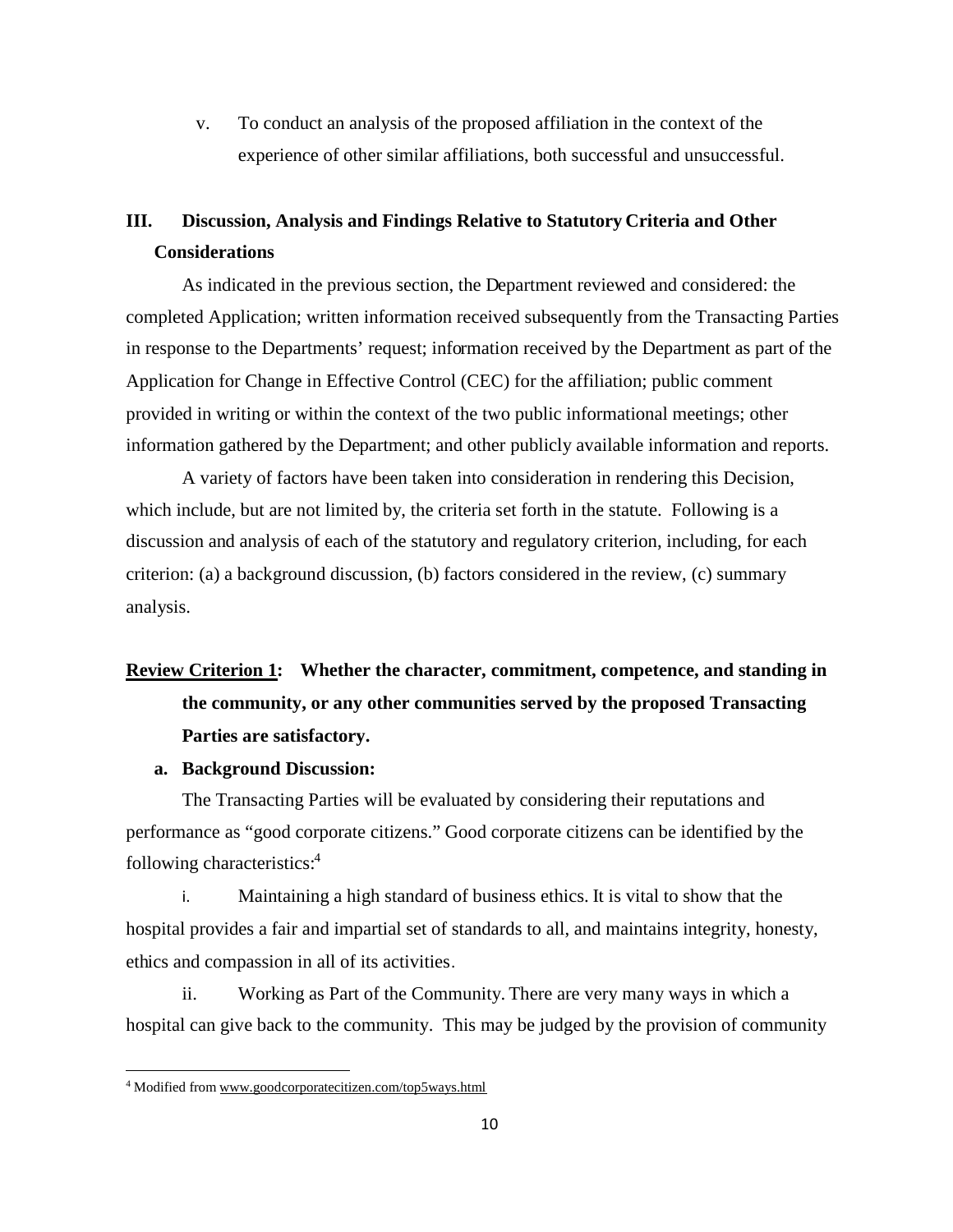v. To conduct an analysis of the proposed affiliation in the context of the experience of other similar affiliations, both successful and unsuccessful.

## III. Discussion, Analysis and Findings Relative to Statutory Criteria and Other Considerations

As indicated in the previous section, the Department reviewed and considered: the completed Application; written information received subsequently from the Transacting Parties in response to the Departments' request; information received by the Department as part of the Application for Change in Effective Control (CEC) for the affiliation; public comment provided in writing or within the context of the two public informational meetings; other information gathered by the Department; and other publicly available information and reports.

A variety of factors have been taken into consideration in rendering this Decision, which include, but are not limited by, the criteria set forth in the statute. Following is a discussion and analysis of each of the statutory and regulatory criterion, including, for each criterion: (a) a background discussion, (b) factors considered in the review, (c) summary analysis.

**Review Criterion 1: Whether the character, commitment, competence, and standing in the community, or any other communities served by the proposed Transacting Parties are satisfactory.**

**a. Background Discussion:**

The Transacting Parties will be evaluated by considering their reputations and performance as "good corporate citizens." Good corporate citizens can be identified by the following characteristics:[4]

i. Maintaining a high standard of business ethics. It is vital to show that the hospital provides a fair and impartial set of standards to all, and maintains integrity, honesty, ethics and compassion in all of its activities.

ii. Working as Part of the Community. There are very many ways in which a hospital can give back to the community. This may be judged by the provision of community

[4] Modified from www.goodcorporatecitizen.com/top5ways.html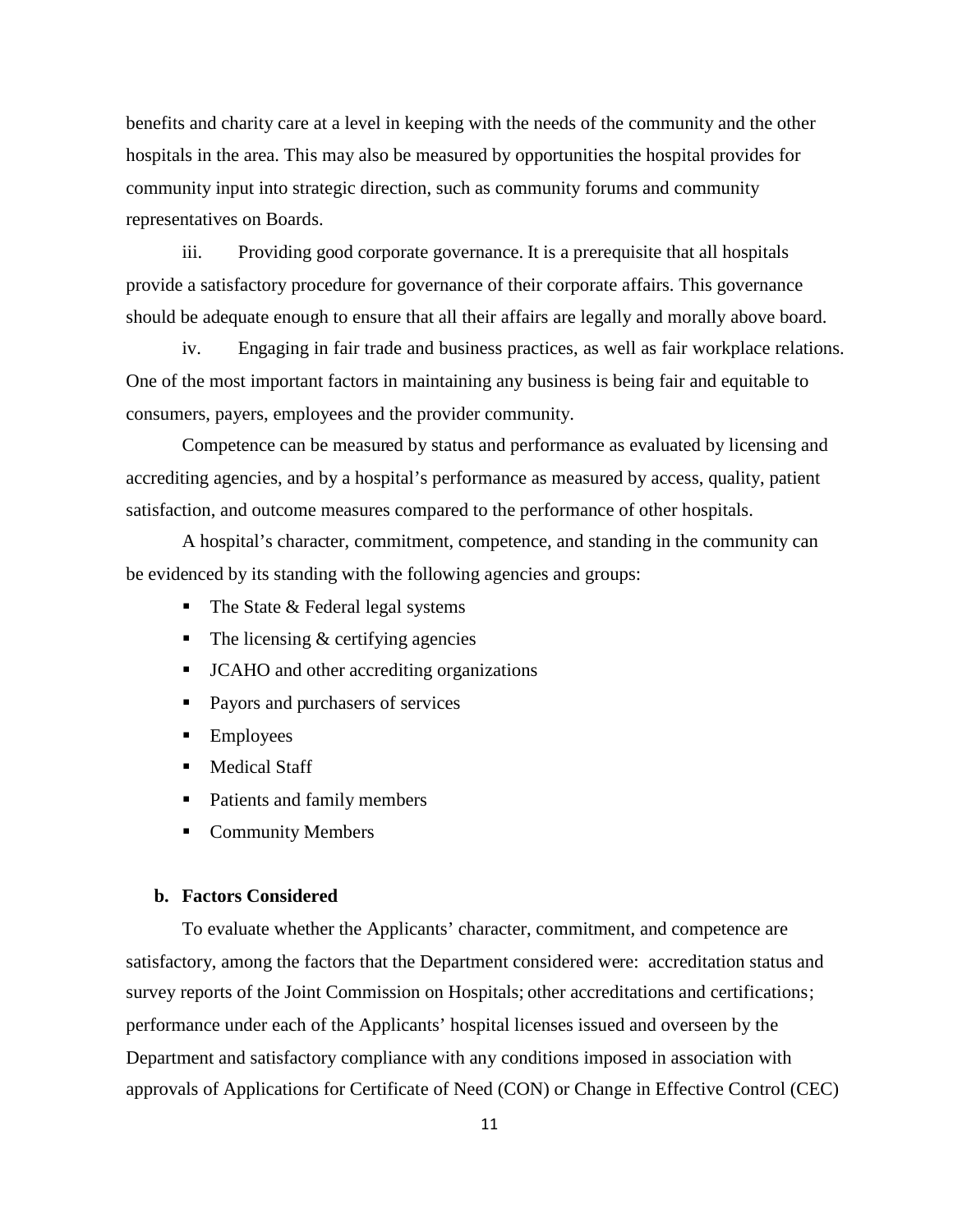benefits and charity care at a level in keeping with the needs of the community and the other hospitals in the area. This may also be measured by opportunities the hospital provides for community input into strategic direction, such as community forums and community representatives on Boards.

iii. Providing good corporate governance. It is a prerequisite that all hospitals provide a satisfactory procedure for governance of their corporate affairs. This governance should be adequate enough to ensure that all their affairs are legally and morally above board.

iv. Engaging in fair trade and business practices, as well as fair workplace relations. One of the most important factors in maintaining any business is being fair and equitable to consumers, payers, employees and the provider community.

Competence can be measured by status and performance as evaluated by licensing and accrediting agencies, and by a hospital's performance as measured by access, quality, patient satisfaction, and outcome measures compared to the performance of other hospitals.

A hospital's character, commitment, competence, and standing in the community can be evidenced by its standing with the following agencies and groups:

- The State & Federal legal systems
- The licensing & certifying agencies
- JCAHO and other accrediting organizations
- Payors and purchasers of services
- Employees
- Medical Staff
- Patients and family members
- Community Members

**b. Factors Considered**

To evaluate whether the Applicants' character, commitment, and competence are satisfactory, among the factors that the Department considered were: accreditation status and survey reports of the Joint Commission on Hospitals; other accreditations and certifications; performance under each of the Applicants' hospital licenses issued and overseen by the Department and satisfactory compliance with any conditions imposed in association with approvals of Applications for Certificate of Need (CON) or Change in Effective Control (CEC)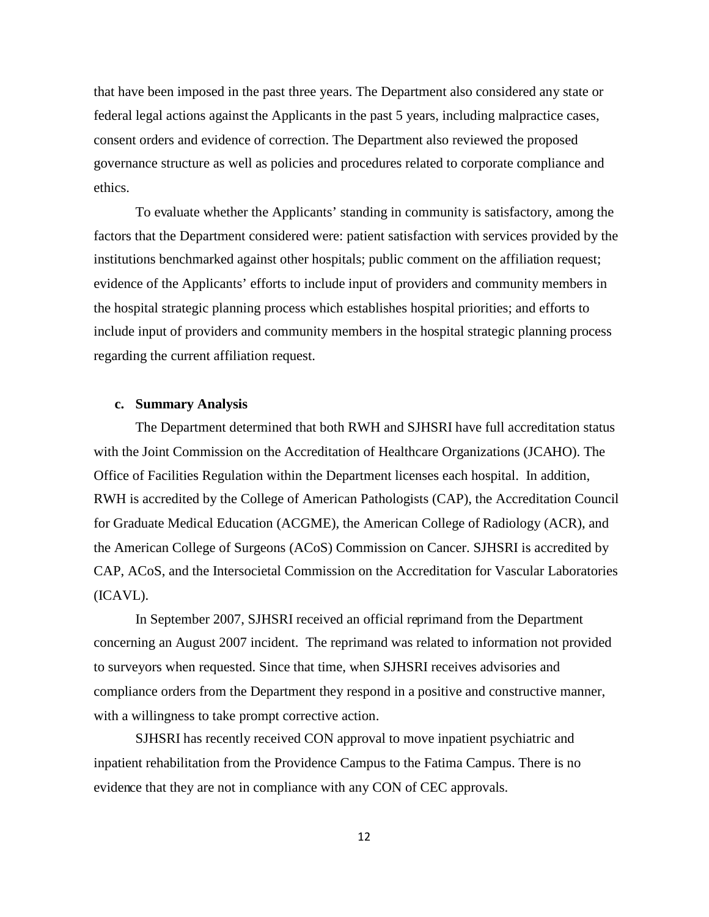that have been imposed in the past three years. The Department also considered any state or federal legal actions against the Applicants in the past 5 years, including malpractice cases, consent orders and evidence of correction. The Department also reviewed the proposed governance structure as well as policies and procedures related to corporate compliance and ethics.

To evaluate whether the Applicants' standing in community is satisfactory, among the factors that the Department considered were: patient satisfaction with services provided by the institutions benchmarked against other hospitals; public comment on the affiliation request; evidence of the Applicants' efforts to include input of providers and community members in the hospital strategic planning process which establishes hospital priorities; and efforts to include input of providers and community members in the hospital strategic planning process regarding the current affiliation request.

**c. Summary Analysis**

The Department determined that both RWH and SJHSRI have full accreditation status with the Joint Commission on the Accreditation of Healthcare Organizations (JCAHO). The Office of Facilities Regulation within the Department licenses each hospital. In addition, RWH is accredited by the College of American Pathologists (CAP), the Accreditation Council for Graduate Medical Education (ACGME), the American College of Radiology (ACR), and the American College of Surgeons (ACoS) Commission on Cancer. SJHSRI is accredited by CAP, ACoS, and the Intersocietal Commission on the Accreditation for Vascular Laboratories (ICAVL).

In September 2007, SJHSRI received an official reprimand from the Department concerning an August 2007 incident. The reprimand was related to information not provided to surveyors when requested. Since that time, when SJHSRI receives advisories and compliance orders from the Department they respond in a positive and constructive manner, with a willingness to take prompt corrective action.

SJHSRI has recently received CON approval to move inpatient psychiatric and inpatient rehabilitation from the Providence Campus to the Fatima Campus. There is no evidence that they are not in compliance with any CON of CEC approvals.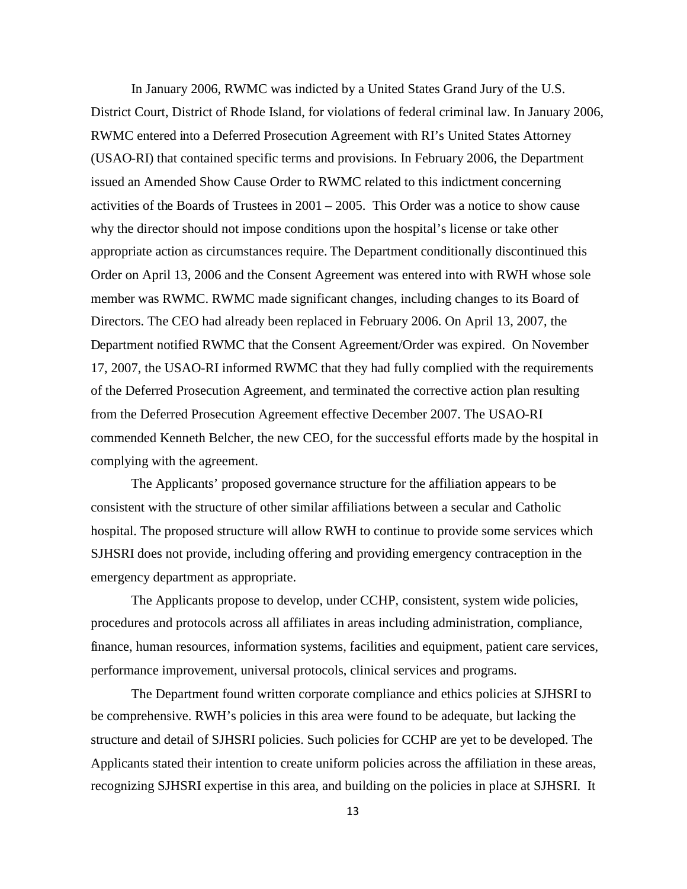In January 2006, RWMC was indicted by a United States Grand Jury of the U.S. District Court, District of Rhode Island, for violations of federal criminal law. In January 2006, RWMC entered into a Deferred Prosecution Agreement with RI's United States Attorney (USAO-RI) that contained specific terms and provisions. In February 2006, the Department issued an Amended Show Cause Order to RWMC related to this indictment concerning activities of the Boards of Trustees in 2001 – 2005. This Order was a notice to show cause why the director should not impose conditions upon the hospital's license or take other appropriate action as circumstances require. The Department conditionally discontinued this Order on April 13, 2006 and the Consent Agreement was entered into with RWH whose sole member was RWMC. RWMC made significant changes, including changes to its Board of Directors. The CEO had already been replaced in February 2006. On April 13, 2007, the Department notified RWMC that the Consent Agreement/Order was expired. On November 17, 2007, the USAO-RI informed RWMC that they had fully complied with the requirements of the Deferred Prosecution Agreement, and terminated the corrective action plan resulting from the Deferred Prosecution Agreement effective December 2007. The USAO-RI commended Kenneth Belcher, the new CEO, for the successful efforts made by the hospital in complying with the agreement.

The Applicants' proposed governance structure for the affiliation appears to be consistent with the structure of other similar affiliations between a secular and Catholic hospital. The proposed structure will allow RWH to continue to provide some services which SJHSRI does not provide, including offering and providing emergency contraception in the emergency department as appropriate.

The Applicants propose to develop, under CCHP, consistent, system wide policies, procedures and protocols across all affiliates in areas including administration, compliance, finance, human resources, information systems, facilities and equipment, patient care services, performance improvement, universal protocols, clinical services and programs.

The Department found written corporate compliance and ethics policies at SJHSRI to be comprehensive. RWH's policies in this area were found to be adequate, but lacking the structure and detail of SJHSRI policies. Such policies for CCHP are yet to be developed. The Applicants stated their intention to create uniform policies across the affiliation in these areas, recognizing SJHSRI expertise in this area, and building on the policies in place at SJHSRI. It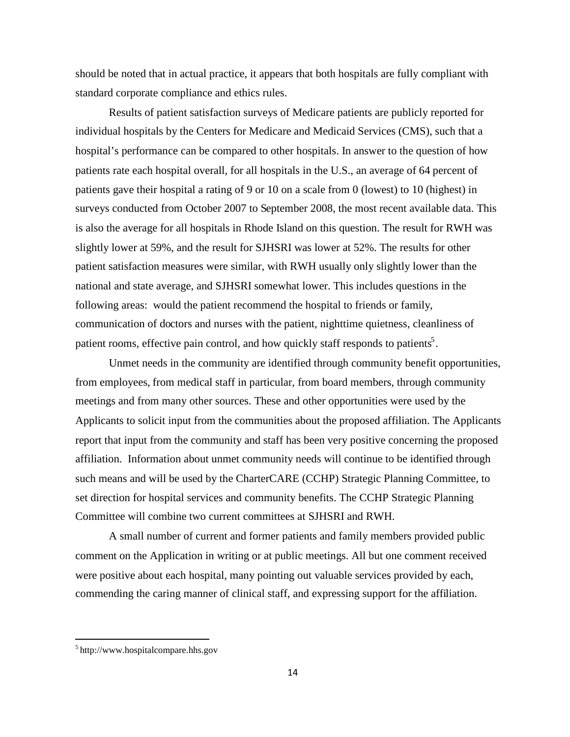should be noted that in actual practice, it appears that both hospitals are fully compliant with standard corporate compliance and ethics rules.

Results of patient satisfaction surveys of Medicare patients are publicly reported for individual hospitals by the Centers for Medicare and Medicaid Services (CMS), such that a hospital's performance can be compared to other hospitals. In answer to the question of how patients rate each hospital overall, for all hospitals in the U.S., an average of 64 percent of patients gave their hospital a rating of 9 or 10 on a scale from 0 (lowest) to 10 (highest) in surveys conducted from October 2007 to September 2008, the most recent available data. This is also the average for all hospitals in Rhode Island on this question. The result for RWH was slightly lower at 59%, and the result for SJHSRI was lower at 52%. The results for other patient satisfaction measures were similar, with RWH usually only slightly lower than the national and state average, and SJHSRI somewhat lower. This includes questions in the following areas: would the patient recommend the hospital to friends or family, communication of doctors and nurses with the patient, nighttime quietness, cleanliness of patient rooms, effective pain control, and how quickly staff responds to patients[5].

Unmet needs in the community are identified through community benefit opportunities, from employees, from medical staff in particular, from board members, through community meetings and from many other sources. These and other opportunities were used by the Applicants to solicit input from the communities about the proposed affiliation. The Applicants report that input from the community and staff has been very positive concerning the proposed affiliation. Information about unmet community needs will continue to be identified through such means and will be used by the CharterCARE (CCHP) Strategic Planning Committee, to set direction for hospital services and community benefits. The CCHP Strategic Planning Committee will combine two current committees at SJHSRI and RWH.

A small number of current and former patients and family members provided public comment on the Application in writing or at public meetings. All but one comment received were positive about each hospital, many pointing out valuable services provided by each, commending the caring manner of clinical staff, and expressing support for the affiliation.

[5] http://www.hospitalcompare.hhs.gov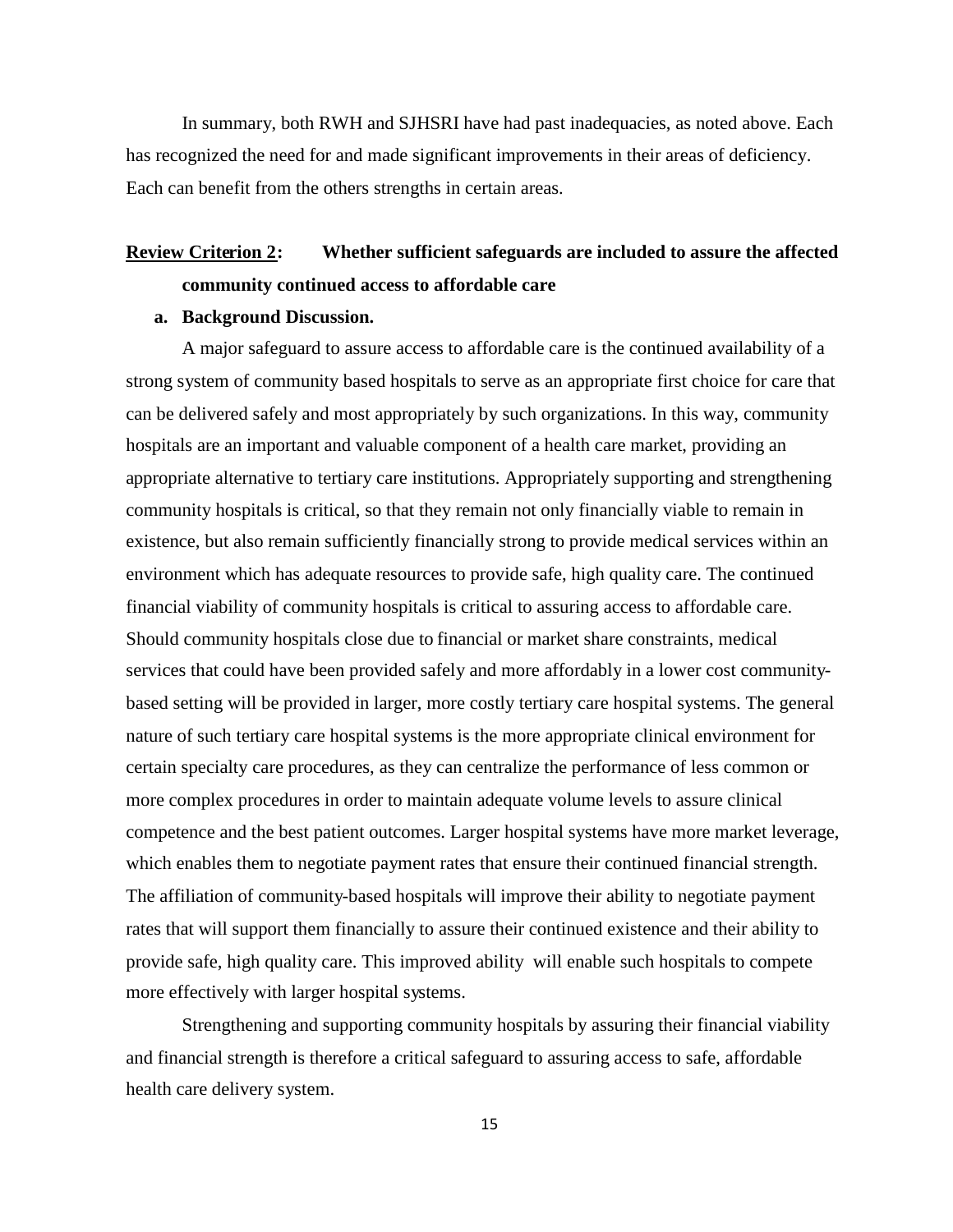In summary, both RWH and SJHSRI have had past inadequacies, as noted above. Each has recognized the need for and made significant improvements in their areas of deficiency. Each can benefit from the others strengths in certain areas.

## <u>Review Criterion 2</u>: Whether sufficient safeguards are included to assure the affected community continued access to affordable care

**a. Background Discussion.**

A major safeguard to assure access to affordable care is the continued availability of a strong system of community based hospitals to serve as an appropriate first choice for care that can be delivered safely and most appropriately by such organizations. In this way, community hospitals are an important and valuable component of a health care market, providing an appropriate alternative to tertiary care institutions. Appropriately supporting and strengthening community hospitals is critical, so that they remain not only financially viable to remain in existence, but also remain sufficiently financially strong to provide medical services within an environment which has adequate resources to provide safe, high quality care. The continued financial viability of community hospitals is critical to assuring access to affordable care. Should community hospitals close due to financial or market share constraints, medical services that could have been provided safely and more affordably in a lower cost community-based setting will be provided in larger, more costly tertiary care hospital systems. The general nature of such tertiary care hospital systems is the more appropriate clinical environment for certain specialty care procedures, as they can centralize the performance of less common or more complex procedures in order to maintain adequate volume levels to assure clinical competence and the best patient outcomes. Larger hospital systems have more market leverage, which enables them to negotiate payment rates that ensure their continued financial strength. The affiliation of community-based hospitals will improve their ability to negotiate payment rates that will support them financially to assure their continued existence and their ability to provide safe, high quality care. This improved ability will enable such hospitals to compete more effectively with larger hospital systems.

Strengthening and supporting community hospitals by assuring their financial viability and financial strength is therefore a critical safeguard to assuring access to safe, affordable health care delivery system.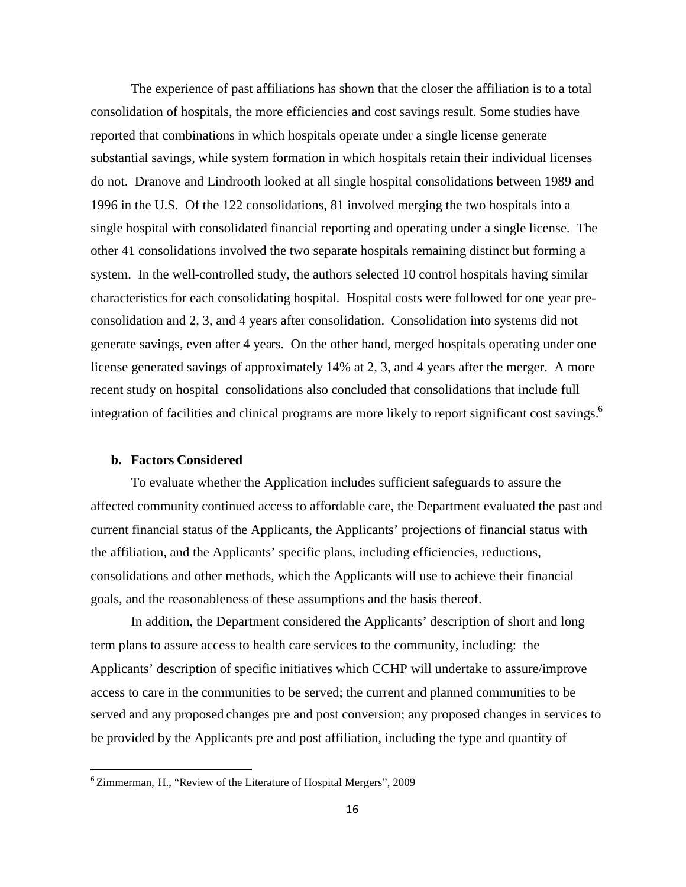The experience of past affiliations has shown that the closer the affiliation is to a total consolidation of hospitals, the more efficiencies and cost savings result. Some studies have reported that combinations in which hospitals operate under a single license generate substantial savings, while system formation in which hospitals retain their individual licenses do not. Dranove and Lindrooth looked at all single hospital consolidations between 1989 and 1996 in the U.S. Of the 122 consolidations, 81 involved merging the two hospitals into a single hospital with consolidated financial reporting and operating under a single license. The other 41 consolidations involved the two separate hospitals remaining distinct but forming a system. In the well-controlled study, the authors selected 10 control hospitals having similar characteristics for each consolidating hospital. Hospital costs were followed for one year pre-consolidation and 2, 3, and 4 years after consolidation. Consolidation into systems did not generate savings, even after 4 years. On the other hand, merged hospitals operating under one license generated savings of approximately 14% at 2, 3, and 4 years after the merger. A more recent study on hospital consolidations also concluded that consolidations that include full integration of facilities and clinical programs are more likely to report significant cost savings.[6]

**b. Factors Considered**

To evaluate whether the Application includes sufficient safeguards to assure the affected community continued access to affordable care, the Department evaluated the past and current financial status of the Applicants, the Applicants' projections of financial status with the affiliation, and the Applicants' specific plans, including efficiencies, reductions, consolidations and other methods, which the Applicants will use to achieve their financial goals, and the reasonableness of these assumptions and the basis thereof.

In addition, the Department considered the Applicants' description of short and long term plans to assure access to health care services to the community, including: the Applicants' description of specific initiatives which CCHP will undertake to assure/improve access to care in the communities to be served; the current and planned communities to be served and any proposed changes pre and post conversion; any proposed changes in services to be provided by the Applicants pre and post affiliation, including the type and quantity of

[6] Zimmerman, H., "Review of the Literature of Hospital Mergers", 2009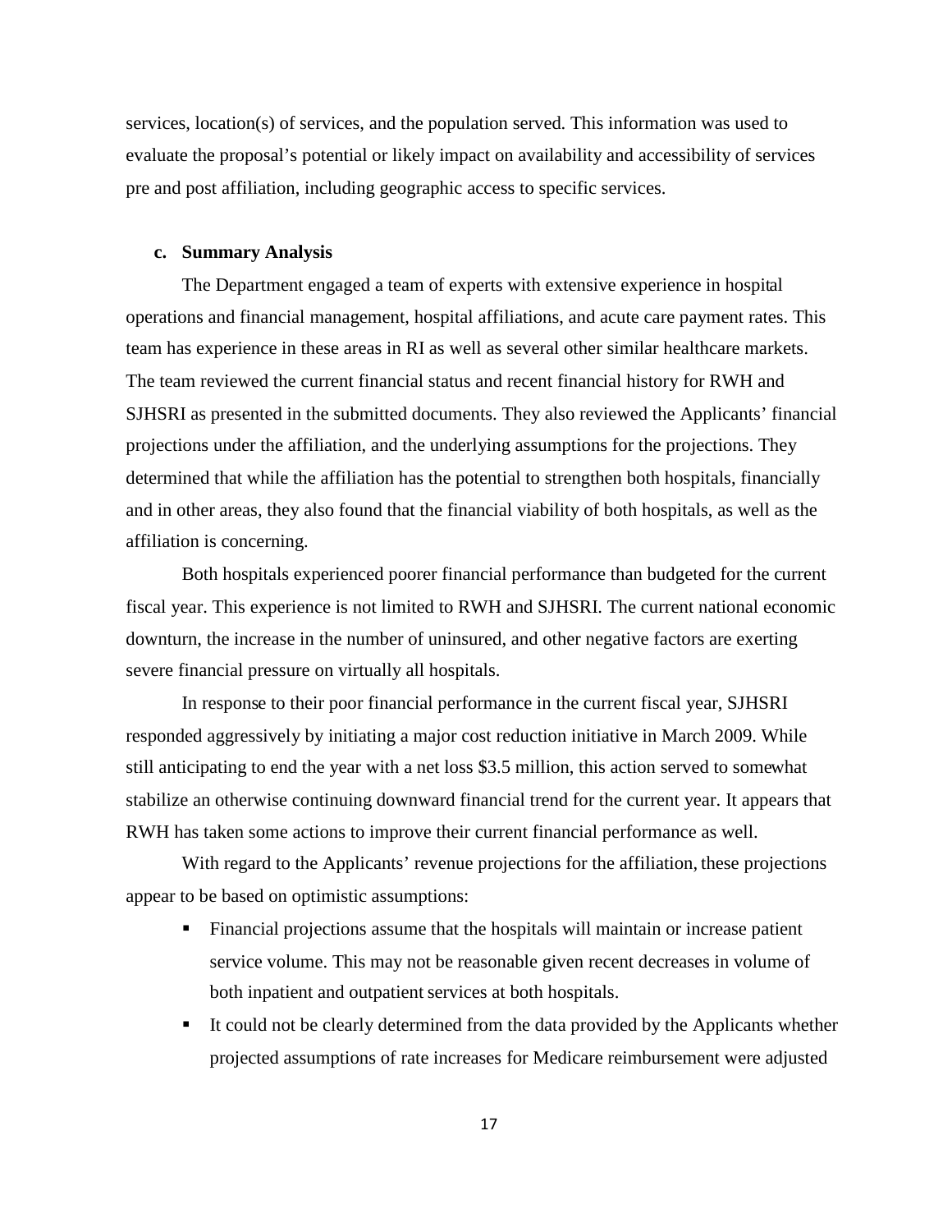services, location(s) of services, and the population served. This information was used to evaluate the proposal's potential or likely impact on availability and accessibility of services pre and post affiliation, including geographic access to specific services.

**c. Summary Analysis**

The Department engaged a team of experts with extensive experience in hospital operations and financial management, hospital affiliations, and acute care payment rates. This team has experience in these areas in RI as well as several other similar healthcare markets. The team reviewed the current financial status and recent financial history for RWH and SJHSRI as presented in the submitted documents. They also reviewed the Applicants' financial projections under the affiliation, and the underlying assumptions for the projections. They determined that while the affiliation has the potential to strengthen both hospitals, financially and in other areas, they also found that the financial viability of both hospitals, as well as the affiliation is concerning.

Both hospitals experienced poorer financial performance than budgeted for the current fiscal year. This experience is not limited to RWH and SJHSRI. The current national economic downturn, the increase in the number of uninsured, and other negative factors are exerting severe financial pressure on virtually all hospitals.

In response to their poor financial performance in the current fiscal year, SJHSRI responded aggressively by initiating a major cost reduction initiative in March 2009. While still anticipating to end the year with a net loss $3.5 million, this action served to somewhat stabilize an otherwise continuing downward financial trend for the current year. It appears that RWH has taken some actions to improve their current financial performance as well.

With regard to the Applicants' revenue projections for the affiliation, these projections appear to be based on optimistic assumptions:

- Financial projections assume that the hospitals will maintain or increase patient service volume. This may not be reasonable given recent decreases in volume of both inpatient and outpatient services at both hospitals.
- It could not be clearly determined from the data provided by the Applicants whether projected assumptions of rate increases for Medicare reimbursement were adjusted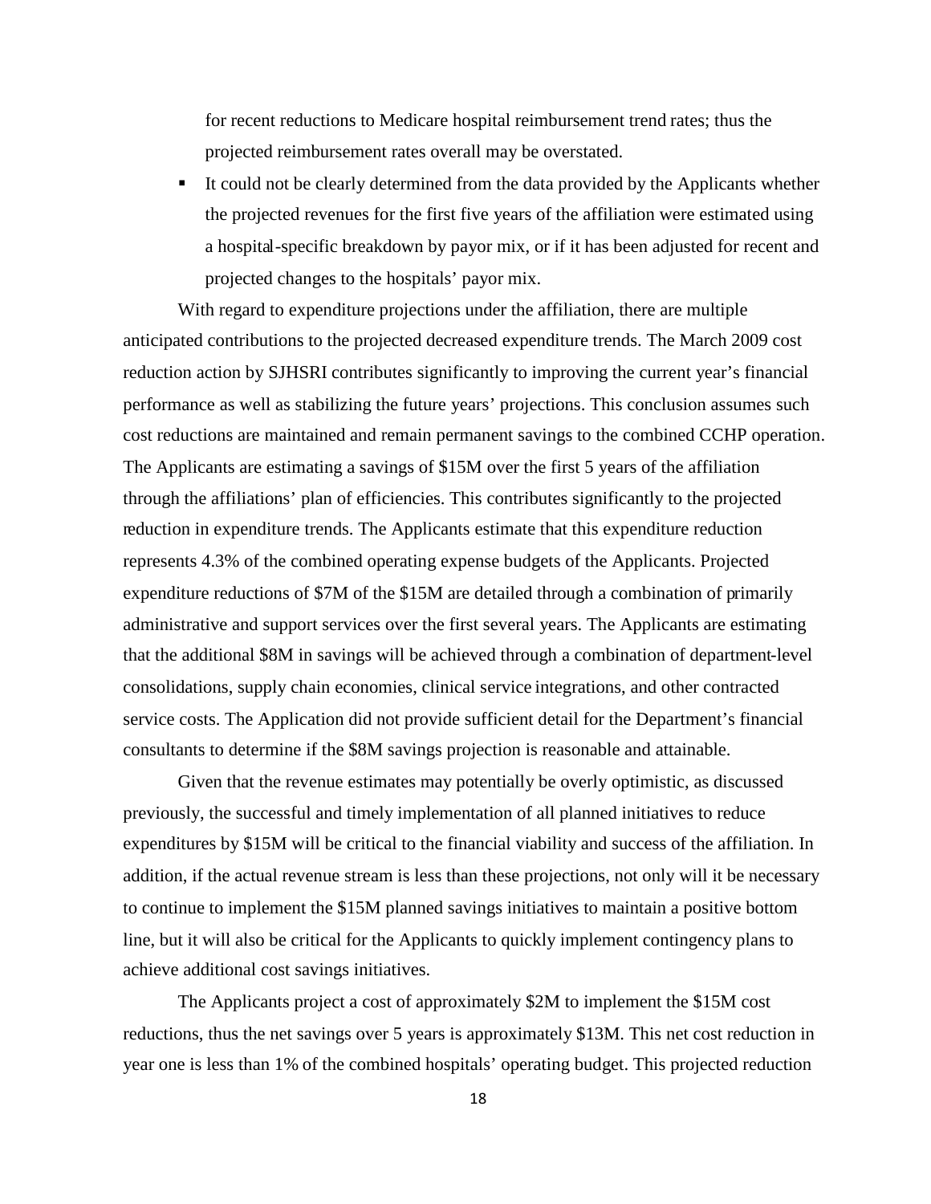for recent reductions to Medicare hospital reimbursement trend rates; thus the projected reimbursement rates overall may be overstated.

- It could not be clearly determined from the data provided by the Applicants whether the projected revenues for the first five years of the affiliation were estimated using a hospital-specific breakdown by payor mix, or if it has been adjusted for recent and projected changes to the hospitals' payor mix.

With regard to expenditure projections under the affiliation, there are multiple anticipated contributions to the projected decreased expenditure trends. The March 2009 cost reduction action by SJHSRI contributes significantly to improving the current year's financial performance as well as stabilizing the future years' projections. This conclusion assumes such cost reductions are maintained and remain permanent savings to the combined CCHP operation. The Applicants are estimating a savings of $15M over the first 5 years of the affiliation through the affiliations' plan of efficiencies. This contributes significantly to the projected reduction in expenditure trends. The Applicants estimate that this expenditure reduction represents 4.3% of the combined operating expense budgets of the Applicants. Projected expenditure reductions of $7M of the $15M are detailed through a combination of primarily administrative and support services over the first several years. The Applicants are estimating that the additional $8M in savings will be achieved through a combination of department-level consolidations, supply chain economies, clinical service integrations, and other contracted service costs. The Application did not provide sufficient detail for the Department's financial consultants to determine if the $8M savings projection is reasonable and attainable.

Given that the revenue estimates may potentially be overly optimistic, as discussed previously, the successful and timely implementation of all planned initiatives to reduce expenditures by $15M will be critical to the financial viability and success of the affiliation. In addition, if the actual revenue stream is less than these projections, not only will it be necessary to continue to implement the $15M planned savings initiatives to maintain a positive bottom line, but it will also be critical for the Applicants to quickly implement contingency plans to achieve additional cost savings initiatives.

The Applicants project a cost of approximately $2M to implement the $15M cost reductions, thus the net savings over 5 years is approximately $13M. This net cost reduction in year one is less than 1% of the combined hospitals' operating budget. This projected reduction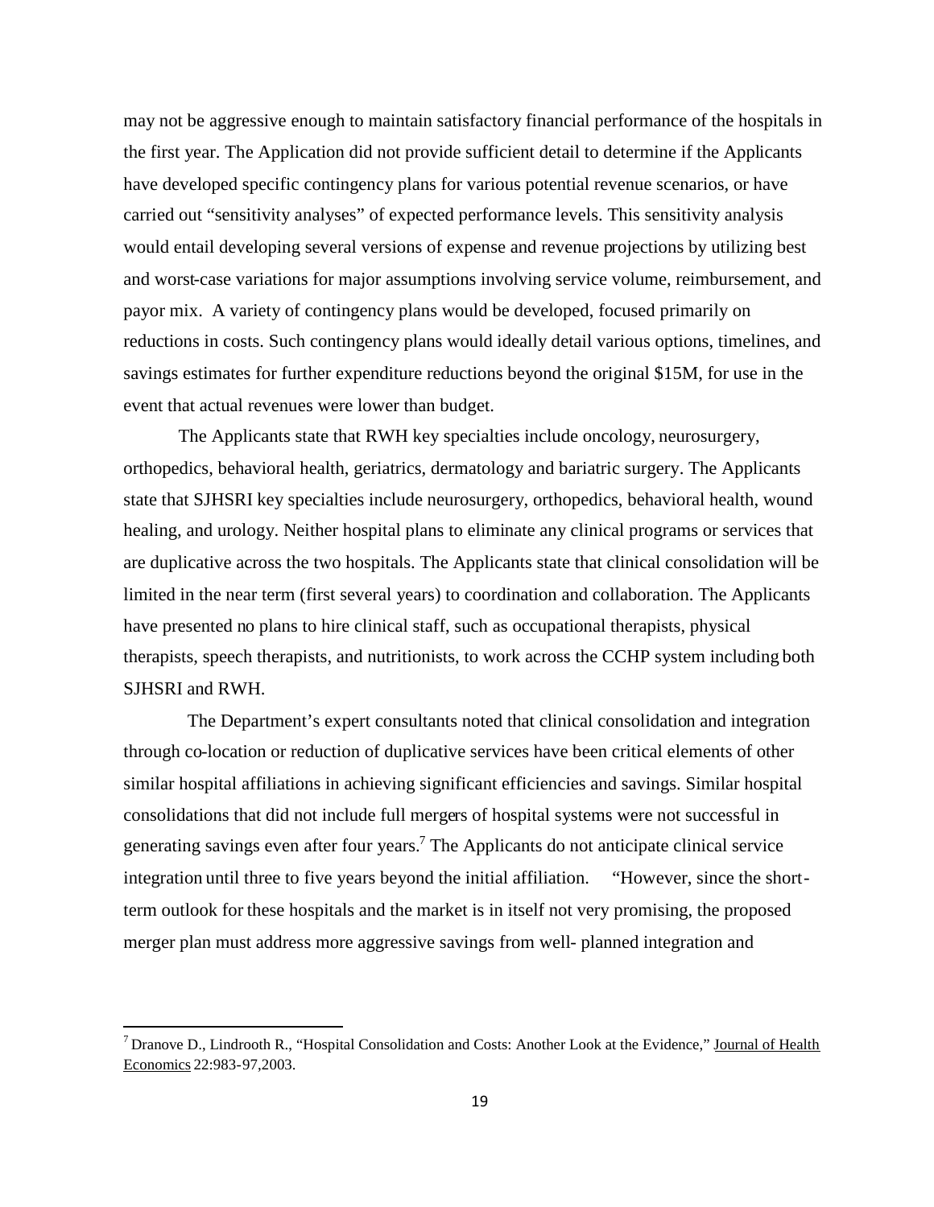may not be aggressive enough to maintain satisfactory financial performance of the hospitals in the first year. The Application did not provide sufficient detail to determine if the Applicants have developed specific contingency plans for various potential revenue scenarios, or have carried out "sensitivity analyses" of expected performance levels. This sensitivity analysis would entail developing several versions of expense and revenue projections by utilizing best and worst-case variations for major assumptions involving service volume, reimbursement, and payor mix. A variety of contingency plans would be developed, focused primarily on reductions in costs. Such contingency plans would ideally detail various options, timelines, and savings estimates for further expenditure reductions beyond the original $15M, for use in the event that actual revenues were lower than budget.

The Applicants state that RWH key specialties include oncology, neurosurgery, orthopedics, behavioral health, geriatrics, dermatology and bariatric surgery. The Applicants state that SJHSRI key specialties include neurosurgery, orthopedics, behavioral health, wound healing, and urology. Neither hospital plans to eliminate any clinical programs or services that are duplicative across the two hospitals. The Applicants state that clinical consolidation will be limited in the near term (first several years) to coordination and collaboration. The Applicants have presented no plans to hire clinical staff, such as occupational therapists, physical therapists, speech therapists, and nutritionists, to work across the CCHP system including both SJHSRI and RWH.

The Department's expert consultants noted that clinical consolidation and integration through co-location or reduction of duplicative services have been critical elements of other similar hospital affiliations in achieving significant efficiencies and savings. Similar hospital consolidations that did not include full mergers of hospital systems were not successful in generating savings even after four years.[7] The Applicants do not anticipate clinical service integration until three to five years beyond the initial affiliation. "However, since the short-term outlook for these hospitals and the market is in itself not very promising, the proposed merger plan must address more aggressive savings from well- planned integration and

---

[7] Dranove D., Lindrooth R., "Hospital Consolidation and Costs: Another Look at the Evidence," Journal of Health Economics 22:983-97,2003.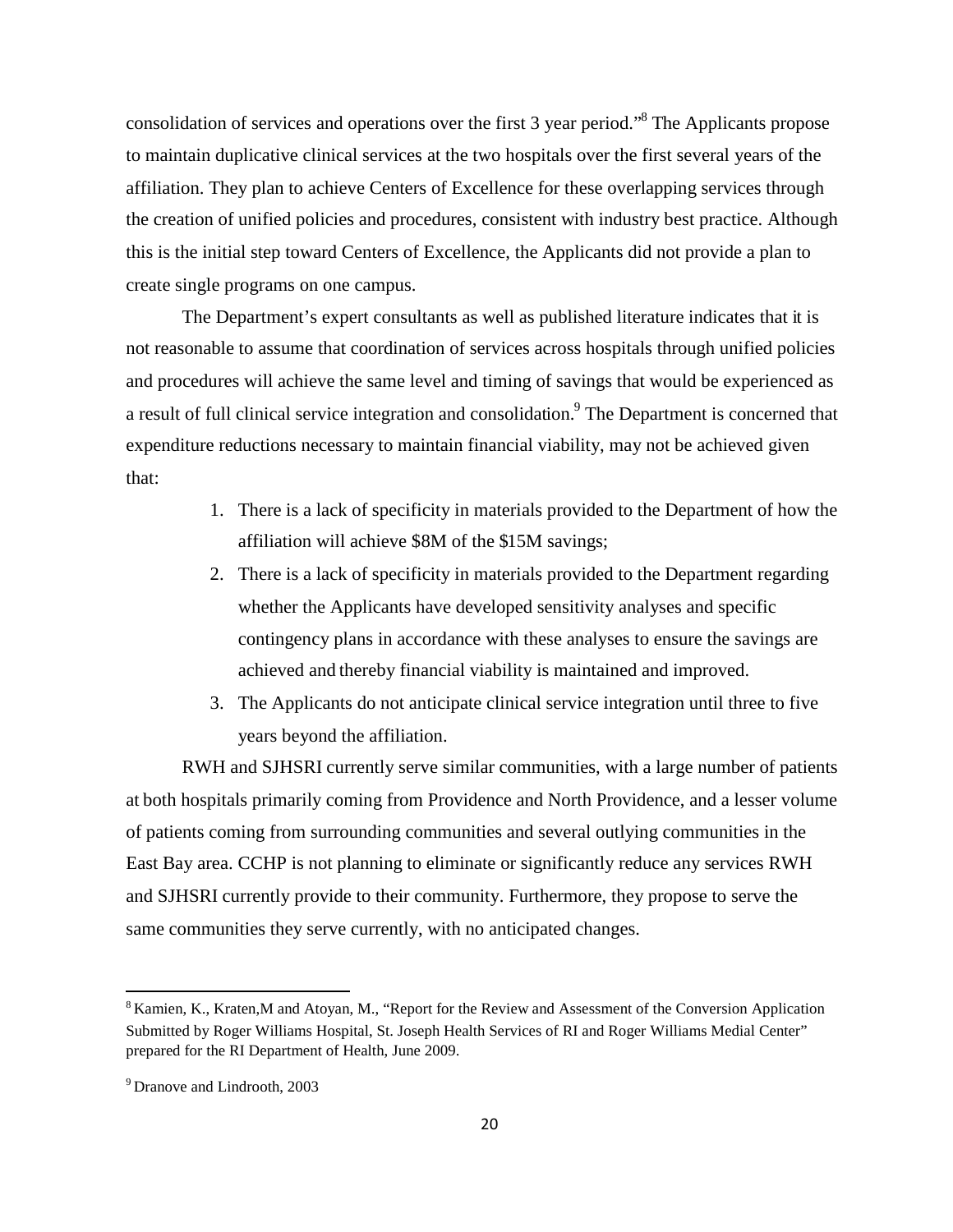consolidation of services and operations over the first 3 year period."[8] The Applicants propose to maintain duplicative clinical services at the two hospitals over the first several years of the affiliation. They plan to achieve Centers of Excellence for these overlapping services through the creation of unified policies and procedures, consistent with industry best practice. Although this is the initial step toward Centers of Excellence, the Applicants did not provide a plan to create single programs on one campus.

The Department's expert consultants as well as published literature indicates that it is not reasonable to assume that coordination of services across hospitals through unified policies and procedures will achieve the same level and timing of savings that would be experienced as a result of full clinical service integration and consolidation.[9] The Department is concerned that expenditure reductions necessary to maintain financial viability, may not be achieved given that:

1. There is a lack of specificity in materials provided to the Department of how the affiliation will achieve \$8M of the \$15M savings;
2. There is a lack of specificity in materials provided to the Department regarding whether the Applicants have developed sensitivity analyses and specific contingency plans in accordance with these analyses to ensure the savings are achieved and thereby financial viability is maintained and improved.
3. The Applicants do not anticipate clinical service integration until three to five years beyond the affiliation.

RWH and SJHSRI currently serve similar communities, with a large number of patients at both hospitals primarily coming from Providence and North Providence, and a lesser volume of patients coming from surrounding communities and several outlying communities in the East Bay area. CCHP is not planning to eliminate or significantly reduce any services RWH and SJHSRI currently provide to their community. Furthermore, they propose to serve the same communities they serve currently, with no anticipated changes.

---

[8] Kamien, K., Kraten,M and Atoyan, M., "Report for the Review and Assessment of the Conversion Application Submitted by Roger Williams Hospital, St. Joseph Health Services of RI and Roger Williams Medial Center" prepared for the RI Department of Health, June 2009.

[9] Dranove and Lindrooth, 2003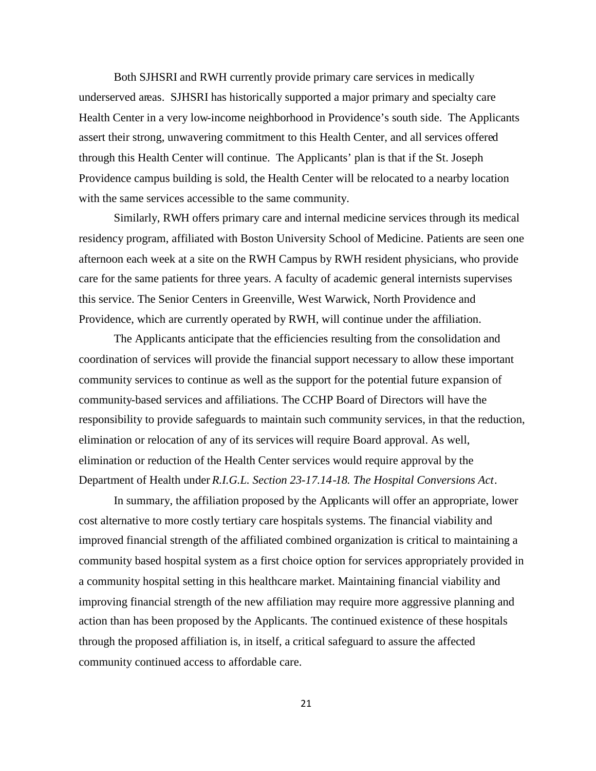Both SJHSRI and RWH currently provide primary care services in medically underserved areas. SJHSRI has historically supported a major primary and specialty care Health Center in a very low-income neighborhood in Providence's south side. The Applicants assert their strong, unwavering commitment to this Health Center, and all services offered through this Health Center will continue. The Applicants' plan is that if the St. Joseph Providence campus building is sold, the Health Center will be relocated to a nearby location with the same services accessible to the same community.

Similarly, RWH offers primary care and internal medicine services through its medical residency program, affiliated with Boston University School of Medicine. Patients are seen one afternoon each week at a site on the RWH Campus by RWH resident physicians, who provide care for the same patients for three years. A faculty of academic general internists supervises this service. The Senior Centers in Greenville, West Warwick, North Providence and Providence, which are currently operated by RWH, will continue under the affiliation.

The Applicants anticipate that the efficiencies resulting from the consolidation and coordination of services will provide the financial support necessary to allow these important community services to continue as well as the support for the potential future expansion of community-based services and affiliations. The CCHP Board of Directors will have the responsibility to provide safeguards to maintain such community services, in that the reduction, elimination or relocation of any of its services will require Board approval. As well, elimination or reduction of the Health Center services would require approval by the Department of Health under *R.I.G.L. Section 23-17.14-18. The Hospital Conversions Act*.

In summary, the affiliation proposed by the Applicants will offer an appropriate, lower cost alternative to more costly tertiary care hospitals systems. The financial viability and improved financial strength of the affiliated combined organization is critical to maintaining a community based hospital system as a first choice option for services appropriately provided in a community hospital setting in this healthcare market. Maintaining financial viability and improving financial strength of the new affiliation may require more aggressive planning and action than has been proposed by the Applicants. The continued existence of these hospitals through the proposed affiliation is, in itself, a critical safeguard to assure the affected community continued access to affordable care.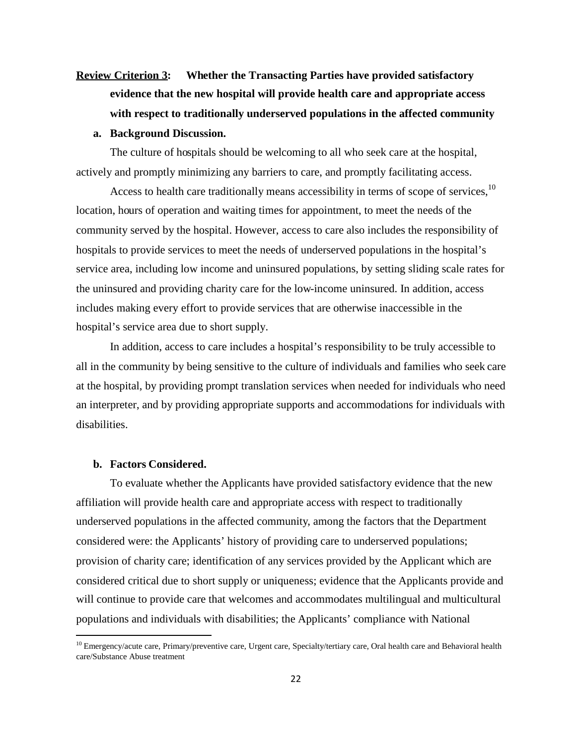**Review Criterion 3: Whether the Transacting Parties have provided satisfactory evidence that the new hospital will provide health care and appropriate access with respect to traditionally underserved populations in the affected community**

**a. Background Discussion.**

The culture of hospitals should be welcoming to all who seek care at the hospital, actively and promptly minimizing any barriers to care, and promptly facilitating access.

Access to health care traditionally means accessibility in terms of scope of services,[10] location, hours of operation and waiting times for appointment, to meet the needs of the community served by the hospital. However, access to care also includes the responsibility of hospitals to provide services to meet the needs of underserved populations in the hospital's service area, including low income and uninsured populations, by setting sliding scale rates for the uninsured and providing charity care for the low-income uninsured. In addition, access includes making every effort to provide services that are otherwise inaccessible in the hospital's service area due to short supply.

In addition, access to care includes a hospital's responsibility to be truly accessible to all in the community by being sensitive to the culture of individuals and families who seek care at the hospital, by providing prompt translation services when needed for individuals who need an interpreter, and by providing appropriate supports and accommodations for individuals with disabilities.

**b. Factors Considered.**

To evaluate whether the Applicants have provided satisfactory evidence that the new affiliation will provide health care and appropriate access with respect to traditionally underserved populations in the affected community, among the factors that the Department considered were: the Applicants' history of providing care to underserved populations; provision of charity care; identification of any services provided by the Applicant which are considered critical due to short supply or uniqueness; evidence that the Applicants provide and will continue to provide care that welcomes and accommodates multilingual and multicultural populations and individuals with disabilities; the Applicants' compliance with National

[10] Emergency/acute care, Primary/preventive care, Urgent care, Specialty/tertiary care, Oral health care and Behavioral health care/Substance Abuse treatment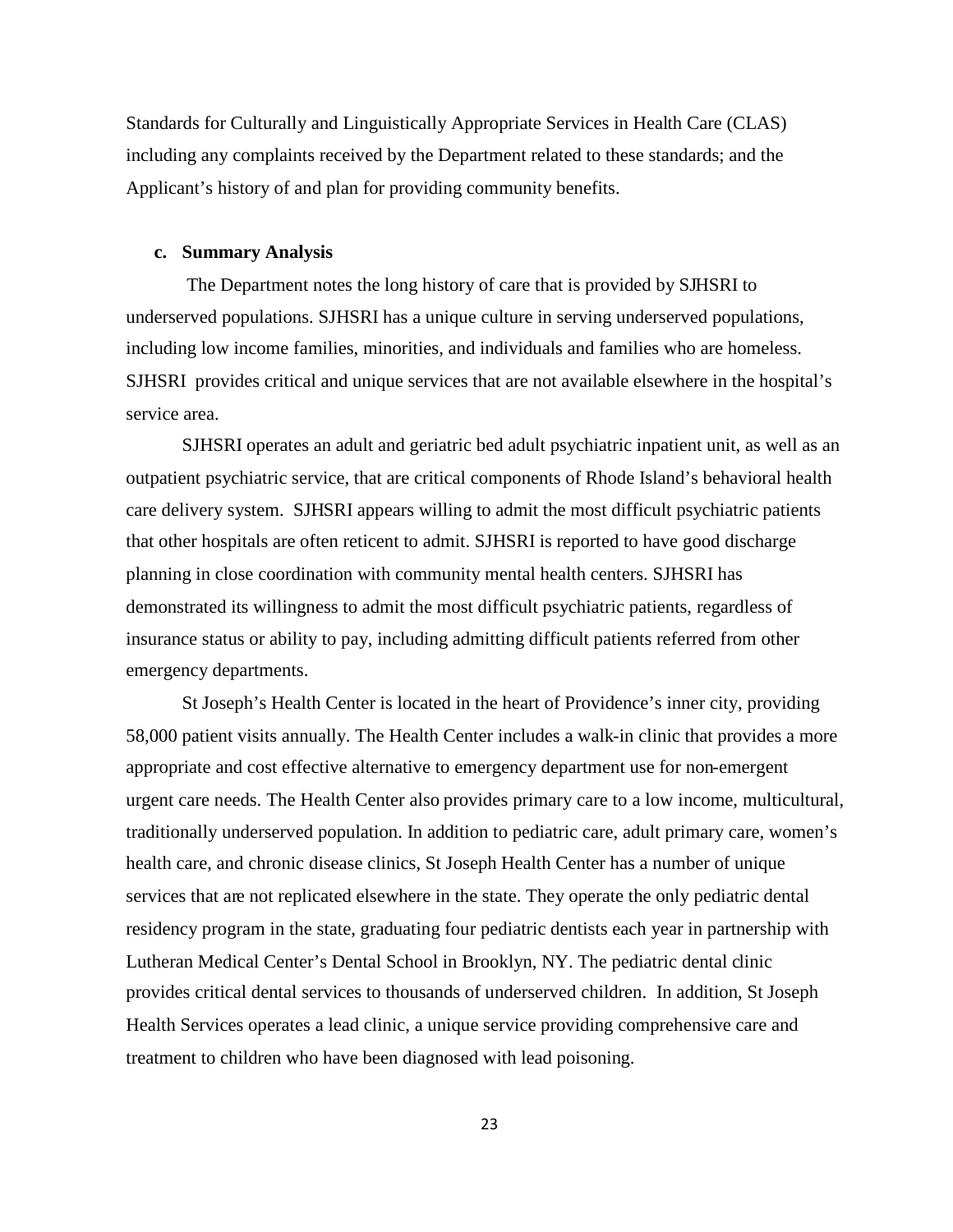Standards for Culturally and Linguistically Appropriate Services in Health Care (CLAS) including any complaints received by the Department related to these standards; and the Applicant's history of and plan for providing community benefits.

**c. Summary Analysis**

The Department notes the long history of care that is provided by SJHSRI to underserved populations. SJHSRI has a unique culture in serving underserved populations, including low income families, minorities, and individuals and families who are homeless. SJHSRI provides critical and unique services that are not available elsewhere in the hospital's service area.

SJHSRI operates an adult and geriatric bed adult psychiatric inpatient unit, as well as an outpatient psychiatric service, that are critical components of Rhode Island's behavioral health care delivery system. SJHSRI appears willing to admit the most difficult psychiatric patients that other hospitals are often reticent to admit. SJHSRI is reported to have good discharge planning in close coordination with community mental health centers. SJHSRI has demonstrated its willingness to admit the most difficult psychiatric patients, regardless of insurance status or ability to pay, including admitting difficult patients referred from other emergency departments.

St Joseph's Health Center is located in the heart of Providence's inner city, providing 58,000 patient visits annually. The Health Center includes a walk-in clinic that provides a more appropriate and cost effective alternative to emergency department use for non-emergent urgent care needs. The Health Center also provides primary care to a low income, multicultural, traditionally underserved population. In addition to pediatric care, adult primary care, women's health care, and chronic disease clinics, St Joseph Health Center has a number of unique services that are not replicated elsewhere in the state. They operate the only pediatric dental residency program in the state, graduating four pediatric dentists each year in partnership with Lutheran Medical Center's Dental School in Brooklyn, NY. The pediatric dental clinic provides critical dental services to thousands of underserved children. In addition, St Joseph Health Services operates a lead clinic, a unique service providing comprehensive care and treatment to children who have been diagnosed with lead poisoning.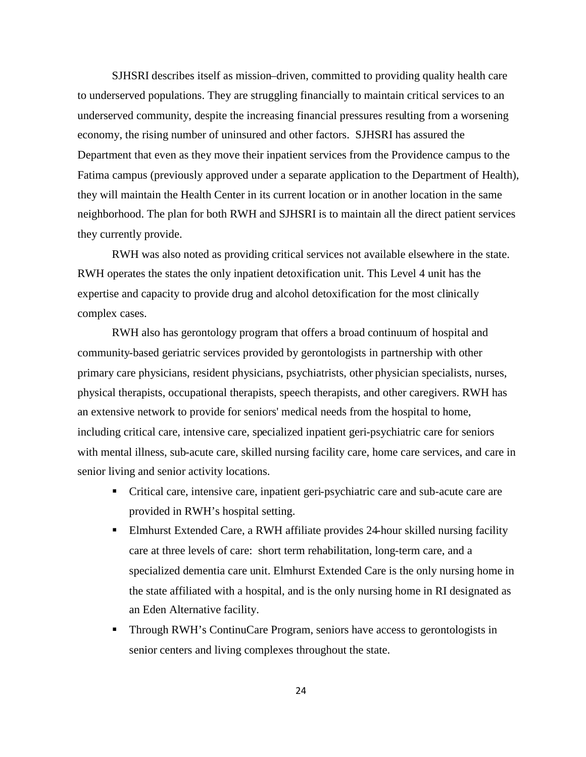SJHSRI describes itself as mission–driven, committed to providing quality health care to underserved populations. They are struggling financially to maintain critical services to an underserved community, despite the increasing financial pressures resulting from a worsening economy, the rising number of uninsured and other factors. SJHSRI has assured the Department that even as they move their inpatient services from the Providence campus to the Fatima campus (previously approved under a separate application to the Department of Health), they will maintain the Health Center in its current location or in another location in the same neighborhood. The plan for both RWH and SJHSRI is to maintain all the direct patient services they currently provide.

RWH was also noted as providing critical services not available elsewhere in the state. RWH operates the states the only inpatient detoxification unit. This Level 4 unit has the expertise and capacity to provide drug and alcohol detoxification for the most clinically complex cases.

RWH also has gerontology program that offers a broad continuum of hospital and community-based geriatric services provided by gerontologists in partnership with other primary care physicians, resident physicians, psychiatrists, other physician specialists, nurses, physical therapists, occupational therapists, speech therapists, and other caregivers. RWH has an extensive network to provide for seniors' medical needs from the hospital to home, including critical care, intensive care, specialized inpatient geri-psychiatric care for seniors with mental illness, sub-acute care, skilled nursing facility care, home care services, and care in senior living and senior activity locations.

- Critical care, intensive care, inpatient geri-psychiatric care and sub-acute care are provided in RWH's hospital setting.
- Elmhurst Extended Care, a RWH affiliate provides 24-hour skilled nursing facility care at three levels of care: short term rehabilitation, long-term care, and a specialized dementia care unit. Elmhurst Extended Care is the only nursing home in the state affiliated with a hospital, and is the only nursing home in RI designated as an Eden Alternative facility.
- Through RWH's ContinuCare Program, seniors have access to gerontologists in senior centers and living complexes throughout the state.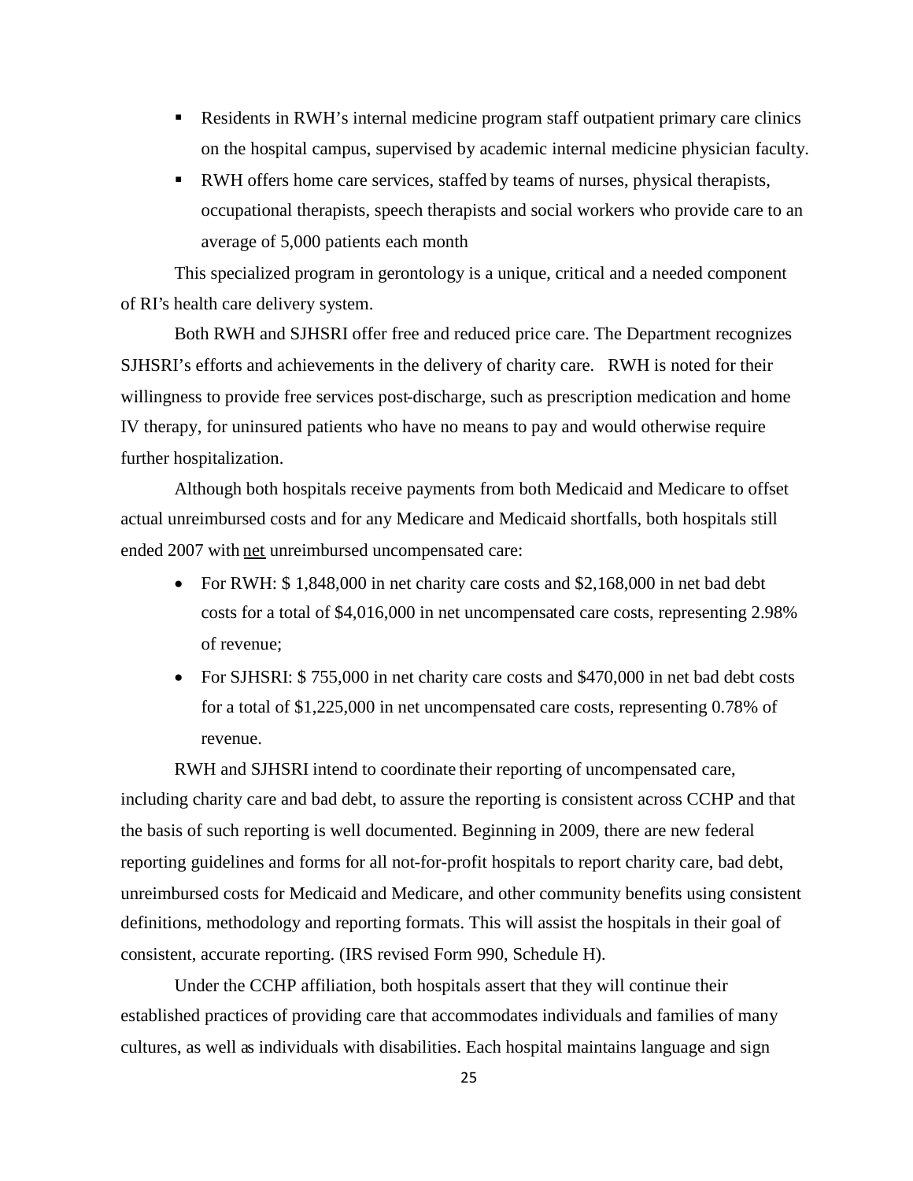- Residents in RWH's internal medicine program staff outpatient primary care clinics on the hospital campus, supervised by academic internal medicine physician faculty.
- RWH offers home care services, staffed by teams of nurses, physical therapists, occupational therapists, speech therapists and social workers who provide care to an average of 5,000 patients each month

This specialized program in gerontology is a unique, critical and a needed component of RI's health care delivery system.

Both RWH and SJHSRI offer free and reduced price care. The Department recognizes SJHSRI's efforts and achievements in the delivery of charity care. RWH is noted for their willingness to provide free services post-discharge, such as prescription medication and home IV therapy, for uninsured patients who have no means to pay and would otherwise require further hospitalization.

Although both hospitals receive payments from both Medicaid and Medicare to offset actual unreimbursed costs and for any Medicare and Medicaid shortfalls, both hospitals still ended 2007 with <u>net</u> unreimbursed uncompensated care:

- For RWH: $ 1,848,000 in net charity care costs and $2,168,000 in net bad debt costs for a total of $4,016,000 in net uncompensated care costs, representing 2.98% of revenue;
- For SJHSRI: $ 755,000 in net charity care costs and $470,000 in net bad debt costs for a total of $1,225,000 in net uncompensated care costs, representing 0.78% of revenue.

RWH and SJHSRI intend to coordinate their reporting of uncompensated care, including charity care and bad debt, to assure the reporting is consistent across CCHP and that the basis of such reporting is well documented. Beginning in 2009, there are new federal reporting guidelines and forms for all not-for-profit hospitals to report charity care, bad debt, unreimbursed costs for Medicaid and Medicare, and other community benefits using consistent definitions, methodology and reporting formats. This will assist the hospitals in their goal of consistent, accurate reporting. (IRS revised Form 990, Schedule H).

Under the CCHP affiliation, both hospitals assert that they will continue their established practices of providing care that accommodates individuals and families of many cultures, as well as individuals with disabilities. Each hospital maintains language and sign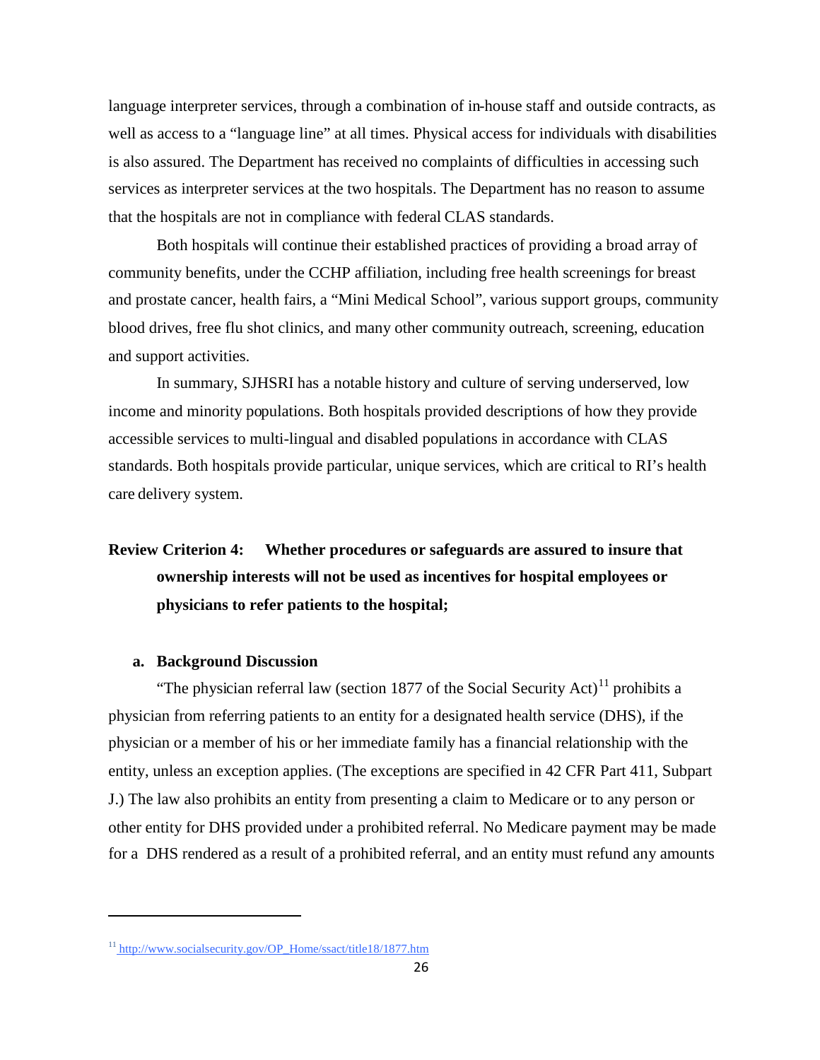language interpreter services, through a combination of in-house staff and outside contracts, as well as access to a "language line" at all times. Physical access for individuals with disabilities is also assured. The Department has received no complaints of difficulties in accessing such services as interpreter services at the two hospitals. The Department has no reason to assume that the hospitals are not in compliance with federal CLAS standards.

Both hospitals will continue their established practices of providing a broad array of community benefits, under the CCHP affiliation, including free health screenings for breast and prostate cancer, health fairs, a "Mini Medical School", various support groups, community blood drives, free flu shot clinics, and many other community outreach, screening, education and support activities.

In summary, SJHSRI has a notable history and culture of serving underserved, low income and minority populations. Both hospitals provided descriptions of how they provide accessible services to multi-lingual and disabled populations in accordance with CLAS standards. Both hospitals provide particular, unique services, which are critical to RI's health care delivery system.

## Review Criterion 4: Whether procedures or safeguards are assured to insure that ownership interests will not be used as incentives for hospital employees or physicians to refer patients to the hospital;

### a. Background Discussion

"The physician referral law (section 1877 of the Social Security Act)[11] prohibits a physician from referring patients to an entity for a designated health service (DHS), if the physician or a member of his or her immediate family has a financial relationship with the entity, unless an exception applies. (The exceptions are specified in 42 CFR Part 411, Subpart J.) The law also prohibits an entity from presenting a claim to Medicare or to any person or other entity for DHS provided under a prohibited referral. No Medicare payment may be made for a DHS rendered as a result of a prohibited referral, and an entity must refund any amounts

[11] http://www.socialsecurity.gov/OP_Home/ssact/title18/1877.htm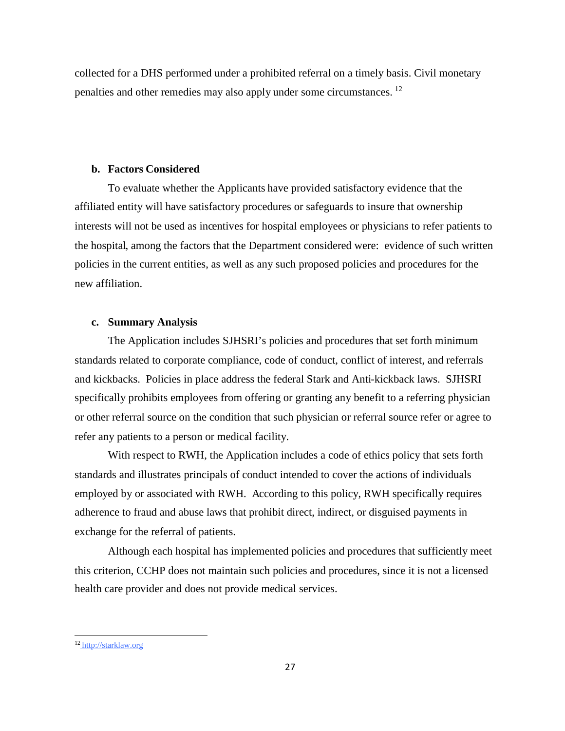collected for a DHS performed under a prohibited referral on a timely basis. Civil monetary penalties and other remedies may also apply under some circumstances. [12]

**b. Factors Considered**

To evaluate whether the Applicants have provided satisfactory evidence that the affiliated entity will have satisfactory procedures or safeguards to insure that ownership interests will not be used as incentives for hospital employees or physicians to refer patients to the hospital, among the factors that the Department considered were: evidence of such written policies in the current entities, as well as any such proposed policies and procedures for the new affiliation.

**c. Summary Analysis**

The Application includes SJHSRI's policies and procedures that set forth minimum standards related to corporate compliance, code of conduct, conflict of interest, and referrals and kickbacks. Policies in place address the federal Stark and Anti-kickback laws. SJHSRI specifically prohibits employees from offering or granting any benefit to a referring physician or other referral source on the condition that such physician or referral source refer or agree to refer any patients to a person or medical facility.

With respect to RWH, the Application includes a code of ethics policy that sets forth standards and illustrates principals of conduct intended to cover the actions of individuals employed by or associated with RWH. According to this policy, RWH specifically requires adherence to fraud and abuse laws that prohibit direct, indirect, or disguised payments in exchange for the referral of patients.

Although each hospital has implemented policies and procedures that sufficiently meet this criterion, CCHP does not maintain such policies and procedures, since it is not a licensed health care provider and does not provide medical services.

---

[12] http://starklaw.org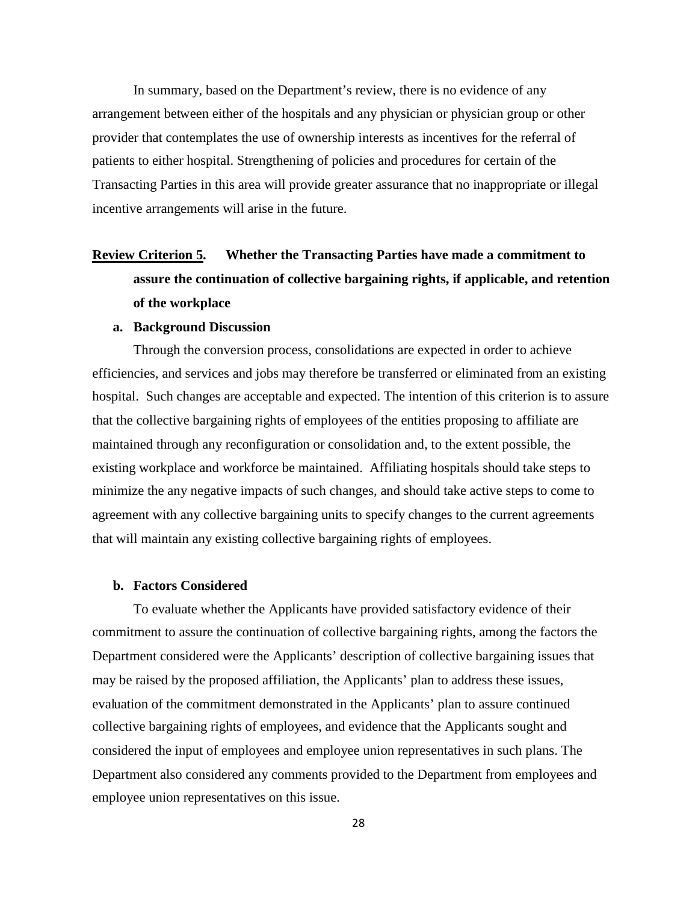In summary, based on the Department's review, there is no evidence of any arrangement between either of the hospitals and any physician or physician group or other provider that contemplates the use of ownership interests as incentives for the referral of patients to either hospital. Strengthening of policies and procedures for certain of the Transacting Parties in this area will provide greater assurance that no inappropriate or illegal incentive arrangements will arise in the future.

## Review Criterion 5. Whether the Transacting Parties have made a commitment to assure the continuation of collective bargaining rights, if applicable, and retention of the workplace

### a. Background Discussion

Through the conversion process, consolidations are expected in order to achieve efficiencies, and services and jobs may therefore be transferred or eliminated from an existing hospital. Such changes are acceptable and expected. The intention of this criterion is to assure that the collective bargaining rights of employees of the entities proposing to affiliate are maintained through any reconfiguration or consolidation and, to the extent possible, the existing workplace and workforce be maintained. Affiliating hospitals should take steps to minimize the any negative impacts of such changes, and should take active steps to come to agreement with any collective bargaining units to specify changes to the current agreements that will maintain any existing collective bargaining rights of employees.

### b. Factors Considered

To evaluate whether the Applicants have provided satisfactory evidence of their commitment to assure the continuation of collective bargaining rights, among the factors the Department considered were the Applicants' description of collective bargaining issues that may be raised by the proposed affiliation, the Applicants' plan to address these issues, evaluation of the commitment demonstrated in the Applicants' plan to assure continued collective bargaining rights of employees, and evidence that the Applicants sought and considered the input of employees and employee union representatives in such plans. The Department also considered any comments provided to the Department from employees and employee union representatives on this issue.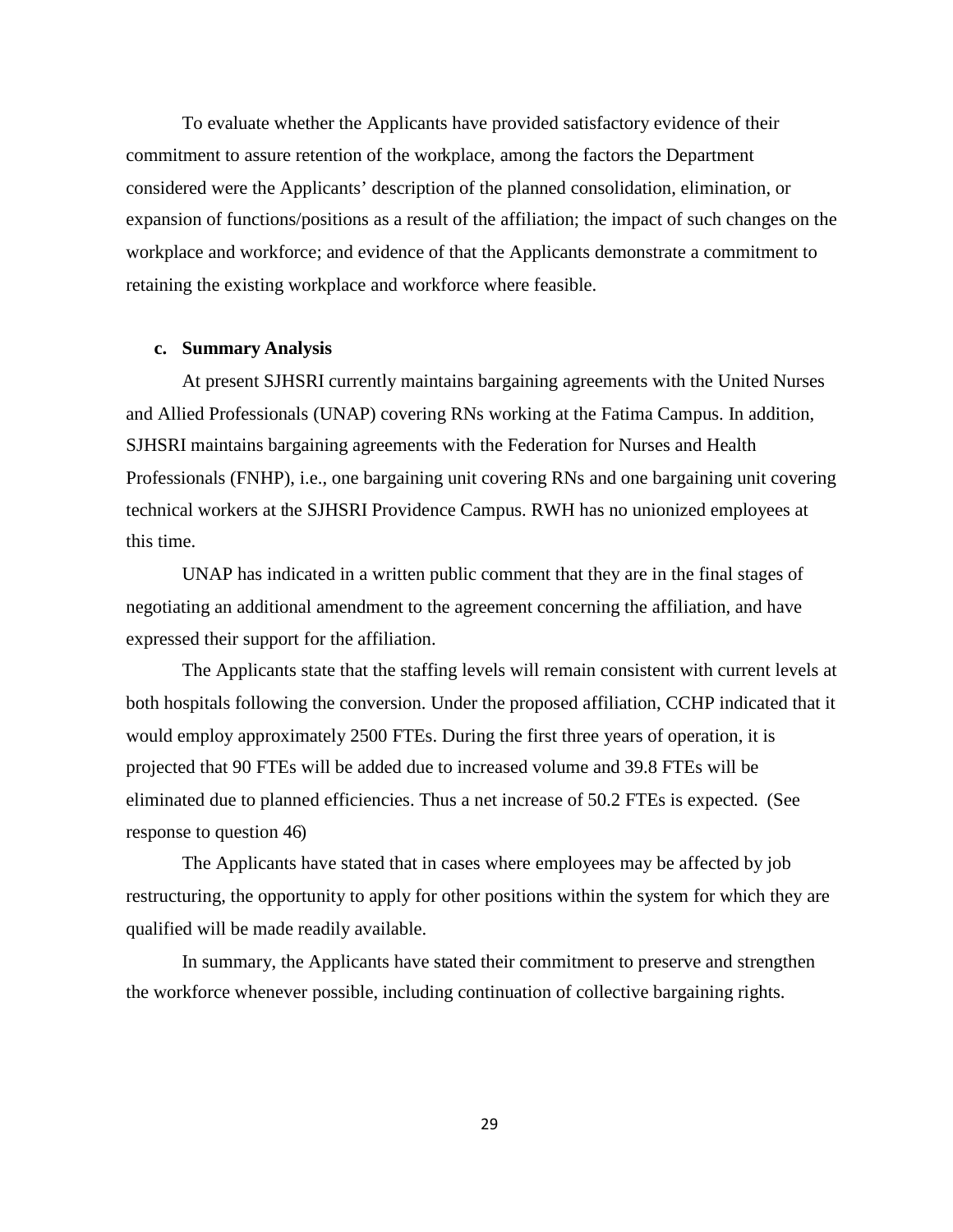To evaluate whether the Applicants have provided satisfactory evidence of their commitment to assure retention of the workplace, among the factors the Department considered were the Applicants' description of the planned consolidation, elimination, or expansion of functions/positions as a result of the affiliation; the impact of such changes on the workplace and workforce; and evidence of that the Applicants demonstrate a commitment to retaining the existing workplace and workforce where feasible.

**c. Summary Analysis**

At present SJHSRI currently maintains bargaining agreements with the United Nurses and Allied Professionals (UNAP) covering RNs working at the Fatima Campus. In addition, SJHSRI maintains bargaining agreements with the Federation for Nurses and Health Professionals (FNHP), i.e., one bargaining unit covering RNs and one bargaining unit covering technical workers at the SJHSRI Providence Campus. RWH has no unionized employees at this time.

UNAP has indicated in a written public comment that they are in the final stages of negotiating an additional amendment to the agreement concerning the affiliation, and have expressed their support for the affiliation.

The Applicants state that the staffing levels will remain consistent with current levels at both hospitals following the conversion. Under the proposed affiliation, CCHP indicated that it would employ approximately 2500 FTEs. During the first three years of operation, it is projected that 90 FTEs will be added due to increased volume and 39.8 FTEs will be eliminated due to planned efficiencies. Thus a net increase of 50.2 FTEs is expected. (See response to question 46)

The Applicants have stated that in cases where employees may be affected by job restructuring, the opportunity to apply for other positions within the system for which they are qualified will be made readily available.

In summary, the Applicants have stated their commitment to preserve and strengthen the workforce whenever possible, including continuation of collective bargaining rights.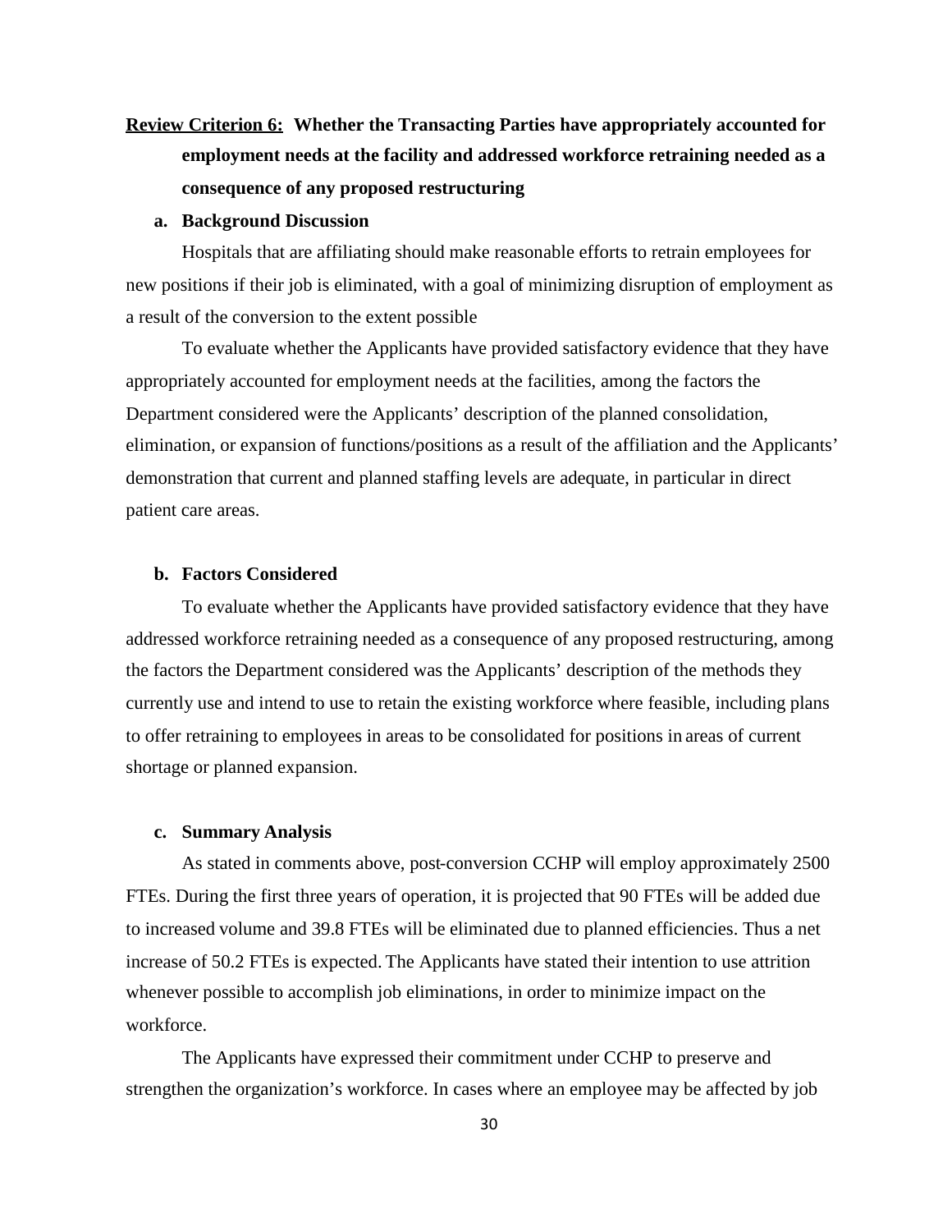**<u>Review Criterion 6:</u> Whether the Transacting Parties have appropriately accounted for employment needs at the facility and addressed workforce retraining needed as a consequence of any proposed restructuring**

**a. Background Discussion**

Hospitals that are affiliating should make reasonable efforts to retrain employees for new positions if their job is eliminated, with a goal of minimizing disruption of employment as a result of the conversion to the extent possible

To evaluate whether the Applicants have provided satisfactory evidence that they have appropriately accounted for employment needs at the facilities, among the factors the Department considered were the Applicants' description of the planned consolidation, elimination, or expansion of functions/positions as a result of the affiliation and the Applicants' demonstration that current and planned staffing levels are adequate, in particular in direct patient care areas.

**b. Factors Considered**

To evaluate whether the Applicants have provided satisfactory evidence that they have addressed workforce retraining needed as a consequence of any proposed restructuring, among the factors the Department considered was the Applicants' description of the methods they currently use and intend to use to retain the existing workforce where feasible, including plans to offer retraining to employees in areas to be consolidated for positions in areas of current shortage or planned expansion.

**c. Summary Analysis**

As stated in comments above, post-conversion CCHP will employ approximately 2500 FTEs. During the first three years of operation, it is projected that 90 FTEs will be added due to increased volume and 39.8 FTEs will be eliminated due to planned efficiencies. Thus a net increase of 50.2 FTEs is expected. The Applicants have stated their intention to use attrition whenever possible to accomplish job eliminations, in order to minimize impact on the workforce.

The Applicants have expressed their commitment under CCHP to preserve and strengthen the organization's workforce. In cases where an employee may be affected by job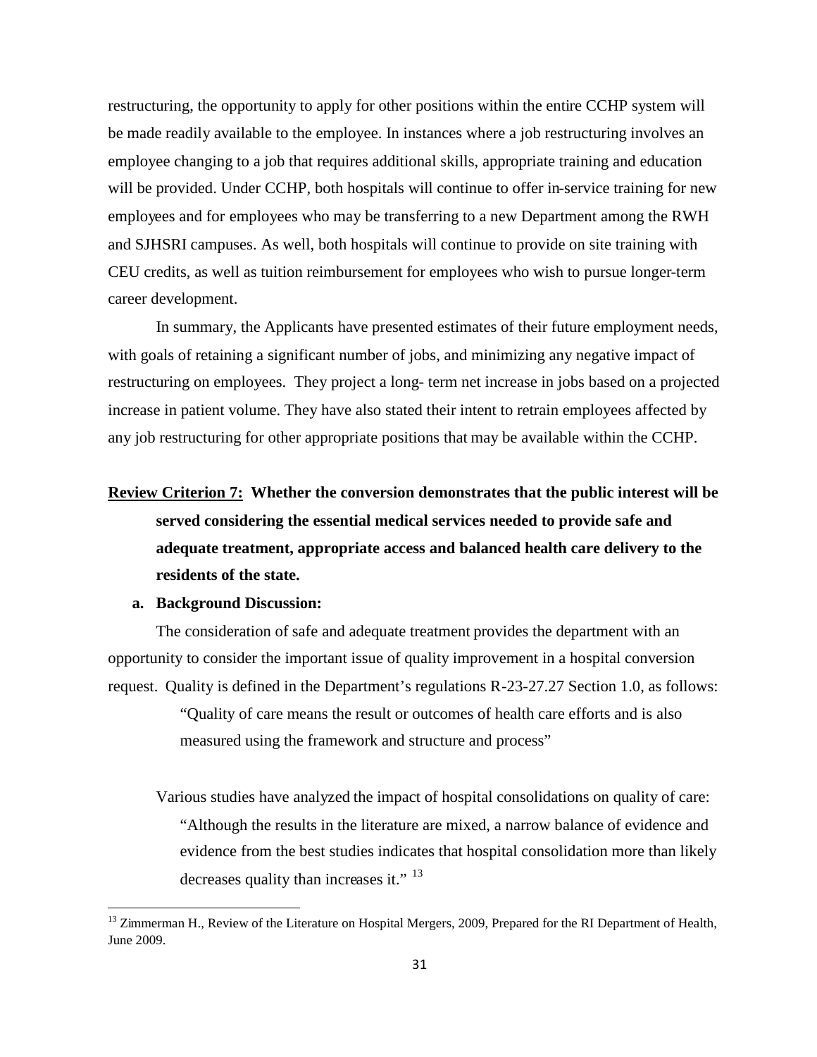restructuring, the opportunity to apply for other positions within the entire CCHP system will be made readily available to the employee. In instances where a job restructuring involves an employee changing to a job that requires additional skills, appropriate training and education will be provided. Under CCHP, both hospitals will continue to offer in-service training for new employees and for employees who may be transferring to a new Department among the RWH and SJHSRI campuses. As well, both hospitals will continue to provide on site training with CEU credits, as well as tuition reimbursement for employees who wish to pursue longer-term career development.

In summary, the Applicants have presented estimates of their future employment needs, with goals of retaining a significant number of jobs, and minimizing any negative impact of restructuring on employees. They project a long- term net increase in jobs based on a projected increase in patient volume. They have also stated their intent to retrain employees affected by any job restructuring for other appropriate positions that may be available within the CCHP.

**<u>Review Criterion 7:</u> Whether the conversion demonstrates that the public interest will be served considering the essential medical services needed to provide safe and adequate treatment, appropriate access and balanced health care delivery to the residents of the state.**

**a. Background Discussion:**

The consideration of safe and adequate treatment provides the department with an opportunity to consider the important issue of quality improvement in a hospital conversion request. Quality is defined in the Department's regulations R-23-27.27 Section 1.0, as follows:

> "Quality of care means the result or outcomes of health care efforts and is also measured using the framework and structure and process"

Various studies have analyzed the impact of hospital consolidations on quality of care:

> "Although the results in the literature are mixed, a narrow balance of evidence and evidence from the best studies indicates that hospital consolidation more than likely decreases quality than increases it." [13]

---

[13] Zimmerman H., Review of the Literature on Hospital Mergers, 2009, Prepared for the RI Department of Health, June 2009.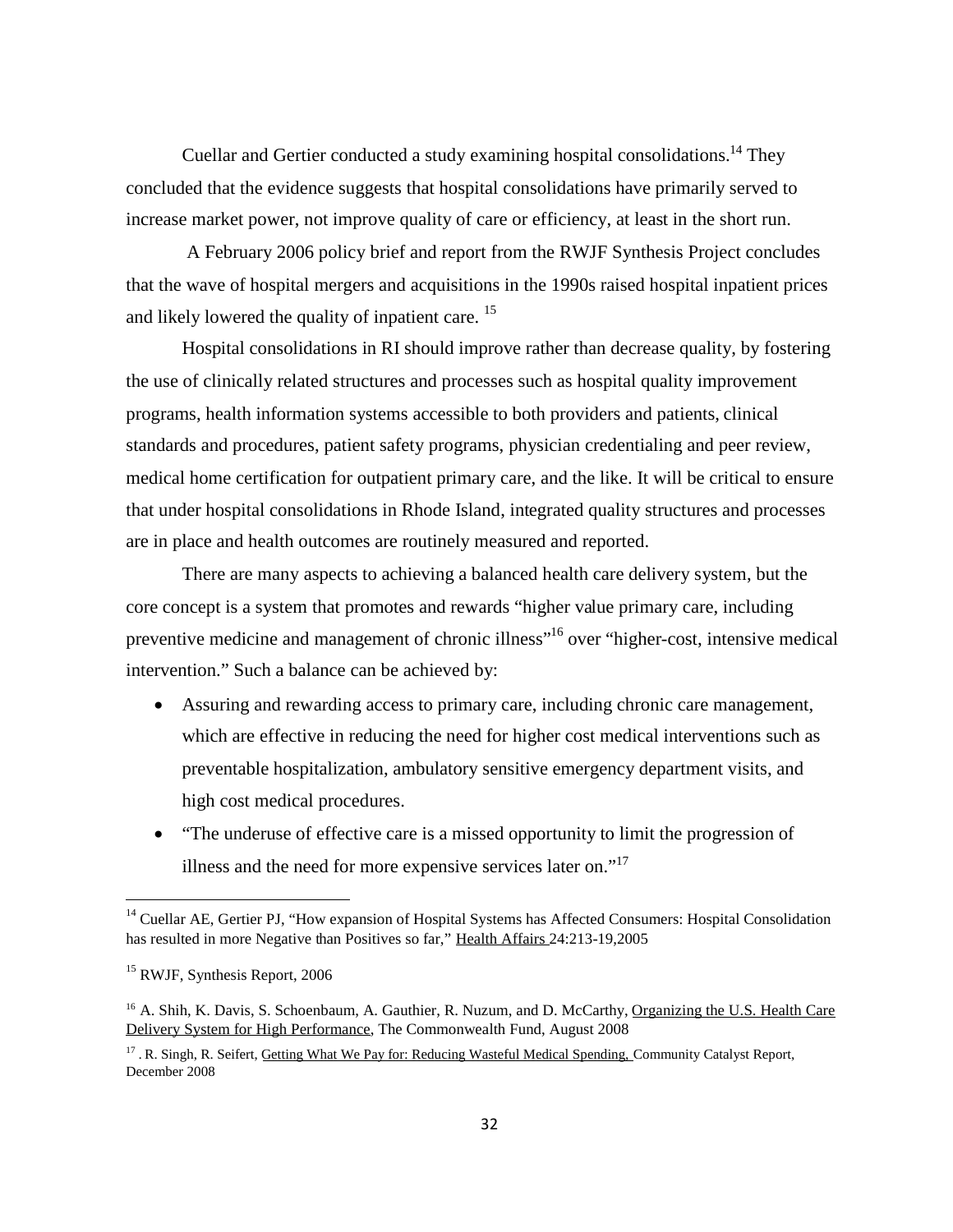Cuellar and Gertier conducted a study examining hospital consolidations.[14] They concluded that the evidence suggests that hospital consolidations have primarily served to increase market power, not improve quality of care or efficiency, at least in the short run.

A February 2006 policy brief and report from the RWJF Synthesis Project concludes that the wave of hospital mergers and acquisitions in the 1990s raised hospital inpatient prices and likely lowered the quality of inpatient care. [15]

Hospital consolidations in RI should improve rather than decrease quality, by fostering the use of clinically related structures and processes such as hospital quality improvement programs, health information systems accessible to both providers and patients, clinical standards and procedures, patient safety programs, physician credentialing and peer review, medical home certification for outpatient primary care, and the like. It will be critical to ensure that under hospital consolidations in Rhode Island, integrated quality structures and processes are in place and health outcomes are routinely measured and reported.

There are many aspects to achieving a balanced health care delivery system, but the core concept is a system that promotes and rewards "higher value primary care, including preventive medicine and management of chronic illness"[16] over "higher-cost, intensive medical intervention." Such a balance can be achieved by:

- Assuring and rewarding access to primary care, including chronic care management, which are effective in reducing the need for higher cost medical interventions such as preventable hospitalization, ambulatory sensitive emergency department visits, and high cost medical procedures.
- "The underuse of effective care is a missed opportunity to limit the progression of illness and the need for more expensive services later on."[17]

---

[14] Cuellar AE, Gertier PJ, "How expansion of Hospital Systems has Affected Consumers: Hospital Consolidation has resulted in more Negative than Positives so far," Health Affairs 24:213-19,2005

[15] RWJF, Synthesis Report, 2006

[16] A. Shih, K. Davis, S. Schoenbaum, A. Gauthier, R. Nuzum, and D. McCarthy, Organizing the U.S. Health Care Delivery System for High Performance, The Commonwealth Fund, August 2008

[17] . R. Singh, R. Seifert, Getting What We Pay for: Reducing Wasteful Medical Spending, Community Catalyst Report, December 2008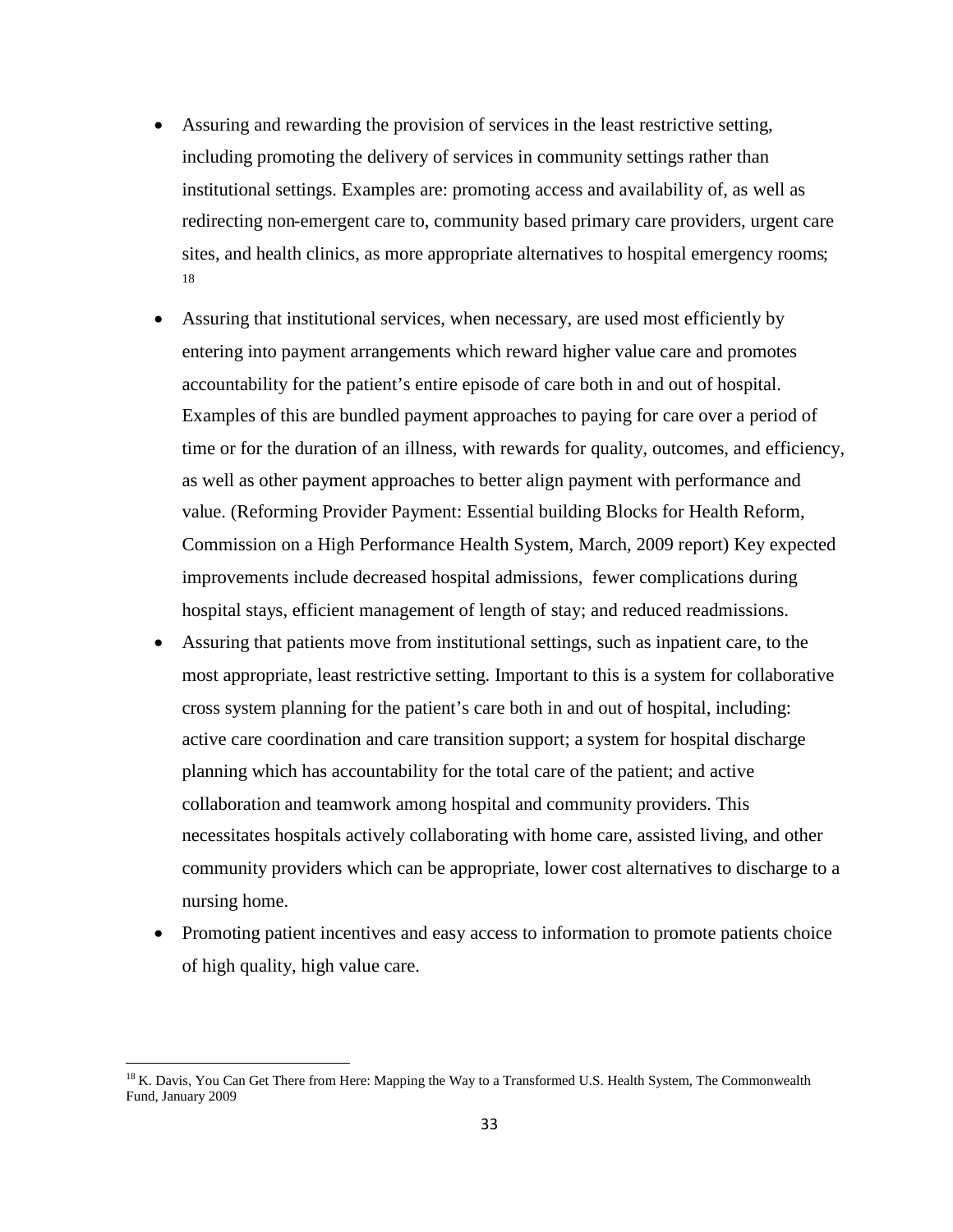- Assuring and rewarding the provision of services in the least restrictive setting, including promoting the delivery of services in community settings rather than institutional settings. Examples are: promoting access and availability of, as well as redirecting non-emergent care to, community based primary care providers, urgent care sites, and health clinics, as more appropriate alternatives to hospital emergency rooms; [18]
- Assuring that institutional services, when necessary, are used most efficiently by entering into payment arrangements which reward higher value care and promotes accountability for the patient's entire episode of care both in and out of hospital. Examples of this are bundled payment approaches to paying for care over a period of time or for the duration of an illness, with rewards for quality, outcomes, and efficiency, as well as other payment approaches to better align payment with performance and value. (Reforming Provider Payment: Essential building Blocks for Health Reform, Commission on a High Performance Health System, March, 2009 report) Key expected improvements include decreased hospital admissions, fewer complications during hospital stays, efficient management of length of stay; and reduced readmissions.
- Assuring that patients move from institutional settings, such as inpatient care, to the most appropriate, least restrictive setting. Important to this is a system for collaborative cross system planning for the patient's care both in and out of hospital, including: active care coordination and care transition support; a system for hospital discharge planning which has accountability for the total care of the patient; and active collaboration and teamwork among hospital and community providers. This necessitates hospitals actively collaborating with home care, assisted living, and other community providers which can be appropriate, lower cost alternatives to discharge to a nursing home.
- Promoting patient incentives and easy access to information to promote patients choice of high quality, high value care.

---

[18] K. Davis, You Can Get There from Here: Mapping the Way to a Transformed U.S. Health System, The Commonwealth Fund, January 2009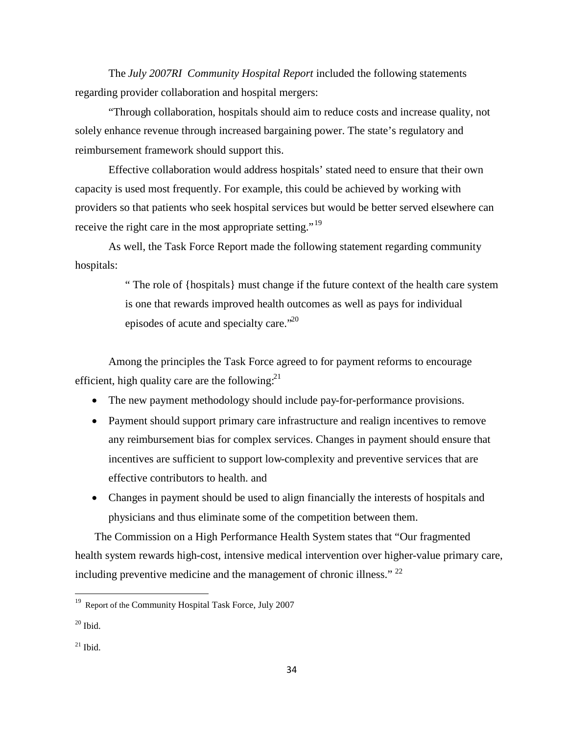The *July 2007RI  Community Hospital Report* included the following statements regarding provider collaboration and hospital mergers:

"Through collaboration, hospitals should aim to reduce costs and increase quality, not solely enhance revenue through increased bargaining power. The state's regulatory and reimbursement framework should support this.

Effective collaboration would address hospitals' stated need to ensure that their own capacity is used most frequently. For example, this could be achieved by working with providers so that patients who seek hospital services but would be better served elsewhere can receive the right care in the most appropriate setting."[19]

As well, the Task Force Report made the following statement regarding community hospitals:

> " The role of {hospitals} must change if the future context of the health care system is one that rewards improved health outcomes as well as pays for individual episodes of acute and specialty care."[20]

Among the principles the Task Force agreed to for payment reforms to encourage efficient, high quality care are the following:[21]

- The new payment methodology should include pay-for-performance provisions.
- Payment should support primary care infrastructure and realign incentives to remove any reimbursement bias for complex services. Changes in payment should ensure that incentives are sufficient to support low-complexity and preventive services that are effective contributors to health. and
- Changes in payment should be used to align financially the interests of hospitals and physicians and thus eliminate some of the competition between them.

The Commission on a High Performance Health System states that "Our fragmented health system rewards high-cost, intensive medical intervention over higher-value primary care, including preventive medicine and the management of chronic illness." [22]

---

[19] Report of the Community Hospital Task Force, July 2007

[20] Ibid.

[21] Ibid.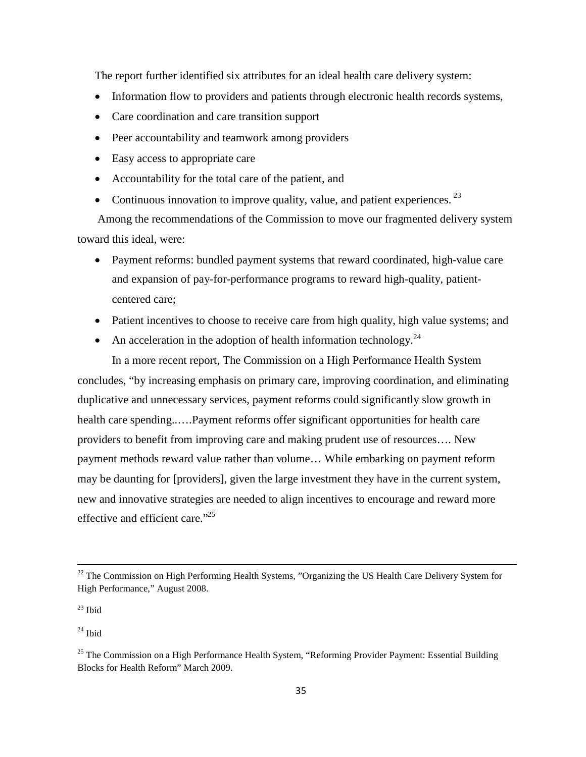The report further identified six attributes for an ideal health care delivery system:

- Information flow to providers and patients through electronic health records systems,
- Care coordination and care transition support
- Peer accountability and teamwork among providers
- Easy access to appropriate care
- Accountability for the total care of the patient, and
- Continuous innovation to improve quality, value, and patient experiences. [23]

Among the recommendations of the Commission to move our fragmented delivery system toward this ideal, were:

- Payment reforms: bundled payment systems that reward coordinated, high-value care and expansion of pay-for-performance programs to reward high-quality, patient-centered care;
- Patient incentives to choose to receive care from high quality, high value systems; and
- An acceleration in the adoption of health information technology.[24]

In a more recent report, The Commission on a High Performance Health System concludes, "by increasing emphasis on primary care, improving coordination, and eliminating duplicative and unnecessary services, payment reforms could significantly slow growth in health care spending..….Payment reforms offer significant opportunities for health care providers to benefit from improving care and making prudent use of resources…. New payment methods reward value rather than volume… While embarking on payment reform may be daunting for [providers], given the large investment they have in the current system, new and innovative strategies are needed to align incentives to encourage and reward more effective and efficient care."[25]

---

[22] The Commission on High Performing Health Systems, "Organizing the US Health Care Delivery System for High Performance," August 2008.

[23] Ibid

[24] Ibid

[25] The Commission on a High Performance Health System, "Reforming Provider Payment: Essential Building Blocks for Health Reform" March 2009.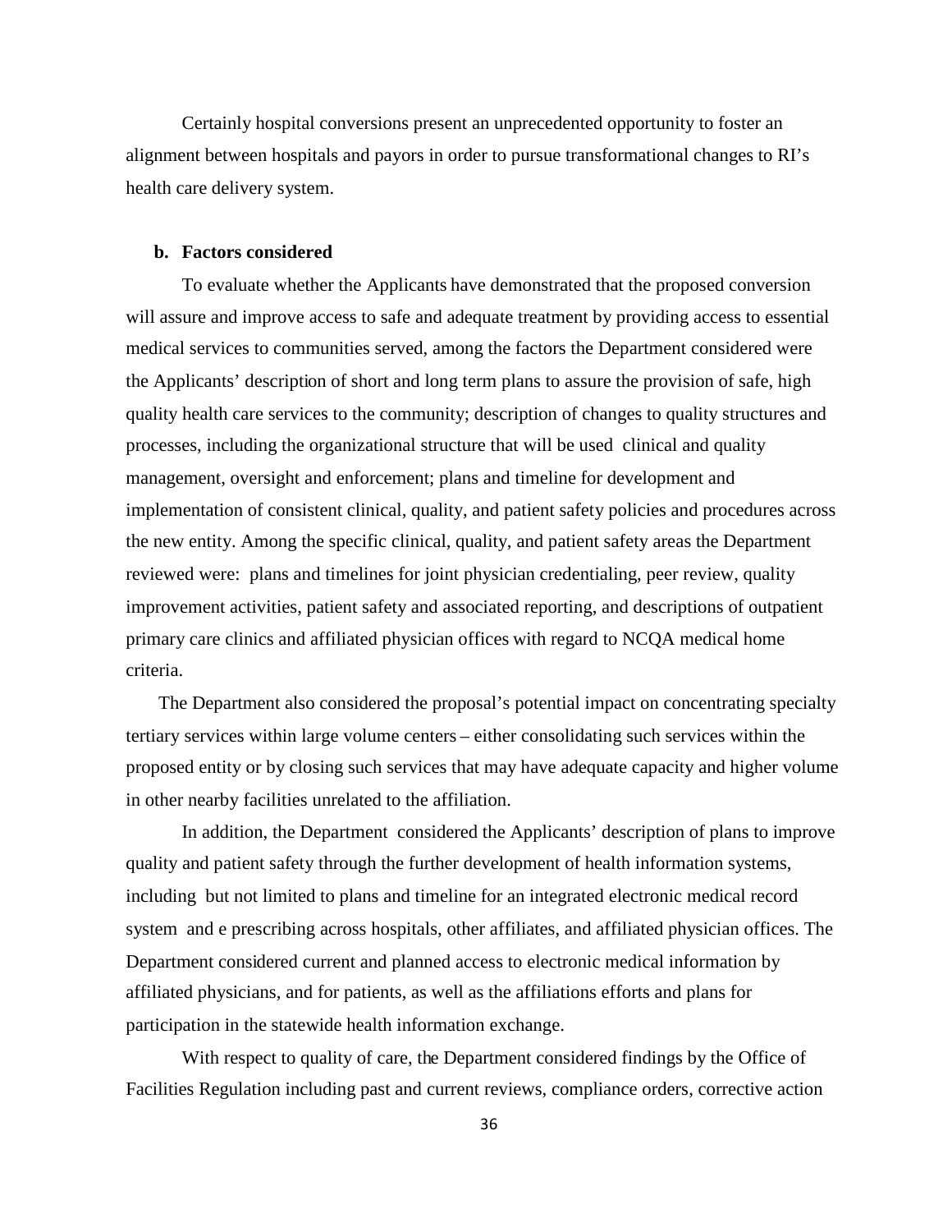Certainly hospital conversions present an unprecedented opportunity to foster an alignment between hospitals and payors in order to pursue transformational changes to RI's health care delivery system.

**b. Factors considered**

To evaluate whether the Applicants have demonstrated that the proposed conversion will assure and improve access to safe and adequate treatment by providing access to essential medical services to communities served, among the factors the Department considered were the Applicants' description of short and long term plans to assure the provision of safe, high quality health care services to the community; description of changes to quality structures and processes, including the organizational structure that will be used clinical and quality management, oversight and enforcement; plans and timeline for development and implementation of consistent clinical, quality, and patient safety policies and procedures across the new entity. Among the specific clinical, quality, and patient safety areas the Department reviewed were: plans and timelines for joint physician credentialing, peer review, quality improvement activities, patient safety and associated reporting, and descriptions of outpatient primary care clinics and affiliated physician offices with regard to NCQA medical home criteria.

The Department also considered the proposal's potential impact on concentrating specialty tertiary services within large volume centers – either consolidating such services within the proposed entity or by closing such services that may have adequate capacity and higher volume in other nearby facilities unrelated to the affiliation.

In addition, the Department considered the Applicants' description of plans to improve quality and patient safety through the further development of health information systems, including but not limited to plans and timeline for an integrated electronic medical record system and e prescribing across hospitals, other affiliates, and affiliated physician offices. The Department considered current and planned access to electronic medical information by affiliated physicians, and for patients, as well as the affiliations efforts and plans for participation in the statewide health information exchange.

With respect to quality of care, the Department considered findings by the Office of Facilities Regulation including past and current reviews, compliance orders, corrective action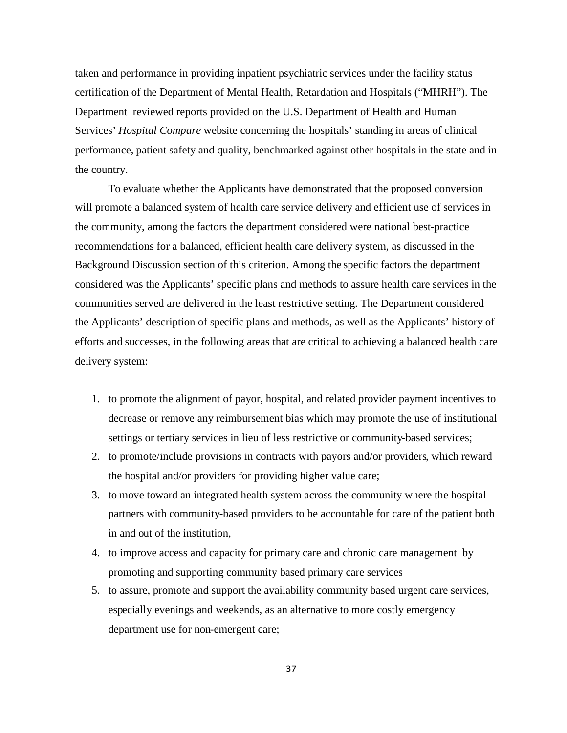taken and performance in providing inpatient psychiatric services under the facility status certification of the Department of Mental Health, Retardation and Hospitals ("MHRH"). The Department reviewed reports provided on the U.S. Department of Health and Human Services' *Hospital Compare* website concerning the hospitals' standing in areas of clinical performance, patient safety and quality, benchmarked against other hospitals in the state and in the country.

To evaluate whether the Applicants have demonstrated that the proposed conversion will promote a balanced system of health care service delivery and efficient use of services in the community, among the factors the department considered were national best-practice recommendations for a balanced, efficient health care delivery system, as discussed in the Background Discussion section of this criterion. Among the specific factors the department considered was the Applicants' specific plans and methods to assure health care services in the communities served are delivered in the least restrictive setting. The Department considered the Applicants' description of specific plans and methods, as well as the Applicants' history of efforts and successes, in the following areas that are critical to achieving a balanced health care delivery system:

1. to promote the alignment of payor, hospital, and related provider payment incentives to decrease or remove any reimbursement bias which may promote the use of institutional settings or tertiary services in lieu of less restrictive or community-based services;
2. to promote/include provisions in contracts with payors and/or providers, which reward the hospital and/or providers for providing higher value care;
3. to move toward an integrated health system across the community where the hospital partners with community-based providers to be accountable for care of the patient both in and out of the institution,
4. to improve access and capacity for primary care and chronic care management by promoting and supporting community based primary care services
5. to assure, promote and support the availability community based urgent care services, especially evenings and weekends, as an alternative to more costly emergency department use for non-emergent care;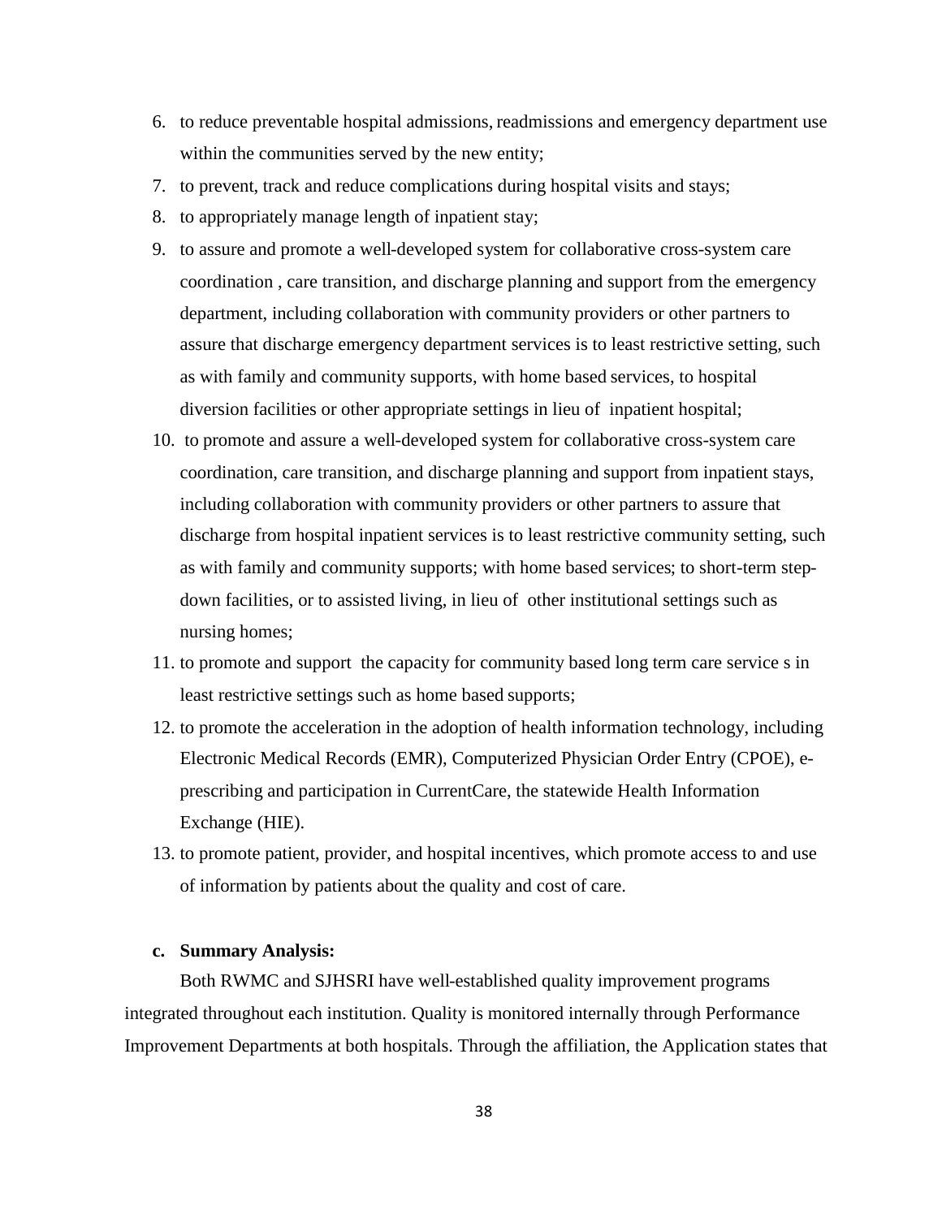6. to reduce preventable hospital admissions, readmissions and emergency department use within the communities served by the new entity;
7. to prevent, track and reduce complications during hospital visits and stays;
8. to appropriately manage length of inpatient stay;
9. to assure and promote a well-developed system for collaborative cross-system care coordination , care transition, and discharge planning and support from the emergency department, including collaboration with community providers or other partners to assure that discharge emergency department services is to least restrictive setting, such as with family and community supports, with home based services, to hospital diversion facilities or other appropriate settings in lieu of inpatient hospital;
10. to promote and assure a well-developed system for collaborative cross-system care coordination, care transition, and discharge planning and support from inpatient stays, including collaboration with community providers or other partners to assure that discharge from hospital inpatient services is to least restrictive community setting, such as with family and community supports; with home based services; to short-term step-down facilities, or to assisted living, in lieu of other institutional settings such as nursing homes;
11. to promote and support the capacity for community based long term care service s in least restrictive settings such as home based supports;
12. to promote the acceleration in the adoption of health information technology, including Electronic Medical Records (EMR), Computerized Physician Order Entry (CPOE), e-prescribing and participation in CurrentCare, the statewide Health Information Exchange (HIE).
13. to promote patient, provider, and hospital incentives, which promote access to and use of information by patients about the quality and cost of care.

**c. Summary Analysis:**

Both RWMC and SJHSRI have well-established quality improvement programs integrated throughout each institution. Quality is monitored internally through Performance Improvement Departments at both hospitals. Through the affiliation, the Application states that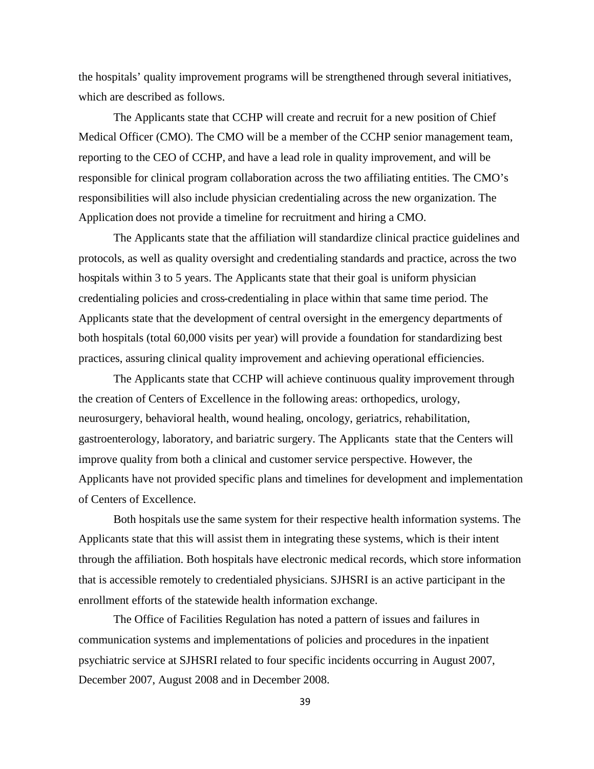the hospitals' quality improvement programs will be strengthened through several initiatives, which are described as follows.

The Applicants state that CCHP will create and recruit for a new position of Chief Medical Officer (CMO). The CMO will be a member of the CCHP senior management team, reporting to the CEO of CCHP, and have a lead role in quality improvement, and will be responsible for clinical program collaboration across the two affiliating entities. The CMO's responsibilities will also include physician credentialing across the new organization. The Application does not provide a timeline for recruitment and hiring a CMO.

The Applicants state that the affiliation will standardize clinical practice guidelines and protocols, as well as quality oversight and credentialing standards and practice, across the two hospitals within 3 to 5 years. The Applicants state that their goal is uniform physician credentialing policies and cross-credentialing in place within that same time period. The Applicants state that the development of central oversight in the emergency departments of both hospitals (total 60,000 visits per year) will provide a foundation for standardizing best practices, assuring clinical quality improvement and achieving operational efficiencies.

The Applicants state that CCHP will achieve continuous quality improvement through the creation of Centers of Excellence in the following areas: orthopedics, urology, neurosurgery, behavioral health, wound healing, oncology, geriatrics, rehabilitation, gastroenterology, laboratory, and bariatric surgery. The Applicants state that the Centers will improve quality from both a clinical and customer service perspective. However, the Applicants have not provided specific plans and timelines for development and implementation of Centers of Excellence.

Both hospitals use the same system for their respective health information systems. The Applicants state that this will assist them in integrating these systems, which is their intent through the affiliation. Both hospitals have electronic medical records, which store information that is accessible remotely to credentialed physicians. SJHSRI is an active participant in the enrollment efforts of the statewide health information exchange.

The Office of Facilities Regulation has noted a pattern of issues and failures in communication systems and implementations of policies and procedures in the inpatient psychiatric service at SJHSRI related to four specific incidents occurring in August 2007, December 2007, August 2008 and in December 2008.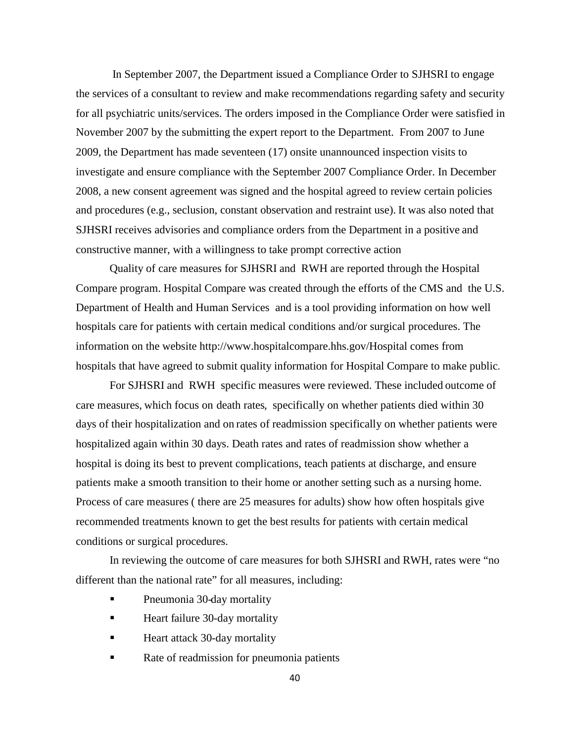In September 2007, the Department issued a Compliance Order to SJHSRI to engage the services of a consultant to review and make recommendations regarding safety and security for all psychiatric units/services. The orders imposed in the Compliance Order were satisfied in November 2007 by the submitting the expert report to the Department. From 2007 to June 2009, the Department has made seventeen (17) onsite unannounced inspection visits to investigate and ensure compliance with the September 2007 Compliance Order. In December 2008, a new consent agreement was signed and the hospital agreed to review certain policies and procedures (e.g., seclusion, constant observation and restraint use). It was also noted that SJHSRI receives advisories and compliance orders from the Department in a positive and constructive manner, with a willingness to take prompt corrective action

Quality of care measures for SJHSRI and RWH are reported through the Hospital Compare program. Hospital Compare was created through the efforts of the CMS and the U.S. Department of Health and Human Services and is a tool providing information on how well hospitals care for patients with certain medical conditions and/or surgical procedures. The information on the website http://www.hospitalcompare.hhs.gov/Hospital comes from hospitals that have agreed to submit quality information for Hospital Compare to make public.

For SJHSRI and RWH specific measures were reviewed. These included outcome of care measures, which focus on death rates, specifically on whether patients died within 30 days of their hospitalization and on rates of readmission specifically on whether patients were hospitalized again within 30 days. Death rates and rates of readmission show whether a hospital is doing its best to prevent complications, teach patients at discharge, and ensure patients make a smooth transition to their home or another setting such as a nursing home. Process of care measures ( there are 25 measures for adults) show how often hospitals give recommended treatments known to get the best results for patients with certain medical conditions or surgical procedures.

In reviewing the outcome of care measures for both SJHSRI and RWH, rates were "no different than the national rate" for all measures, including:

- Pneumonia 30-day mortality
- Heart failure 30-day mortality
- Heart attack 30-day mortality
- Rate of readmission for pneumonia patients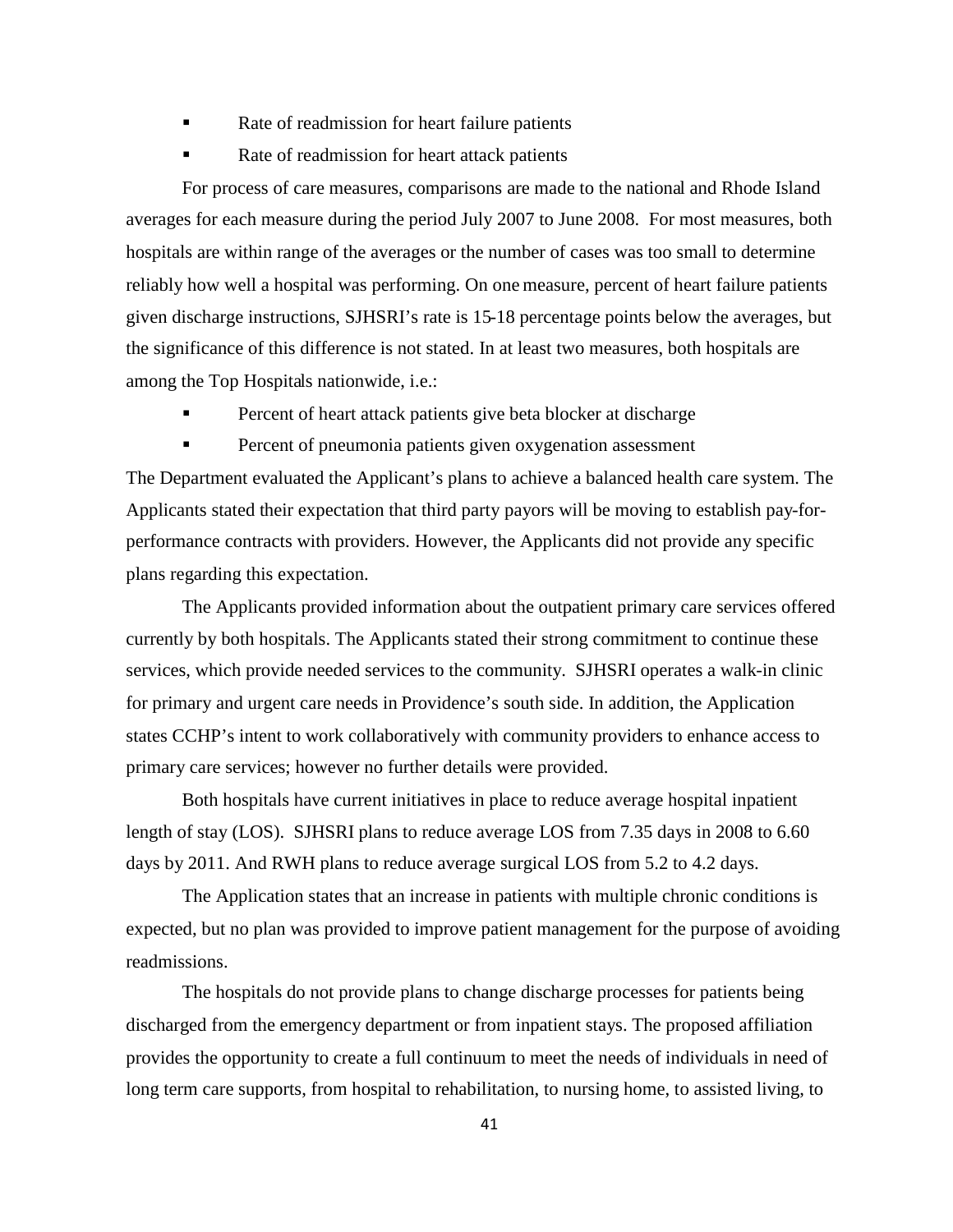- Rate of readmission for heart failure patients
- Rate of readmission for heart attack patients

For process of care measures, comparisons are made to the national and Rhode Island averages for each measure during the period July 2007 to June 2008. For most measures, both hospitals are within range of the averages or the number of cases was too small to determine reliably how well a hospital was performing. On one measure, percent of heart failure patients given discharge instructions, SJHSRI's rate is 15-18 percentage points below the averages, but the significance of this difference is not stated. In at least two measures, both hospitals are among the Top Hospitals nationwide, i.e.:

- Percent of heart attack patients give beta blocker at discharge
- Percent of pneumonia patients given oxygenation assessment

The Department evaluated the Applicant's plans to achieve a balanced health care system. The Applicants stated their expectation that third party payors will be moving to establish pay-for-performance contracts with providers. However, the Applicants did not provide any specific plans regarding this expectation.

The Applicants provided information about the outpatient primary care services offered currently by both hospitals. The Applicants stated their strong commitment to continue these services, which provide needed services to the community. SJHSRI operates a walk-in clinic for primary and urgent care needs in Providence's south side. In addition, the Application states CCHP's intent to work collaboratively with community providers to enhance access to primary care services; however no further details were provided.

Both hospitals have current initiatives in place to reduce average hospital inpatient length of stay (LOS). SJHSRI plans to reduce average LOS from 7.35 days in 2008 to 6.60 days by 2011. And RWH plans to reduce average surgical LOS from 5.2 to 4.2 days.

The Application states that an increase in patients with multiple chronic conditions is expected, but no plan was provided to improve patient management for the purpose of avoiding readmissions.

The hospitals do not provide plans to change discharge processes for patients being discharged from the emergency department or from inpatient stays. The proposed affiliation provides the opportunity to create a full continuum to meet the needs of individuals in need of long term care supports, from hospital to rehabilitation, to nursing home, to assisted living, to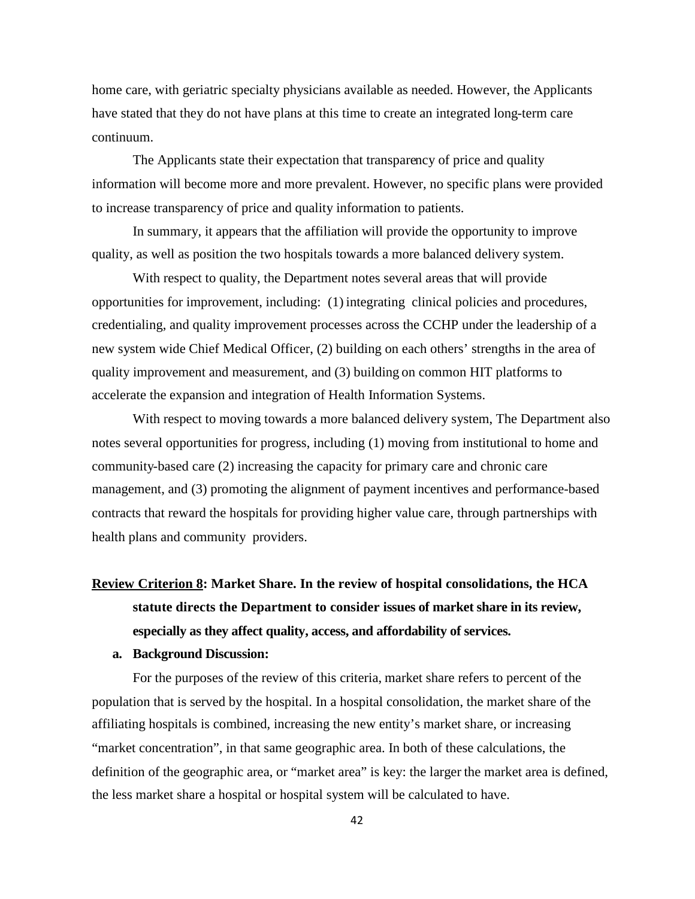home care, with geriatric specialty physicians available as needed. However, the Applicants have stated that they do not have plans at this time to create an integrated long-term care continuum.

The Applicants state their expectation that transparency of price and quality information will become more and more prevalent. However, no specific plans were provided to increase transparency of price and quality information to patients.

In summary, it appears that the affiliation will provide the opportunity to improve quality, as well as position the two hospitals towards a more balanced delivery system.

With respect to quality, the Department notes several areas that will provide opportunities for improvement, including: (1) integrating clinical policies and procedures, credentialing, and quality improvement processes across the CCHP under the leadership of a new system wide Chief Medical Officer, (2) building on each others' strengths in the area of quality improvement and measurement, and (3) building on common HIT platforms to accelerate the expansion and integration of Health Information Systems.

With respect to moving towards a more balanced delivery system, The Department also notes several opportunities for progress, including (1) moving from institutional to home and community-based care (2) increasing the capacity for primary care and chronic care management, and (3) promoting the alignment of payment incentives and performance-based contracts that reward the hospitals for providing higher value care, through partnerships with health plans and community providers.

**<u>Review Criterion 8</u>: Market Share. In the review of hospital consolidations, the HCA statute directs the Department to consider issues of market share in its review, especially as they affect quality, access, and affordability of services.**

**a. Background Discussion:**

For the purposes of the review of this criteria, market share refers to percent of the population that is served by the hospital. In a hospital consolidation, the market share of the affiliating hospitals is combined, increasing the new entity's market share, or increasing "market concentration", in that same geographic area. In both of these calculations, the definition of the geographic area, or "market area" is key: the larger the market area is defined, the less market share a hospital or hospital system will be calculated to have.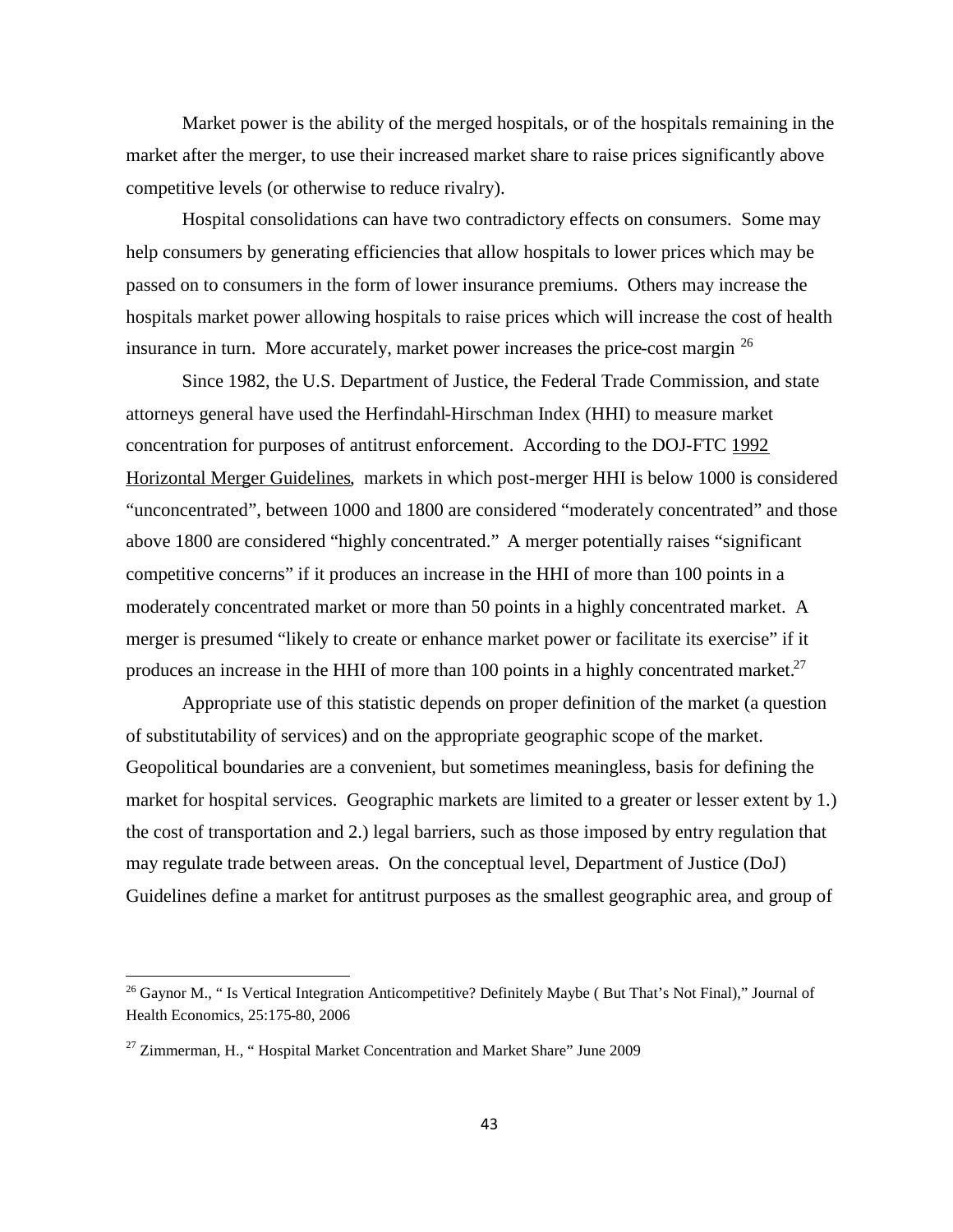Market power is the ability of the merged hospitals, or of the hospitals remaining in the market after the merger, to use their increased market share to raise prices significantly above competitive levels (or otherwise to reduce rivalry).

Hospital consolidations can have two contradictory effects on consumers. Some may help consumers by generating efficiencies that allow hospitals to lower prices which may be passed on to consumers in the form of lower insurance premiums. Others may increase the hospitals market power allowing hospitals to raise prices which will increase the cost of health insurance in turn. More accurately, market power increases the price-cost margin [26]

Since 1982, the U.S. Department of Justice, the Federal Trade Commission, and state attorneys general have used the Herfindahl-Hirschman Index (HHI) to measure market concentration for purposes of antitrust enforcement. According to the DOJ-FTC 1992 Horizontal Merger Guidelines, markets in which post-merger HHI is below 1000 is considered "unconcentrated", between 1000 and 1800 are considered "moderately concentrated" and those above 1800 are considered "highly concentrated." A merger potentially raises "significant competitive concerns" if it produces an increase in the HHI of more than 100 points in a moderately concentrated market or more than 50 points in a highly concentrated market. A merger is presumed "likely to create or enhance market power or facilitate its exercise" if it produces an increase in the HHI of more than 100 points in a highly concentrated market.[27]

Appropriate use of this statistic depends on proper definition of the market (a question of substitutability of services) and on the appropriate geographic scope of the market. Geopolitical boundaries are a convenient, but sometimes meaningless, basis for defining the market for hospital services. Geographic markets are limited to a greater or lesser extent by 1.) the cost of transportation and 2.) legal barriers, such as those imposed by entry regulation that may regulate trade between areas. On the conceptual level, Department of Justice (DoJ) Guidelines define a market for antitrust purposes as the smallest geographic area, and group of

---

[26] Gaynor M., " Is Vertical Integration Anticompetitive? Definitely Maybe ( But That's Not Final)," Journal of Health Economics, 25:175-80, 2006

[27] Zimmerman, H., " Hospital Market Concentration and Market Share" June 2009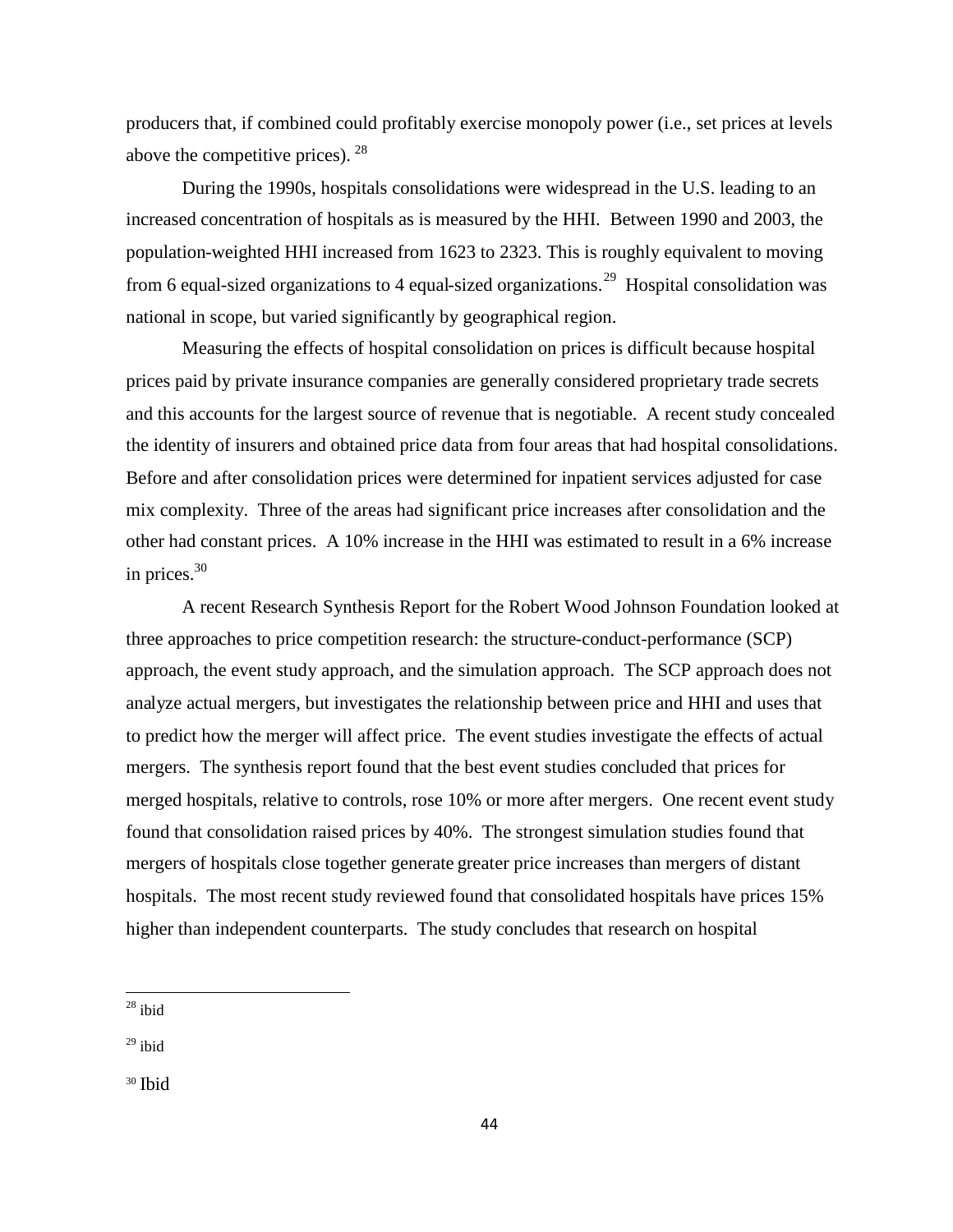producers that, if combined could profitably exercise monopoly power (i.e., set prices at levels above the competitive prices). [28]

During the 1990s, hospitals consolidations were widespread in the U.S. leading to an increased concentration of hospitals as is measured by the HHI. Between 1990 and 2003, the population-weighted HHI increased from 1623 to 2323. This is roughly equivalent to moving from 6 equal-sized organizations to 4 equal-sized organizations. [29] Hospital consolidation was national in scope, but varied significantly by geographical region.

Measuring the effects of hospital consolidation on prices is difficult because hospital prices paid by private insurance companies are generally considered proprietary trade secrets and this accounts for the largest source of revenue that is negotiable. A recent study concealed the identity of insurers and obtained price data from four areas that had hospital consolidations. Before and after consolidation prices were determined for inpatient services adjusted for case mix complexity. Three of the areas had significant price increases after consolidation and the other had constant prices. A 10% increase in the HHI was estimated to result in a 6% increase in prices.[30]

A recent Research Synthesis Report for the Robert Wood Johnson Foundation looked at three approaches to price competition research: the structure-conduct-performance (SCP) approach, the event study approach, and the simulation approach. The SCP approach does not analyze actual mergers, but investigates the relationship between price and HHI and uses that to predict how the merger will affect price. The event studies investigate the effects of actual mergers. The synthesis report found that the best event studies concluded that prices for merged hospitals, relative to controls, rose 10% or more after mergers. One recent event study found that consolidation raised prices by 40%. The strongest simulation studies found that mergers of hospitals close together generate greater price increases than mergers of distant hospitals. The most recent study reviewed found that consolidated hospitals have prices 15% higher than independent counterparts. The study concludes that research on hospital

---

[28] ibid

[29] ibid

[30] Ibid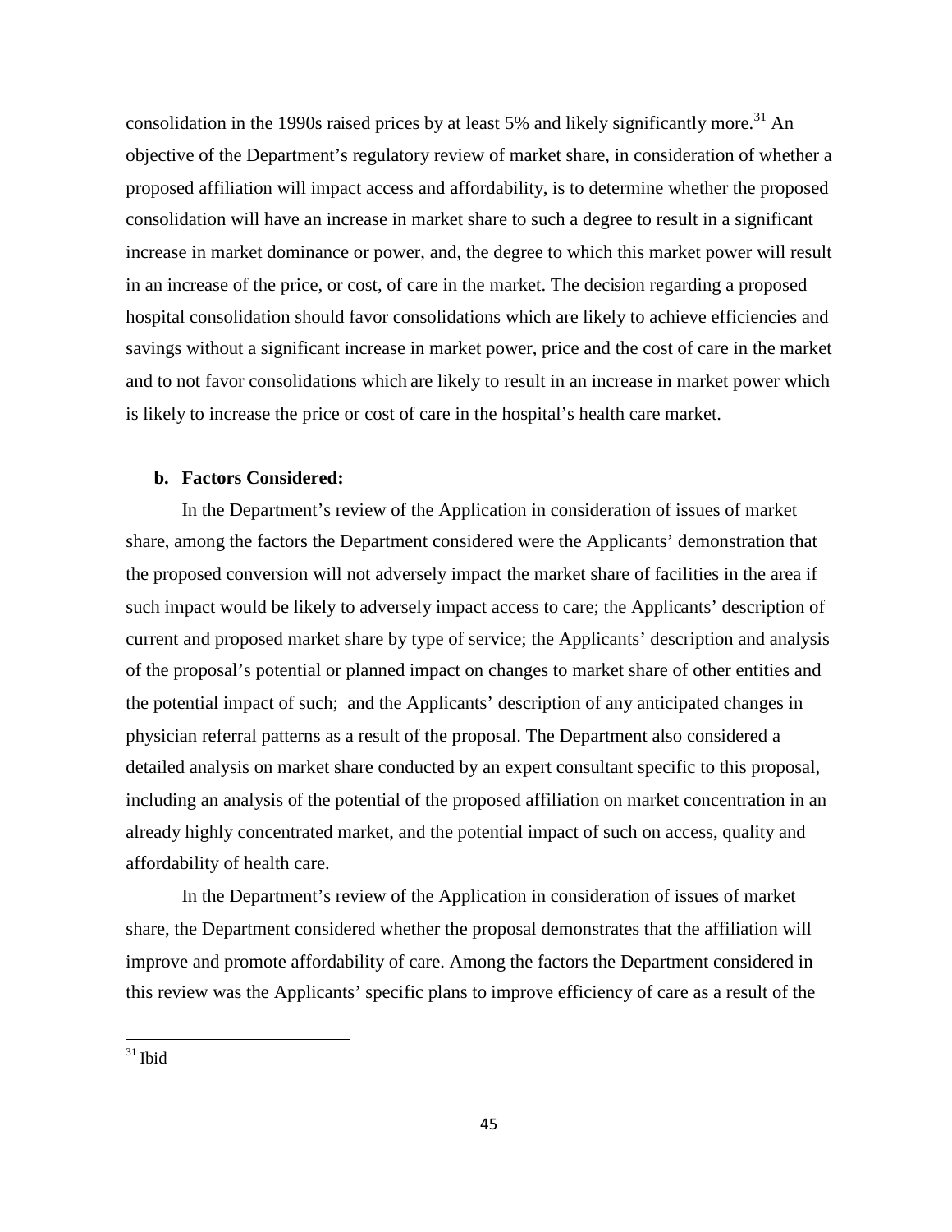consolidation in the 1990s raised prices by at least 5% and likely significantly more.[31] An objective of the Department's regulatory review of market share, in consideration of whether a proposed affiliation will impact access and affordability, is to determine whether the proposed consolidation will have an increase in market share to such a degree to result in a significant increase in market dominance or power, and, the degree to which this market power will result in an increase of the price, or cost, of care in the market. The decision regarding a proposed hospital consolidation should favor consolidations which are likely to achieve efficiencies and savings without a significant increase in market power, price and the cost of care in the market and to not favor consolidations which are likely to result in an increase in market power which is likely to increase the price or cost of care in the hospital's health care market.

**b. Factors Considered:**

In the Department's review of the Application in consideration of issues of market share, among the factors the Department considered were the Applicants' demonstration that the proposed conversion will not adversely impact the market share of facilities in the area if such impact would be likely to adversely impact access to care; the Applicants' description of current and proposed market share by type of service; the Applicants' description and analysis of the proposal's potential or planned impact on changes to market share of other entities and the potential impact of such; and the Applicants' description of any anticipated changes in physician referral patterns as a result of the proposal. The Department also considered a detailed analysis on market share conducted by an expert consultant specific to this proposal, including an analysis of the potential of the proposed affiliation on market concentration in an already highly concentrated market, and the potential impact of such on access, quality and affordability of health care.

In the Department's review of the Application in consideration of issues of market share, the Department considered whether the proposal demonstrates that the affiliation will improve and promote affordability of care. Among the factors the Department considered in this review was the Applicants' specific plans to improve efficiency of care as a result of the

[31] Ibid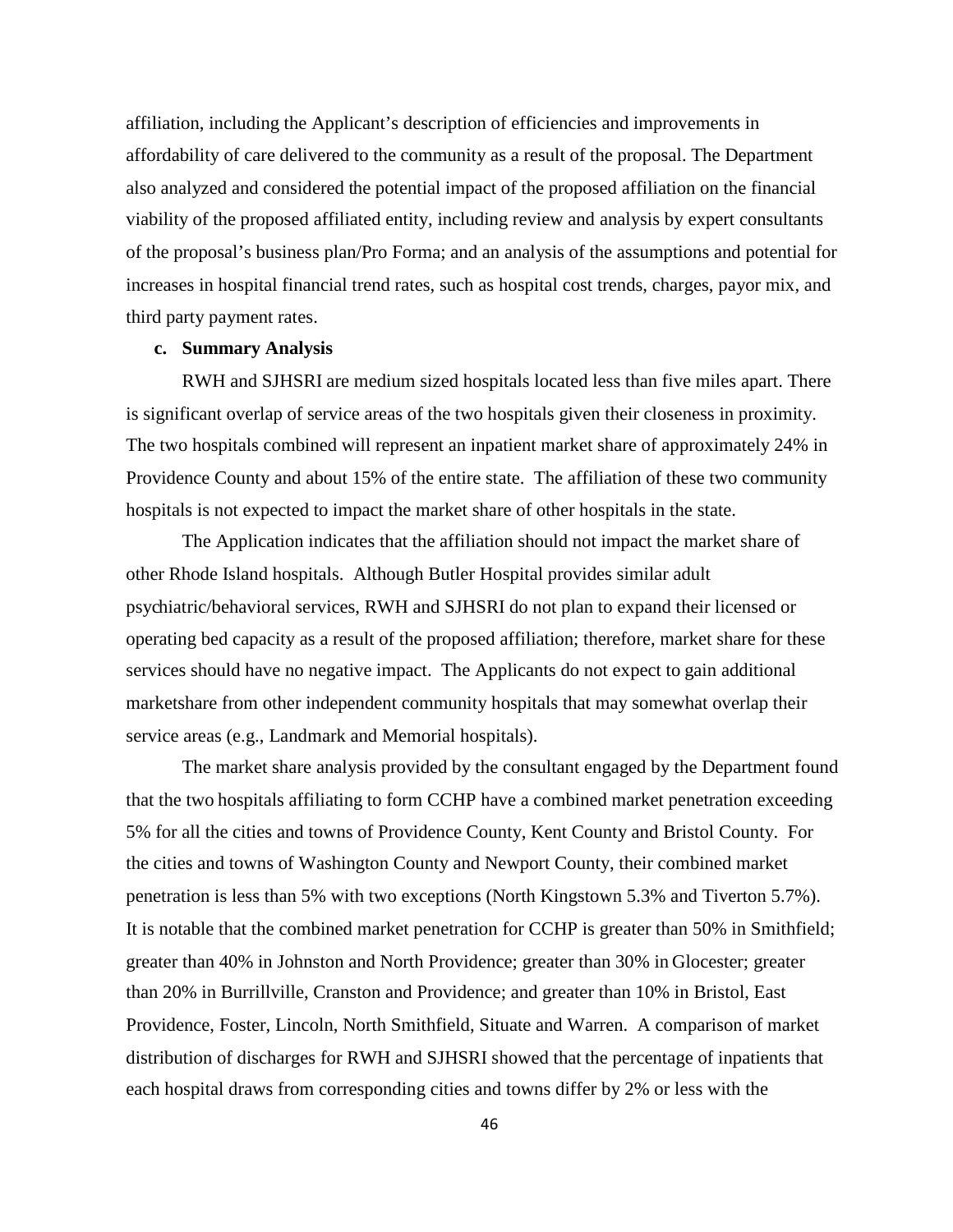affiliation, including the Applicant's description of efficiencies and improvements in affordability of care delivered to the community as a result of the proposal. The Department also analyzed and considered the potential impact of the proposed affiliation on the financial viability of the proposed affiliated entity, including review and analysis by expert consultants of the proposal's business plan/Pro Forma; and an analysis of the assumptions and potential for increases in hospital financial trend rates, such as hospital cost trends, charges, payor mix, and third party payment rates.

**c. Summary Analysis**

RWH and SJHSRI are medium sized hospitals located less than five miles apart. There is significant overlap of service areas of the two hospitals given their closeness in proximity. The two hospitals combined will represent an inpatient market share of approximately 24% in Providence County and about 15% of the entire state. The affiliation of these two community hospitals is not expected to impact the market share of other hospitals in the state.

The Application indicates that the affiliation should not impact the market share of other Rhode Island hospitals. Although Butler Hospital provides similar adult psychiatric/behavioral services, RWH and SJHSRI do not plan to expand their licensed or operating bed capacity as a result of the proposed affiliation; therefore, market share for these services should have no negative impact. The Applicants do not expect to gain additional marketshare from other independent community hospitals that may somewhat overlap their service areas (e.g., Landmark and Memorial hospitals).

The market share analysis provided by the consultant engaged by the Department found that the two hospitals affiliating to form CCHP have a combined market penetration exceeding 5% for all the cities and towns of Providence County, Kent County and Bristol County. For the cities and towns of Washington County and Newport County, their combined market penetration is less than 5% with two exceptions (North Kingstown 5.3% and Tiverton 5.7%). It is notable that the combined market penetration for CCHP is greater than 50% in Smithfield; greater than 40% in Johnston and North Providence; greater than 30% in Glocester; greater than 20% in Burrillville, Cranston and Providence; and greater than 10% in Bristol, East Providence, Foster, Lincoln, North Smithfield, Situate and Warren. A comparison of market distribution of discharges for RWH and SJHSRI showed that the percentage of inpatients that each hospital draws from corresponding cities and towns differ by 2% or less with the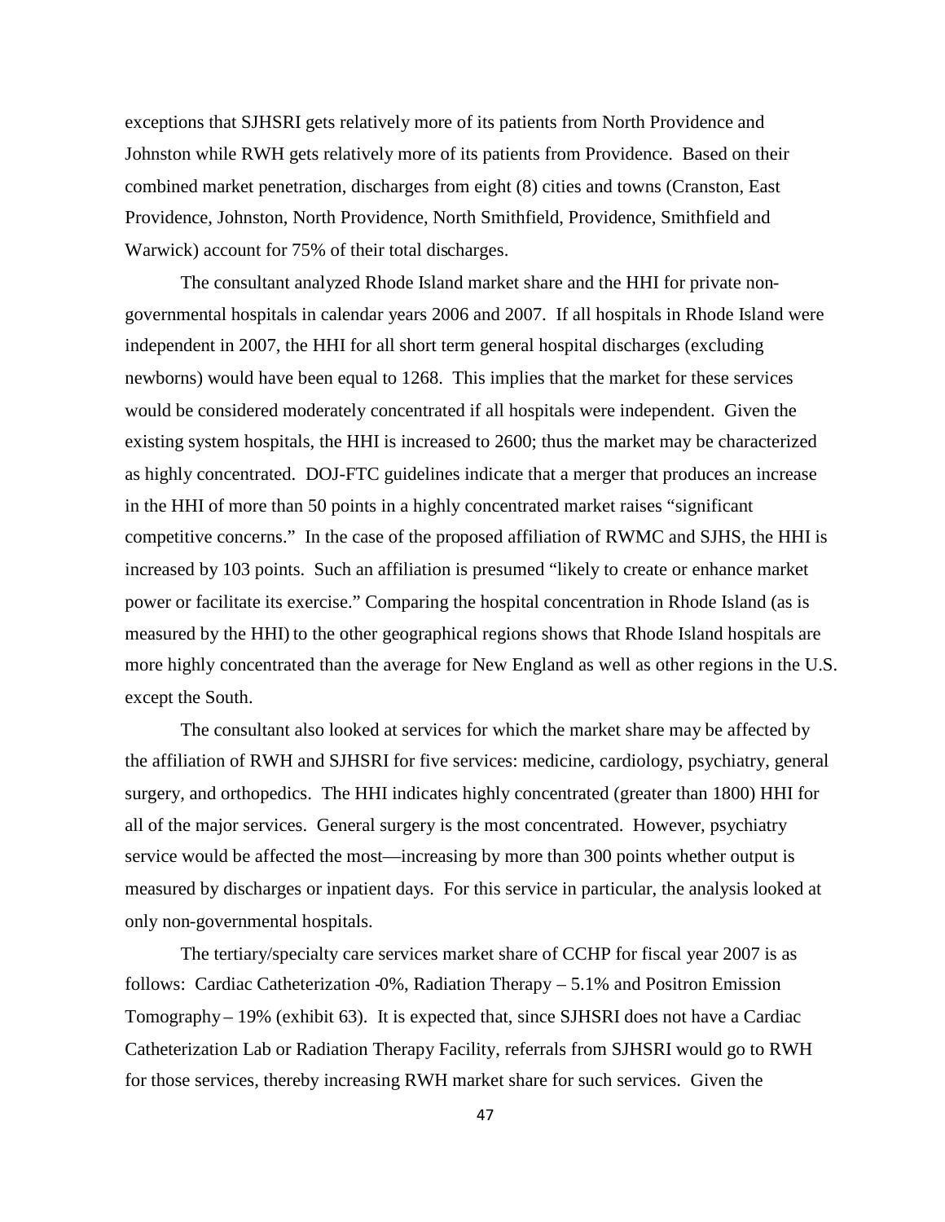exceptions that SJHSRI gets relatively more of its patients from North Providence and Johnston while RWH gets relatively more of its patients from Providence. Based on their combined market penetration, discharges from eight (8) cities and towns (Cranston, East Providence, Johnston, North Providence, North Smithfield, Providence, Smithfield and Warwick) account for 75% of their total discharges.

The consultant analyzed Rhode Island market share and the HHI for private non-governmental hospitals in calendar years 2006 and 2007. If all hospitals in Rhode Island were independent in 2007, the HHI for all short term general hospital discharges (excluding newborns) would have been equal to 1268. This implies that the market for these services would be considered moderately concentrated if all hospitals were independent. Given the existing system hospitals, the HHI is increased to 2600; thus the market may be characterized as highly concentrated. DOJ-FTC guidelines indicate that a merger that produces an increase in the HHI of more than 50 points in a highly concentrated market raises "significant competitive concerns." In the case of the proposed affiliation of RWMC and SJHS, the HHI is increased by 103 points. Such an affiliation is presumed "likely to create or enhance market power or facilitate its exercise." Comparing the hospital concentration in Rhode Island (as is measured by the HHI) to the other geographical regions shows that Rhode Island hospitals are more highly concentrated than the average for New England as well as other regions in the U.S. except the South.

The consultant also looked at services for which the market share may be affected by the affiliation of RWH and SJHSRI for five services: medicine, cardiology, psychiatry, general surgery, and orthopedics. The HHI indicates highly concentrated (greater than 1800) HHI for all of the major services. General surgery is the most concentrated. However, psychiatry service would be affected the most—increasing by more than 300 points whether output is measured by discharges or inpatient days. For this service in particular, the analysis looked at only non-governmental hospitals.

The tertiary/specialty care services market share of CCHP for fiscal year 2007 is as follows: Cardiac Catheterization -0%, Radiation Therapy – 5.1% and Positron Emission Tomography – 19% (exhibit 63). It is expected that, since SJHSRI does not have a Cardiac Catheterization Lab or Radiation Therapy Facility, referrals from SJHSRI would go to RWH for those services, thereby increasing RWH market share for such services. Given the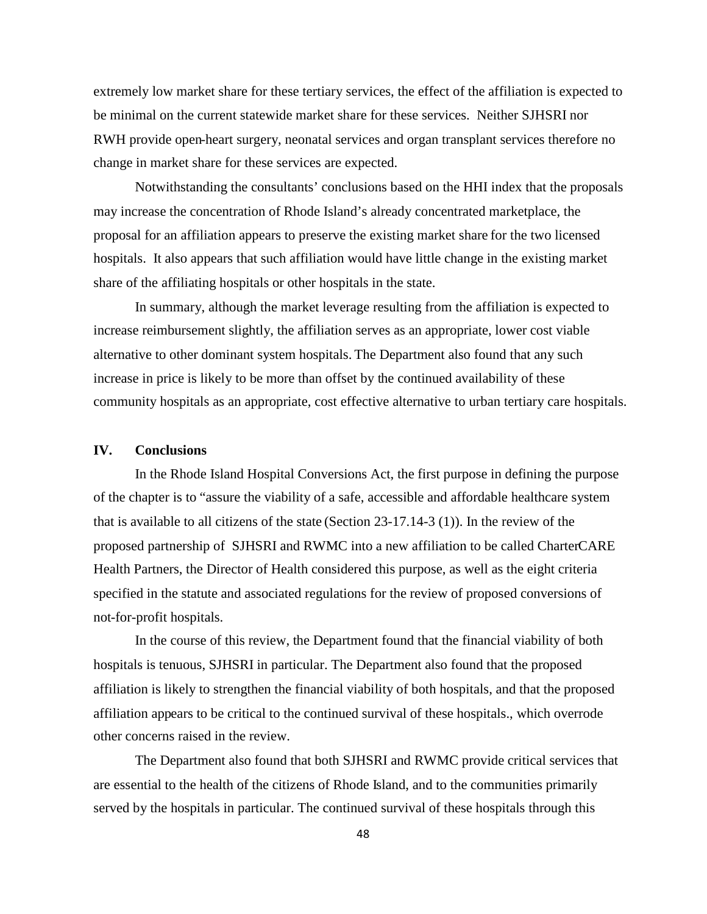extremely low market share for these tertiary services, the effect of the affiliation is expected to be minimal on the current statewide market share for these services. Neither SJHSRI nor RWH provide open-heart surgery, neonatal services and organ transplant services therefore no change in market share for these services are expected.

Notwithstanding the consultants' conclusions based on the HHI index that the proposals may increase the concentration of Rhode Island's already concentrated marketplace, the proposal for an affiliation appears to preserve the existing market share for the two licensed hospitals. It also appears that such affiliation would have little change in the existing market share of the affiliating hospitals or other hospitals in the state.

In summary, although the market leverage resulting from the affiliation is expected to increase reimbursement slightly, the affiliation serves as an appropriate, lower cost viable alternative to other dominant system hospitals. The Department also found that any such increase in price is likely to be more than offset by the continued availability of these community hospitals as an appropriate, cost effective alternative to urban tertiary care hospitals.

## IV. Conclusions

In the Rhode Island Hospital Conversions Act, the first purpose in defining the purpose of the chapter is to "assure the viability of a safe, accessible and affordable healthcare system that is available to all citizens of the state (Section 23-17.14-3 (1)). In the review of the proposed partnership of SJHSRI and RWMC into a new affiliation to be called CharterCARE Health Partners, the Director of Health considered this purpose, as well as the eight criteria specified in the statute and associated regulations for the review of proposed conversions of not-for-profit hospitals.

In the course of this review, the Department found that the financial viability of both hospitals is tenuous, SJHSRI in particular. The Department also found that the proposed affiliation is likely to strengthen the financial viability of both hospitals, and that the proposed affiliation appears to be critical to the continued survival of these hospitals., which overrode other concerns raised in the review.

The Department also found that both SJHSRI and RWMC provide critical services that are essential to the health of the citizens of Rhode Island, and to the communities primarily served by the hospitals in particular. The continued survival of these hospitals through this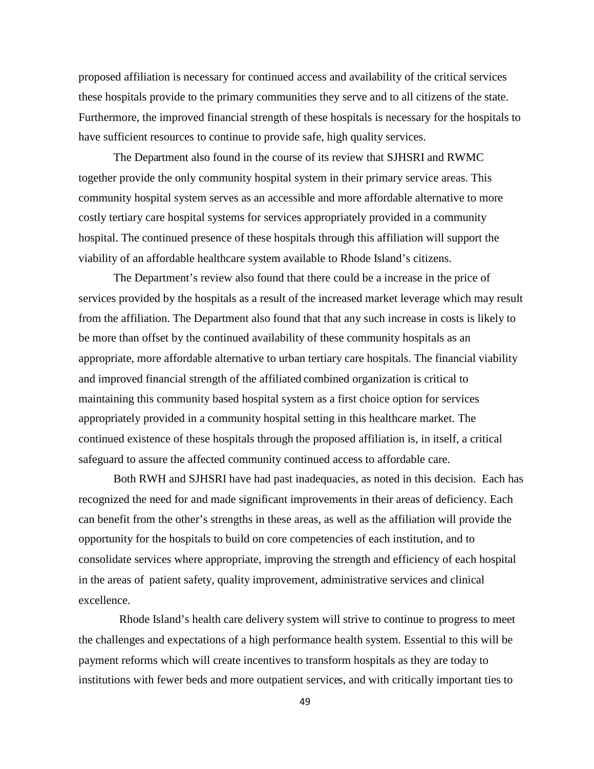proposed affiliation is necessary for continued access and availability of the critical services these hospitals provide to the primary communities they serve and to all citizens of the state. Furthermore, the improved financial strength of these hospitals is necessary for the hospitals to have sufficient resources to continue to provide safe, high quality services.

The Department also found in the course of its review that SJHSRI and RWMC together provide the only community hospital system in their primary service areas. This community hospital system serves as an accessible and more affordable alternative to more costly tertiary care hospital systems for services appropriately provided in a community hospital. The continued presence of these hospitals through this affiliation will support the viability of an affordable healthcare system available to Rhode Island's citizens.

The Department's review also found that there could be a increase in the price of services provided by the hospitals as a result of the increased market leverage which may result from the affiliation. The Department also found that that any such increase in costs is likely to be more than offset by the continued availability of these community hospitals as an appropriate, more affordable alternative to urban tertiary care hospitals. The financial viability and improved financial strength of the affiliated combined organization is critical to maintaining this community based hospital system as a first choice option for services appropriately provided in a community hospital setting in this healthcare market. The continued existence of these hospitals through the proposed affiliation is, in itself, a critical safeguard to assure the affected community continued access to affordable care.

Both RWH and SJHSRI have had past inadequacies, as noted in this decision. Each has recognized the need for and made significant improvements in their areas of deficiency. Each can benefit from the other's strengths in these areas, as well as the affiliation will provide the opportunity for the hospitals to build on core competencies of each institution, and to consolidate services where appropriate, improving the strength and efficiency of each hospital in the areas of patient safety, quality improvement, administrative services and clinical excellence.

Rhode Island's health care delivery system will strive to continue to progress to meet the challenges and expectations of a high performance health system. Essential to this will be payment reforms which will create incentives to transform hospitals as they are today to institutions with fewer beds and more outpatient services, and with critically important ties to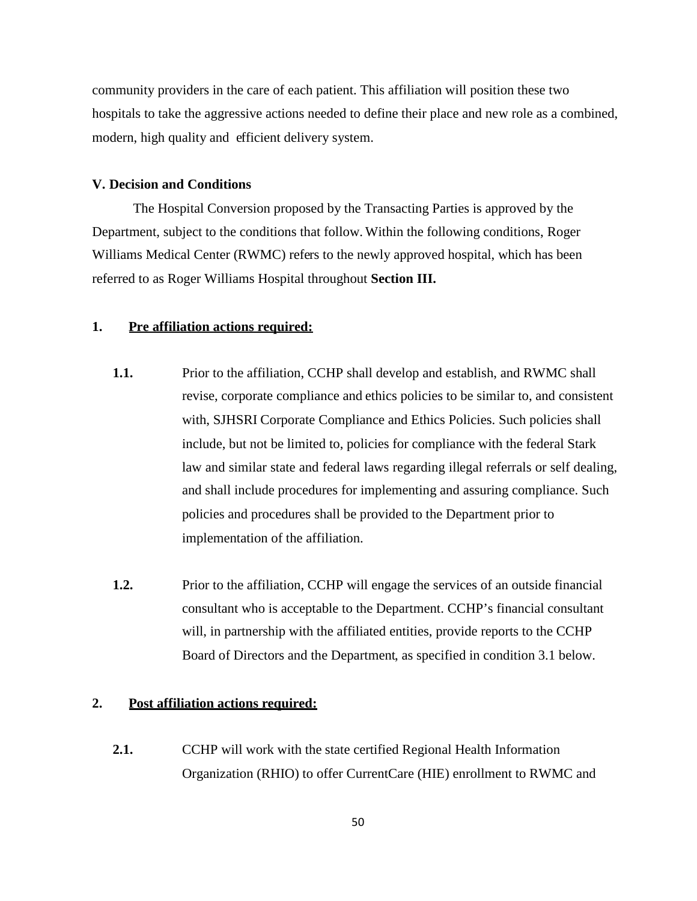community providers in the care of each patient. This affiliation will position these two hospitals to take the aggressive actions needed to define their place and new role as a combined, modern, high quality and efficient delivery system.

## V. Decision and Conditions

The Hospital Conversion proposed by the Transacting Parties is approved by the Department, subject to the conditions that follow. Within the following conditions, Roger Williams Medical Center (RWMC) refers to the newly approved hospital, which has been referred to as Roger Williams Hospital throughout **Section III.**

### 1. Pre affiliation actions required:

**1.1.** Prior to the affiliation, CCHP shall develop and establish, and RWMC shall revise, corporate compliance and ethics policies to be similar to, and consistent with, SJHSRI Corporate Compliance and Ethics Policies. Such policies shall include, but not be limited to, policies for compliance with the federal Stark law and similar state and federal laws regarding illegal referrals or self dealing, and shall include procedures for implementing and assuring compliance. Such policies and procedures shall be provided to the Department prior to implementation of the affiliation.

**1.2.** Prior to the affiliation, CCHP will engage the services of an outside financial consultant who is acceptable to the Department. CCHP's financial consultant will, in partnership with the affiliated entities, provide reports to the CCHP Board of Directors and the Department, as specified in condition 3.1 below.

### 2. Post affiliation actions required:

**2.1.** CCHP will work with the state certified Regional Health Information Organization (RHIO) to offer CurrentCare (HIE) enrollment to RWMC and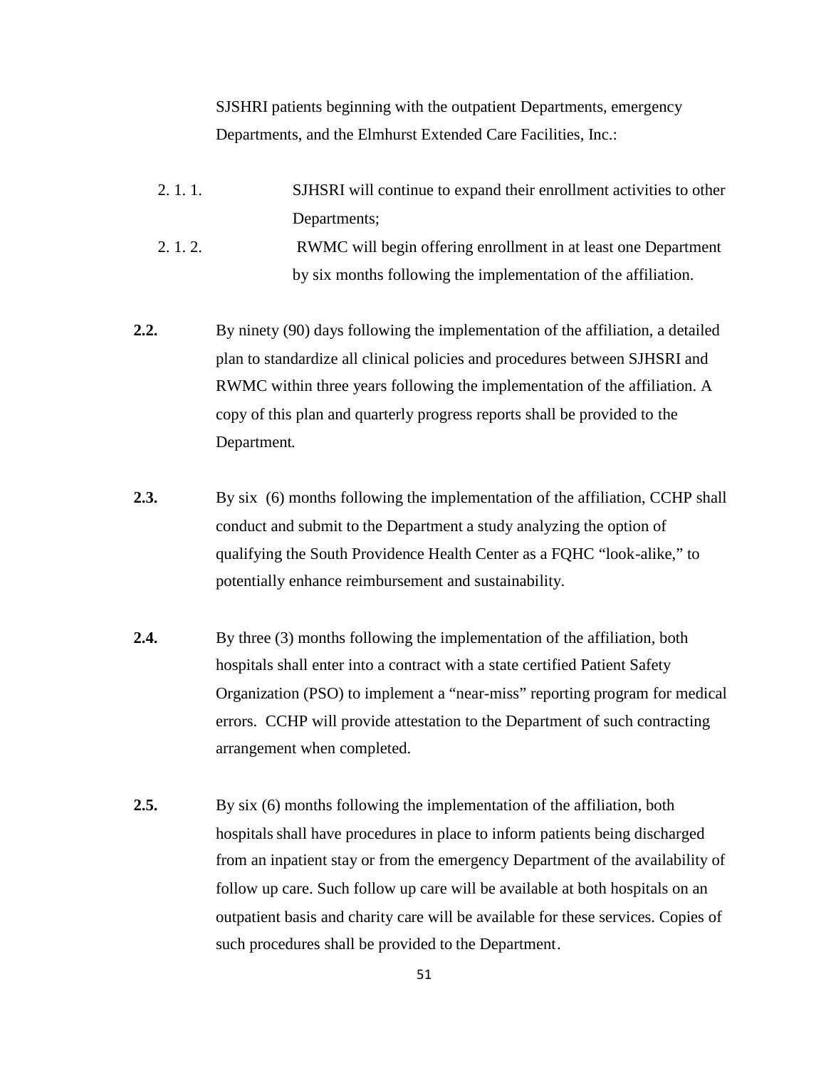SJSHRI patients beginning with the outpatient Departments, emergency Departments, and the Elmhurst Extended Care Facilities, Inc.:

2. 1. 1. SJHSRI will continue to expand their enrollment activities to other Departments;

2. 1. 2. RWMC will begin offering enrollment in at least one Department by six months following the implementation of the affiliation.

**2.2.** By ninety (90) days following the implementation of the affiliation, a detailed plan to standardize all clinical policies and procedures between SJHSRI and RWMC within three years following the implementation of the affiliation. A copy of this plan and quarterly progress reports shall be provided to the Department.

**2.3.** By six (6) months following the implementation of the affiliation, CCHP shall conduct and submit to the Department a study analyzing the option of qualifying the South Providence Health Center as a FQHC "look-alike," to potentially enhance reimbursement and sustainability.

**2.4.** By three (3) months following the implementation of the affiliation, both hospitals shall enter into a contract with a state certified Patient Safety Organization (PSO) to implement a "near-miss" reporting program for medical errors. CCHP will provide attestation to the Department of such contracting arrangement when completed.

**2.5.** By six (6) months following the implementation of the affiliation, both hospitals shall have procedures in place to inform patients being discharged from an inpatient stay or from the emergency Department of the availability of follow up care. Such follow up care will be available at both hospitals on an outpatient basis and charity care will be available for these services. Copies of such procedures shall be provided to the Department.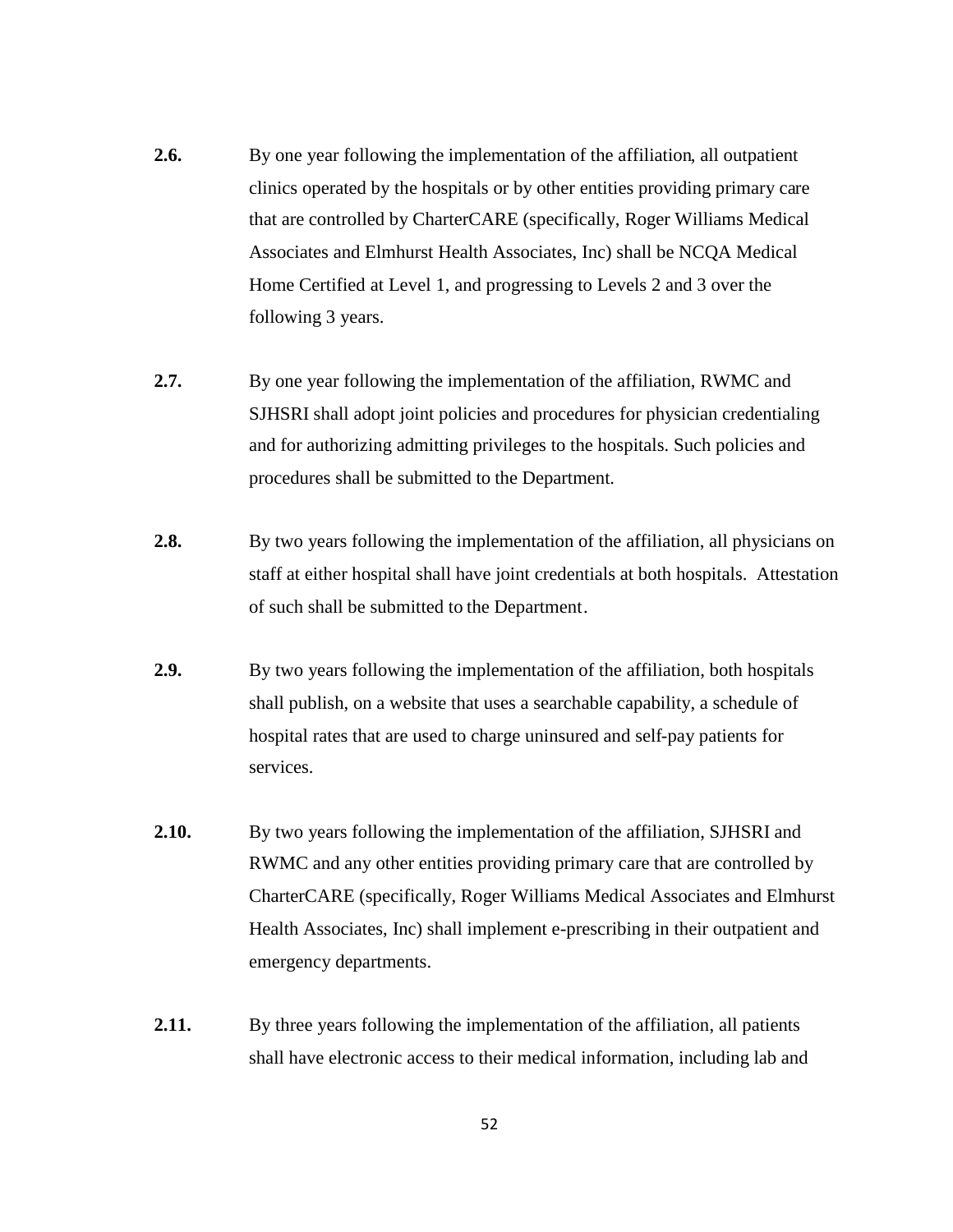**2.6.** By one year following the implementation of the affiliation, all outpatient clinics operated by the hospitals or by other entities providing primary care that are controlled by CharterCARE (specifically, Roger Williams Medical Associates and Elmhurst Health Associates, Inc) shall be NCQA Medical Home Certified at Level 1, and progressing to Levels 2 and 3 over the following 3 years.

**2.7.** By one year following the implementation of the affiliation, RWMC and SJHSRI shall adopt joint policies and procedures for physician credentialing and for authorizing admitting privileges to the hospitals. Such policies and procedures shall be submitted to the Department.

**2.8.** By two years following the implementation of the affiliation, all physicians on staff at either hospital shall have joint credentials at both hospitals. Attestation of such shall be submitted to the Department.

**2.9.** By two years following the implementation of the affiliation, both hospitals shall publish, on a website that uses a searchable capability, a schedule of hospital rates that are used to charge uninsured and self-pay patients for services.

**2.10.** By two years following the implementation of the affiliation, SJHSRI and RWMC and any other entities providing primary care that are controlled by CharterCARE (specifically, Roger Williams Medical Associates and Elmhurst Health Associates, Inc) shall implement e-prescribing in their outpatient and emergency departments.

**2.11.** By three years following the implementation of the affiliation, all patients shall have electronic access to their medical information, including lab and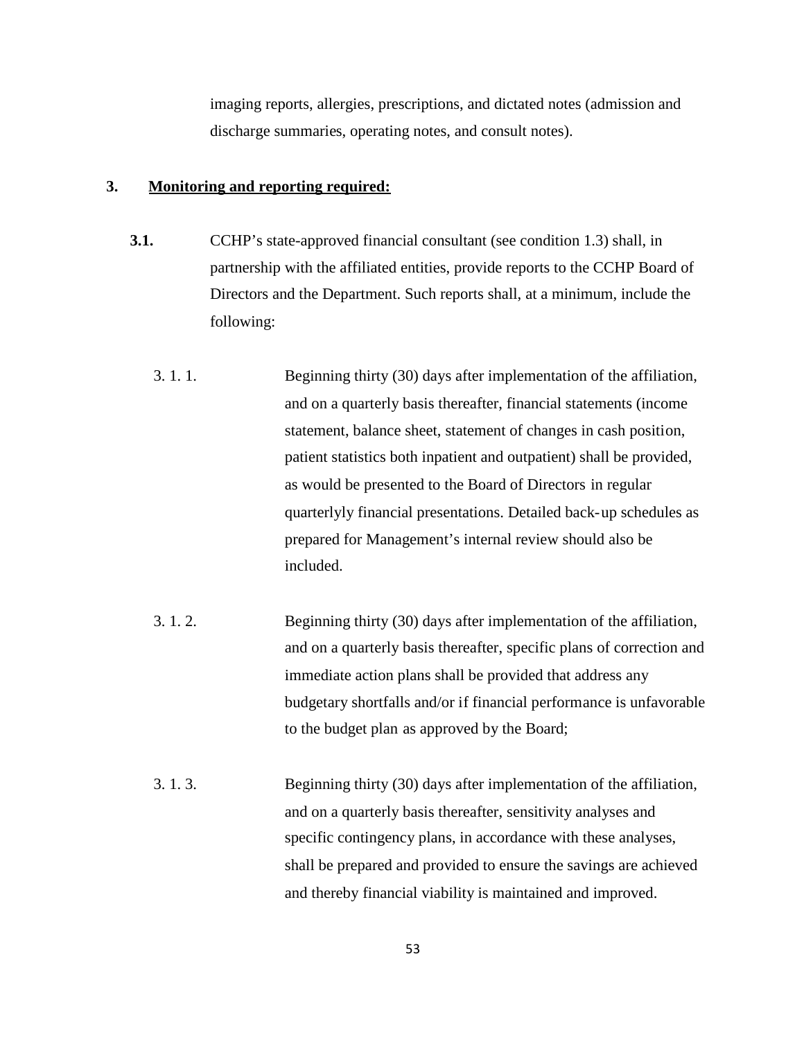imaging reports, allergies, prescriptions, and dictated notes (admission and discharge summaries, operating notes, and consult notes).

## 3. Monitoring and reporting required:

**3.1.** CCHP's state-approved financial consultant (see condition 1.3) shall, in partnership with the affiliated entities, provide reports to the CCHP Board of Directors and the Department. Such reports shall, at a minimum, include the following:

3. 1. 1. Beginning thirty (30) days after implementation of the affiliation, and on a quarterly basis thereafter, financial statements (income statement, balance sheet, statement of changes in cash position, patient statistics both inpatient and outpatient) shall be provided, as would be presented to the Board of Directors in regular quarterlyly financial presentations. Detailed back-up schedules as prepared for Management's internal review should also be included.

3. 1. 2. Beginning thirty (30) days after implementation of the affiliation, and on a quarterly basis thereafter, specific plans of correction and immediate action plans shall be provided that address any budgetary shortfalls and/or if financial performance is unfavorable to the budget plan as approved by the Board;

3. 1. 3. Beginning thirty (30) days after implementation of the affiliation, and on a quarterly basis thereafter, sensitivity analyses and specific contingency plans, in accordance with these analyses, shall be prepared and provided to ensure the savings are achieved and thereby financial viability is maintained and improved.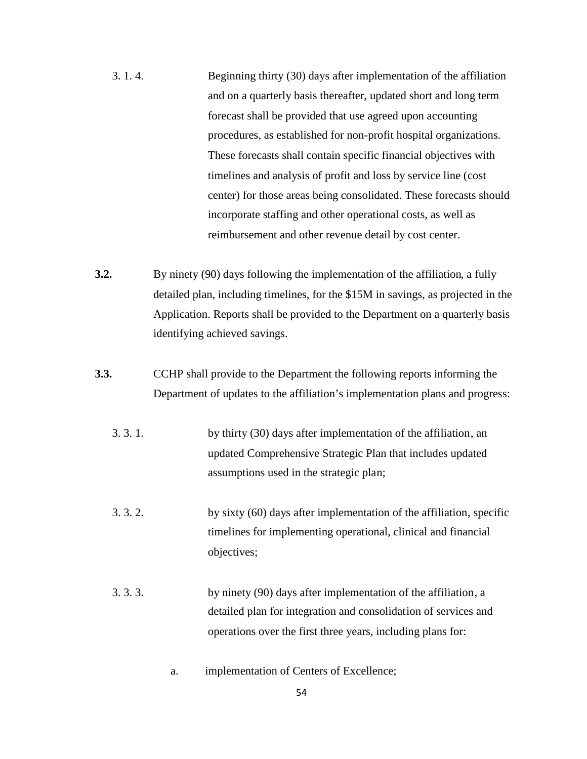3. 1. 4. Beginning thirty (30) days after implementation of the affiliation and on a quarterly basis thereafter, updated short and long term forecast shall be provided that use agreed upon accounting procedures, as established for non-profit hospital organizations. These forecasts shall contain specific financial objectives with timelines and analysis of profit and loss by service line (cost center) for those areas being consolidated. These forecasts should incorporate staffing and other operational costs, as well as reimbursement and other revenue detail by cost center.

**3.2.** By ninety (90) days following the implementation of the affiliation, a fully detailed plan, including timelines, for the $15M in savings, as projected in the Application. Reports shall be provided to the Department on a quarterly basis identifying achieved savings.

**3.3.** CCHP shall provide to the Department the following reports informing the Department of updates to the affiliation's implementation plans and progress:

3. 3. 1. by thirty (30) days after implementation of the affiliation, an updated Comprehensive Strategic Plan that includes updated assumptions used in the strategic plan;

3. 3. 2. by sixty (60) days after implementation of the affiliation, specific timelines for implementing operational, clinical and financial objectives;

3. 3. 3. by ninety (90) days after implementation of the affiliation, a detailed plan for integration and consolidation of services and operations over the first three years, including plans for:

a. implementation of Centers of Excellence;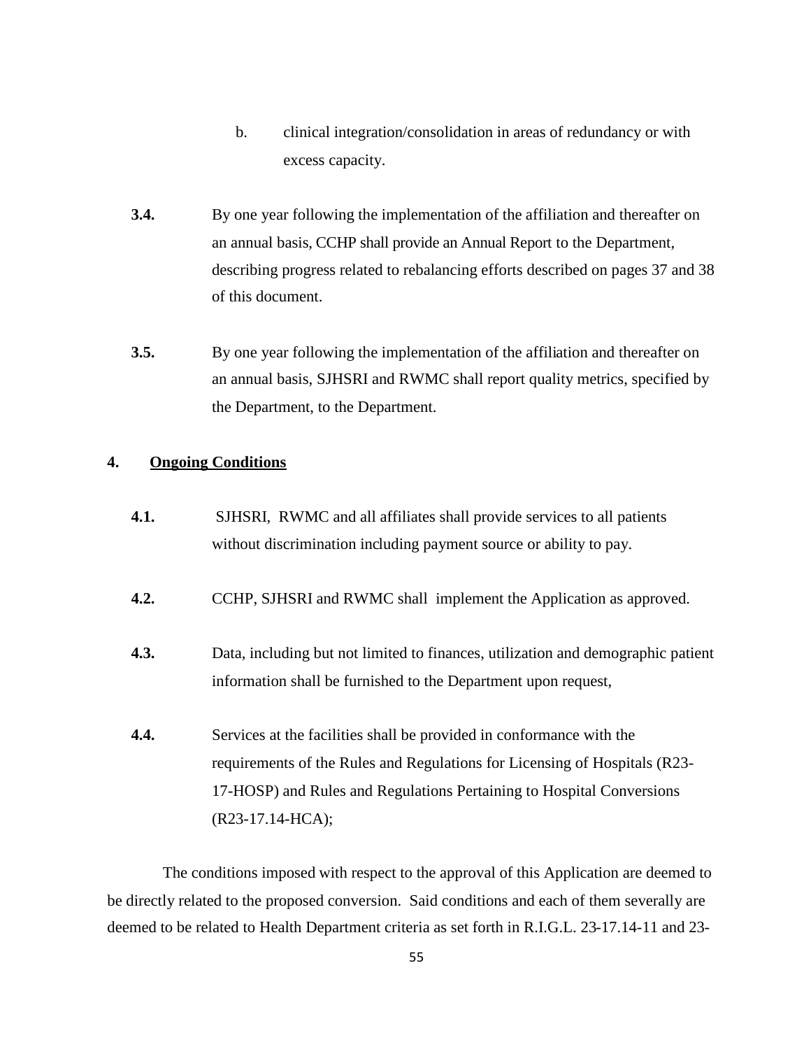b. clinical integration/consolidation in areas of redundancy or with excess capacity.

**3.4.** By one year following the implementation of the affiliation and thereafter on an annual basis, CCHP shall provide an Annual Report to the Department, describing progress related to rebalancing efforts described on pages 37 and 38 of this document.

**3.5.** By one year following the implementation of the affiliation and thereafter on an annual basis, SJHSRI and RWMC shall report quality metrics, specified by the Department, to the Department.

## 4. <u>Ongoing Conditions</u>

**4.1.** SJHSRI, RWMC and all affiliates shall provide services to all patients without discrimination including payment source or ability to pay.

**4.2.** CCHP, SJHSRI and RWMC shall implement the Application as approved.

**4.3.** Data, including but not limited to finances, utilization and demographic patient information shall be furnished to the Department upon request,

**4.4.** Services at the facilities shall be provided in conformance with the requirements of the Rules and Regulations for Licensing of Hospitals (R23-17-HOSP) and Rules and Regulations Pertaining to Hospital Conversions (R23-17.14-HCA);

The conditions imposed with respect to the approval of this Application are deemed to be directly related to the proposed conversion. Said conditions and each of them severally are deemed to be related to Health Department criteria as set forth in R.I.G.L. 23-17.14-11 and 23-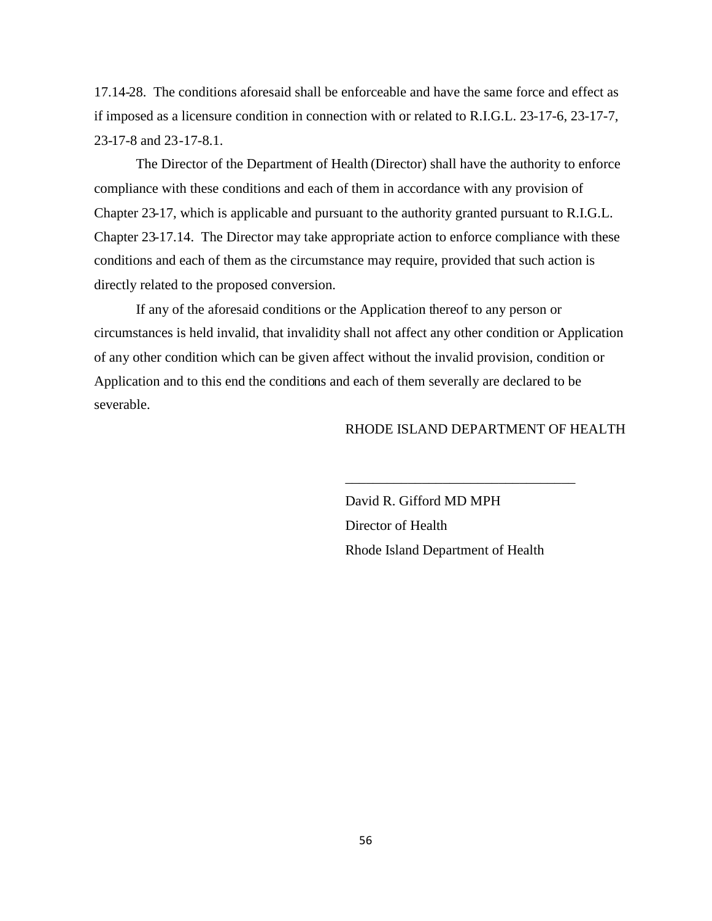17.14-28. The conditions aforesaid shall be enforceable and have the same force and effect as if imposed as a licensure condition in connection with or related to R.I.G.L. 23-17-6, 23-17-7, 23-17-8 and 23-17-8.1.

The Director of the Department of Health (Director) shall have the authority to enforce compliance with these conditions and each of them in accordance with any provision of Chapter 23-17, which is applicable and pursuant to the authority granted pursuant to R.I.G.L. Chapter 23-17.14. The Director may take appropriate action to enforce compliance with these conditions and each of them as the circumstance may require, provided that such action is directly related to the proposed conversion.

If any of the aforesaid conditions or the Application thereof to any person or circumstances is held invalid, that invalidity shall not affect any other condition or Application of any other condition which can be given affect without the invalid provision, condition or Application and to this end the conditions and each of them severally are declared to be severable.

RHODE ISLAND DEPARTMENT OF HEALTH

_________________________________

David R. Gifford MD MPH

Director of Health

Rhode Island Department of Health